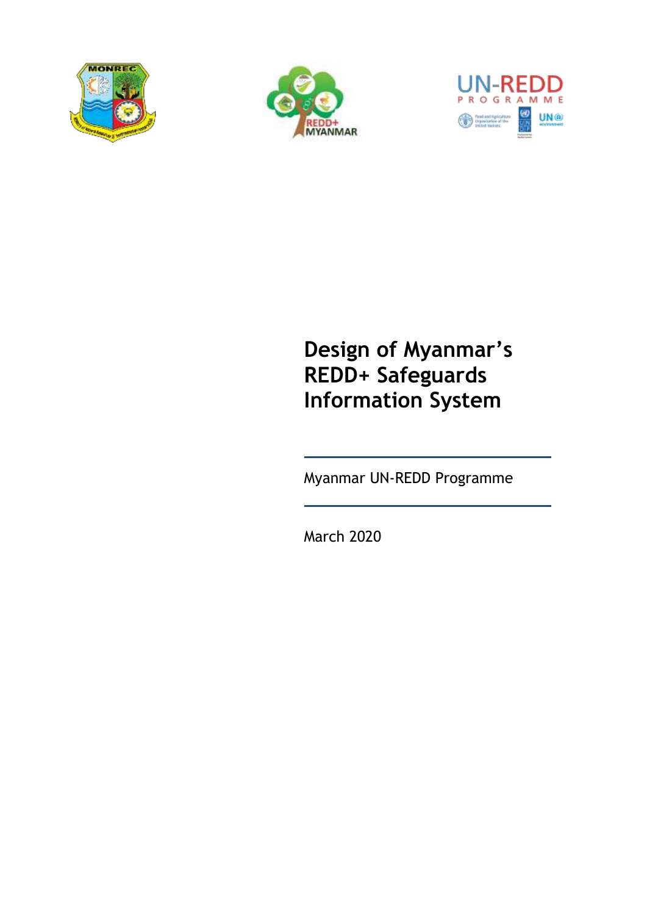# Design of Myanmar's REDD+ Safeguards Information System

Myanmar UN-REDD Programme

March 2020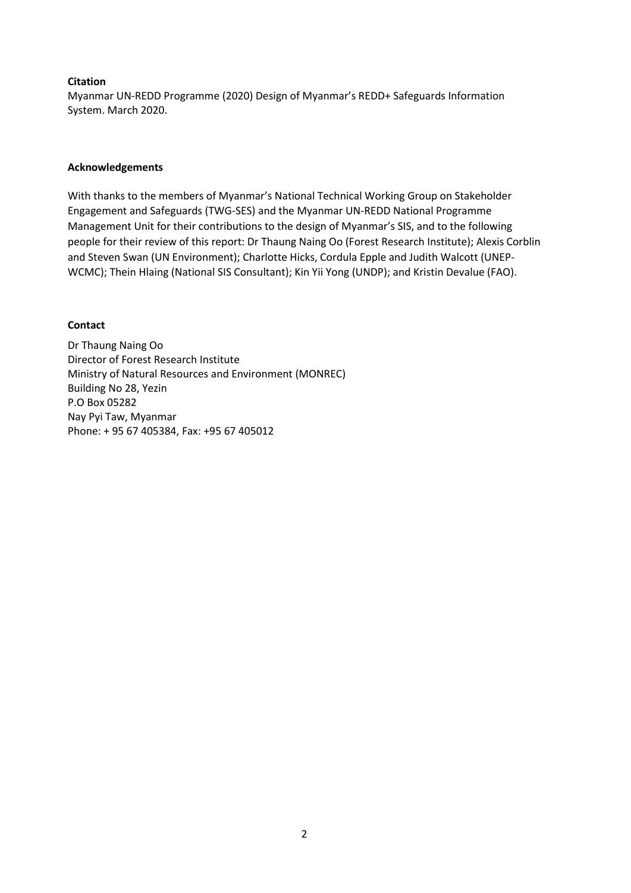**Citation**

Myanmar UN-REDD Programme (2020) Design of Myanmar's REDD+ Safeguards Information System. March 2020.

**Acknowledgements**

With thanks to the members of Myanmar's National Technical Working Group on Stakeholder Engagement and Safeguards (TWG-SES) and the Myanmar UN-REDD National Programme Management Unit for their contributions to the design of Myanmar's SIS, and to the following people for their review of this report: Dr Thaung Naing Oo (Forest Research Institute); Alexis Corblin and Steven Swan (UN Environment); Charlotte Hicks, Cordula Epple and Judith Walcott (UNEP-WCMC); Thein Hlaing (National SIS Consultant); Kin Yii Yong (UNDP); and Kristin Devalue (FAO).

**Contact**

Dr Thaung Naing Oo
Director of Forest Research Institute
Ministry of Natural Resources and Environment (MONREC)
Building No 28, Yezin
P.O Box 05282
Nay Pyi Taw, Myanmar
Phone: + 95 67 405384, Fax: +95 67 405012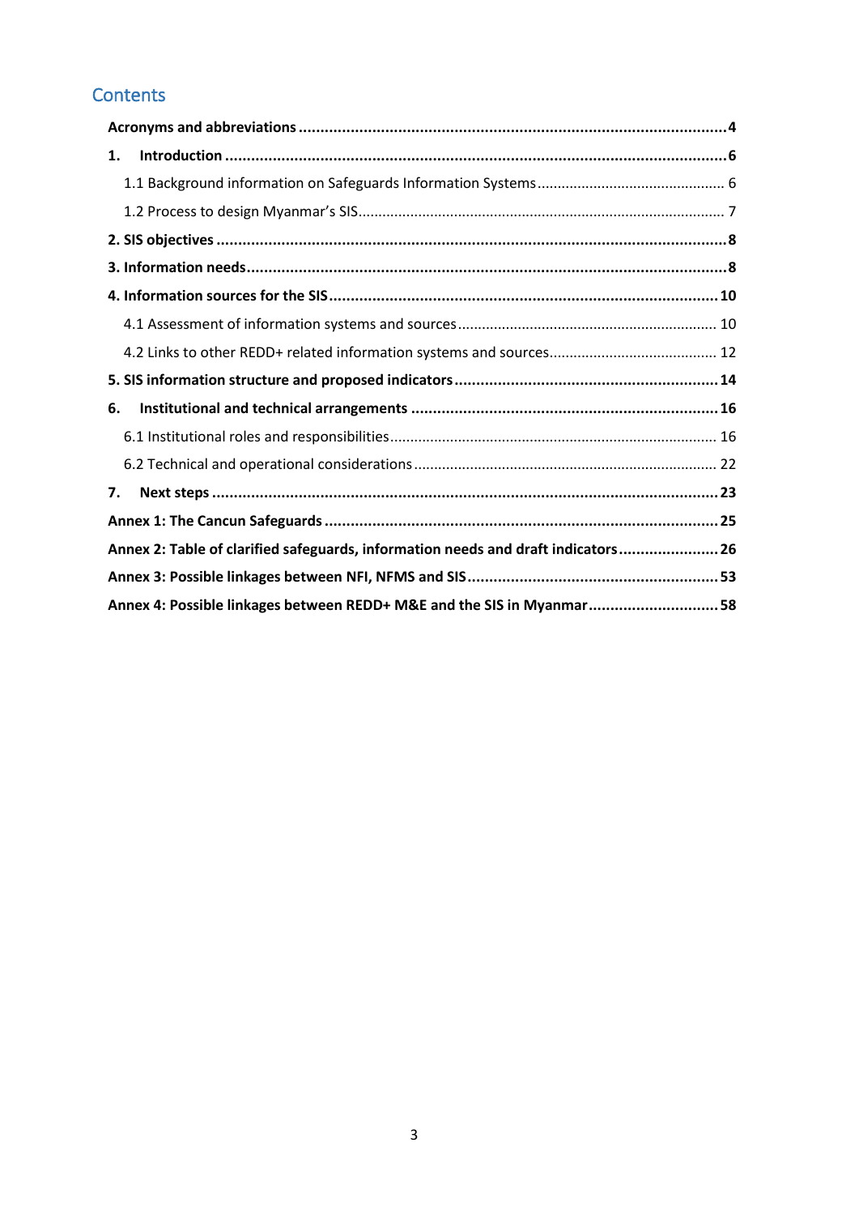## Contents

**Acronyms and abbreviations** .......... **4**

**1. Introduction** .......... **6**

- 1.1 Background information on Safeguards Information Systems .......... 6
- 1.2 Process to design Myanmar's SIS .......... 7

**2. SIS objectives** .......... **8**

**3. Information needs** .......... **8**

**4. Information sources for the SIS** .......... **10**

- 4.1 Assessment of information systems and sources .......... 10
- 4.2 Links to other REDD+ related information systems and sources .......... 12

**5. SIS information structure and proposed indicators** .......... **14**

**6. Institutional and technical arrangements** .......... **16**

- 6.1 Institutional roles and responsibilities .......... 16
- 6.2 Technical and operational considerations .......... 22

**7. Next steps** .......... **23**

**Annex 1: The Cancun Safeguards** .......... **25**

**Annex 2: Table of clarified safeguards, information needs and draft indicators** .......... **26**

**Annex 3: Possible linkages between NFI, NFMS and SIS** .......... **53**

**Annex 4: Possible linkages between REDD+ M&E and the SIS in Myanmar** .......... **58**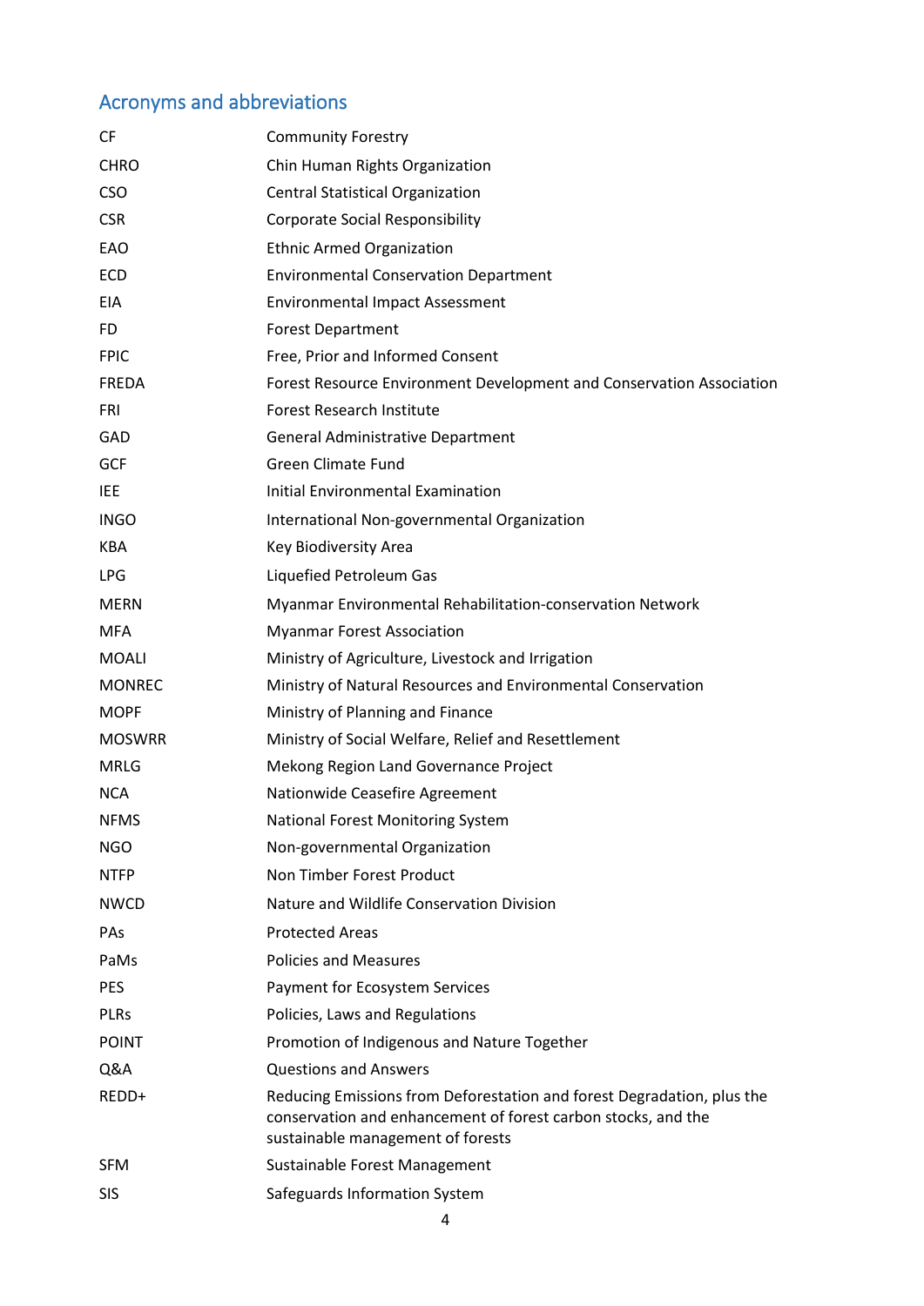## Acronyms and abbreviations

| | |
|---|---|
| CF | Community Forestry |
| CHRO | Chin Human Rights Organization |
| CSO | Central Statistical Organization |
| CSR | Corporate Social Responsibility |
| EAO | Ethnic Armed Organization |
| ECD | Environmental Conservation Department |
| EIA | Environmental Impact Assessment |
| FD | Forest Department |
| FPIC | Free, Prior and Informed Consent |
| FREDA | Forest Resource Environment Development and Conservation Association |
| FRI | Forest Research Institute |
| GAD | General Administrative Department |
| GCF | Green Climate Fund |
| IEE | Initial Environmental Examination |
| INGO | International Non-governmental Organization |
| KBA | Key Biodiversity Area |
| LPG | Liquefied Petroleum Gas |
| MERN | Myanmar Environmental Rehabilitation-conservation Network |
| MFA | Myanmar Forest Association |
| MOALI | Ministry of Agriculture, Livestock and Irrigation |
| MONREC | Ministry of Natural Resources and Environmental Conservation |
| MOPF | Ministry of Planning and Finance |
| MOSWRR | Ministry of Social Welfare, Relief and Resettlement |
| MRLG | Mekong Region Land Governance Project |
| NCA | Nationwide Ceasefire Agreement |
| NFMS | National Forest Monitoring System |
| NGO | Non-governmental Organization |
| NTFP | Non Timber Forest Product |
| NWCD | Nature and Wildlife Conservation Division |
| PAs | Protected Areas |
| PaMs | Policies and Measures |
| PES | Payment for Ecosystem Services |
| PLRs | Policies, Laws and Regulations |
| POINT | Promotion of Indigenous and Nature Together |
| Q&A | Questions and Answers |
| REDD+ | Reducing Emissions from Deforestation and forest Degradation, plus the conservation and enhancement of forest carbon stocks, and the sustainable management of forests |
| SFM | Sustainable Forest Management |
| SIS | Safeguards Information System |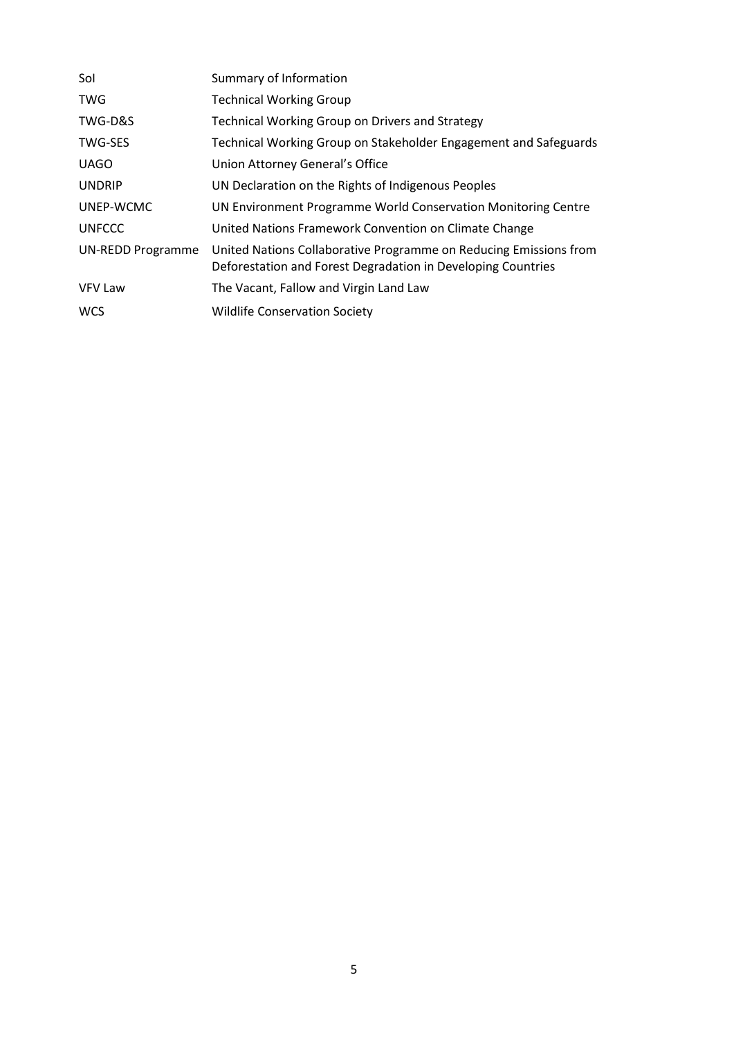| | |
|---|---|
| SoI | Summary of Information |
| TWG | Technical Working Group |
| TWG-D&S | Technical Working Group on Drivers and Strategy |
| TWG-SES | Technical Working Group on Stakeholder Engagement and Safeguards |
| UAGO | Union Attorney General's Office |
| UNDRIP | UN Declaration on the Rights of Indigenous Peoples |
| UNEP-WCMC | UN Environment Programme World Conservation Monitoring Centre |
| UNFCCC | United Nations Framework Convention on Climate Change |
| UN-REDD Programme | United Nations Collaborative Programme on Reducing Emissions from Deforestation and Forest Degradation in Developing Countries |
| VFV Law | The Vacant, Fallow and Virgin Land Law |
| WCS | Wildlife Conservation Society |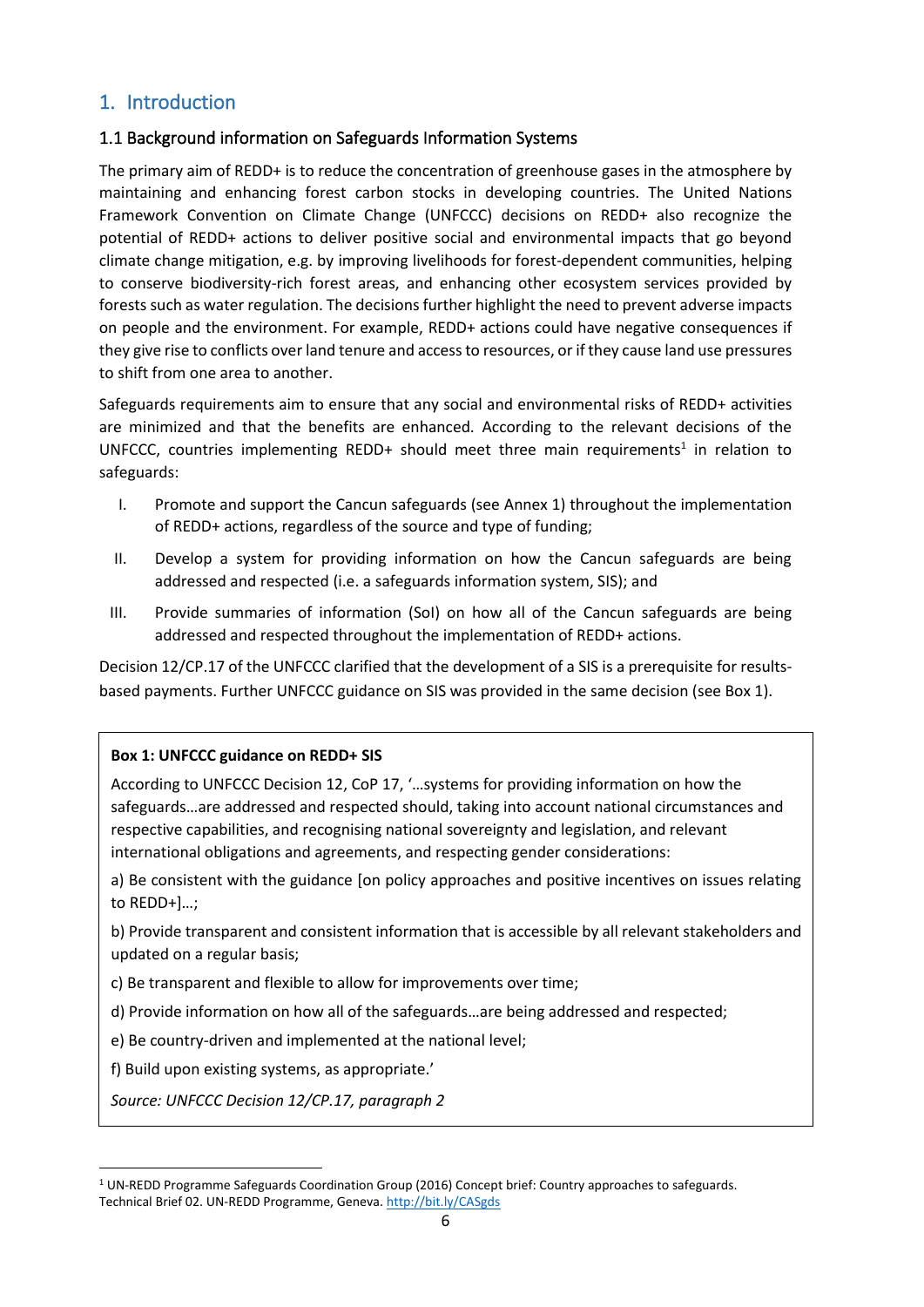# 1. Introduction

## 1.1 Background information on Safeguards Information Systems

The primary aim of REDD+ is to reduce the concentration of greenhouse gases in the atmosphere by maintaining and enhancing forest carbon stocks in developing countries. The United Nations Framework Convention on Climate Change (UNFCCC) decisions on REDD+ also recognize the potential of REDD+ actions to deliver positive social and environmental impacts that go beyond climate change mitigation, e.g. by improving livelihoods for forest-dependent communities, helping to conserve biodiversity-rich forest areas, and enhancing other ecosystem services provided by forests such as water regulation. The decisions further highlight the need to prevent adverse impacts on people and the environment. For example, REDD+ actions could have negative consequences if they give rise to conflicts over land tenure and access to resources, or if they cause land use pressures to shift from one area to another.

Safeguards requirements aim to ensure that any social and environmental risks of REDD+ activities are minimized and that the benefits are enhanced. According to the relevant decisions of the UNFCCC, countries implementing REDD+ should meet three main requirements[1] in relation to safeguards:

I. Promote and support the Cancun safeguards (see Annex 1) throughout the implementation of REDD+ actions, regardless of the source and type of funding;

II. Develop a system for providing information on how the Cancun safeguards are being addressed and respected (i.e. a safeguards information system, SIS); and

III. Provide summaries of information (SoI) on how all of the Cancun safeguards are being addressed and respected throughout the implementation of REDD+ actions.

Decision 12/CP.17 of the UNFCCC clarified that the development of a SIS is a prerequisite for results-based payments. Further UNFCCC guidance on SIS was provided in the same decision (see Box 1).

> **Box 1: UNFCCC guidance on REDD+ SIS**
>
> According to UNFCCC Decision 12, CoP 17, '…systems for providing information on how the safeguards…are addressed and respected should, taking into account national circumstances and respective capabilities, and recognising national sovereignty and legislation, and relevant international obligations and agreements, and respecting gender considerations:
>
> a) Be consistent with the guidance [on policy approaches and positive incentives on issues relating to REDD+]…;
>
> b) Provide transparent and consistent information that is accessible by all relevant stakeholders and updated on a regular basis;
>
> c) Be transparent and flexible to allow for improvements over time;
>
> d) Provide information on how all of the safeguards…are being addressed and respected;
>
> e) Be country-driven and implemented at the national level;
>
> f) Build upon existing systems, as appropriate.'
>
> *Source: UNFCCC Decision 12/CP.17, paragraph 2*

[1] UN-REDD Programme Safeguards Coordination Group (2016) Concept brief: Country approaches to safeguards. Technical Brief 02. UN-REDD Programme, Geneva. http://bit.ly/CASgds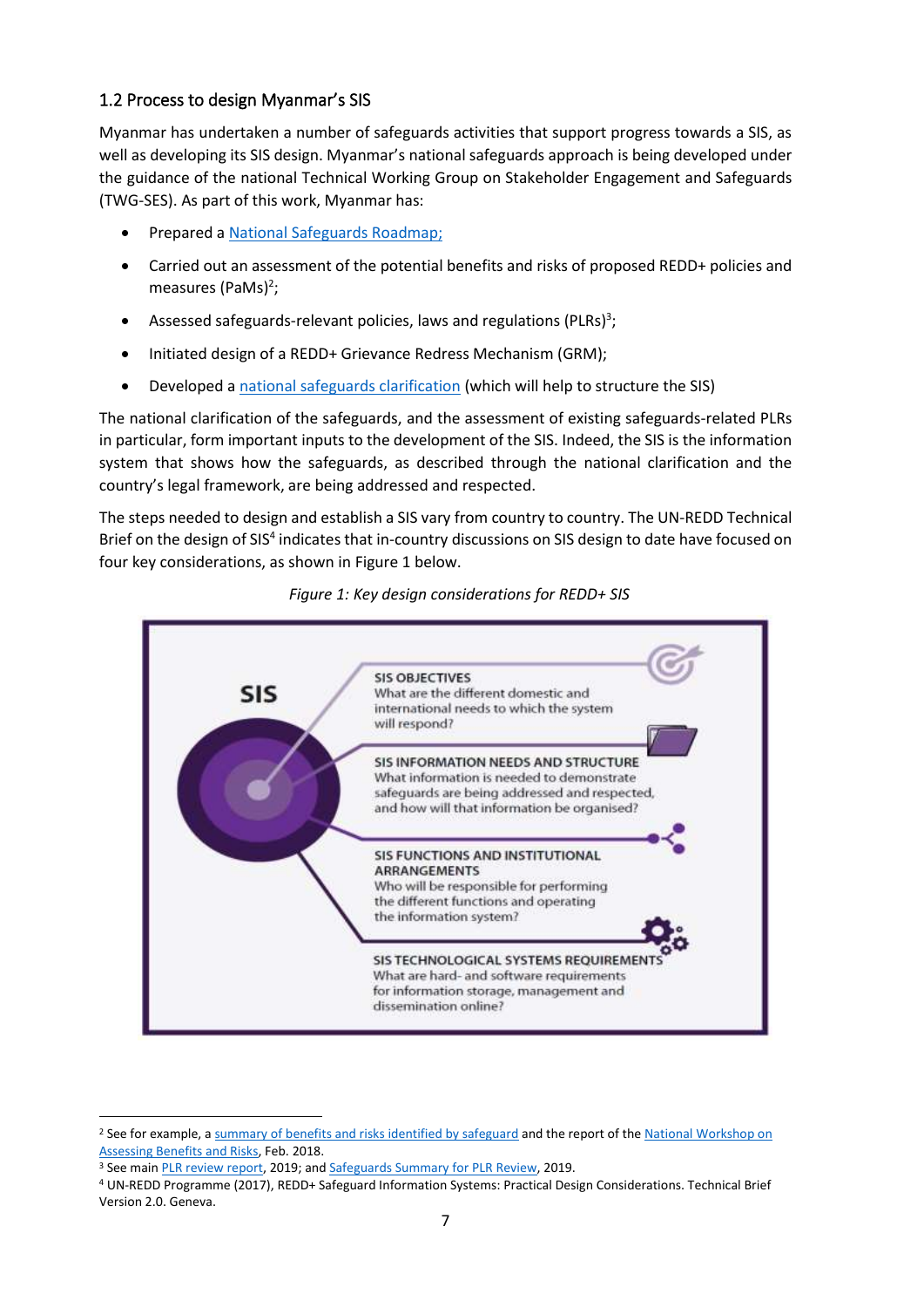## 1.2 Process to design Myanmar's SIS

Myanmar has undertaken a number of safeguards activities that support progress towards a SIS, as well as developing its SIS design. Myanmar's national safeguards approach is being developed under the guidance of the national Technical Working Group on Stakeholder Engagement and Safeguards (TWG-SES). As part of this work, Myanmar has:

- Prepared a National Safeguards Roadmap;
- Carried out an assessment of the potential benefits and risks of proposed REDD+ policies and measures (PaMs)[2];
- Assessed safeguards-relevant policies, laws and regulations (PLRs)[3];
- Initiated design of a REDD+ Grievance Redress Mechanism (GRM);
- Developed a national safeguards clarification (which will help to structure the SIS)

The national clarification of the safeguards, and the assessment of existing safeguards-related PLRs in particular, form important inputs to the development of the SIS. Indeed, the SIS is the information system that shows how the safeguards, as described through the national clarification and the country's legal framework, are being addressed and respected.

The steps needed to design and establish a SIS vary from country to country. The UN-REDD Technical Brief on the design of SIS[4] indicates that in-country discussions on SIS design to date have focused on four key considerations, as shown in Figure 1 below.

*Figure 1: Key design considerations for REDD+ SIS*

**SIS**

**SIS OBJECTIVES**
What are the different domestic and international needs to which the system will respond?

**SIS INFORMATION NEEDS AND STRUCTURE**
What information is needed to demonstrate safeguards are being addressed and respected, and how will that information be organised?

**SIS FUNCTIONS AND INSTITUTIONAL ARRANGEMENTS**
Who will be responsible for performing the different functions and operating the information system?

**SIS TECHNOLOGICAL SYSTEMS REQUIREMENTS**
What are hard- and software requirements for information storage, management and dissemination online?

---

[2] See for example, a summary of benefits and risks identified by safeguard and the report of the National Workshop on Assessing Benefits and Risks, Feb. 2018.

[3] See main PLR review report, 2019; and Safeguards Summary for PLR Review, 2019.

[4] UN-REDD Programme (2017), REDD+ Safeguard Information Systems: Practical Design Considerations. Technical Brief Version 2.0. Geneva.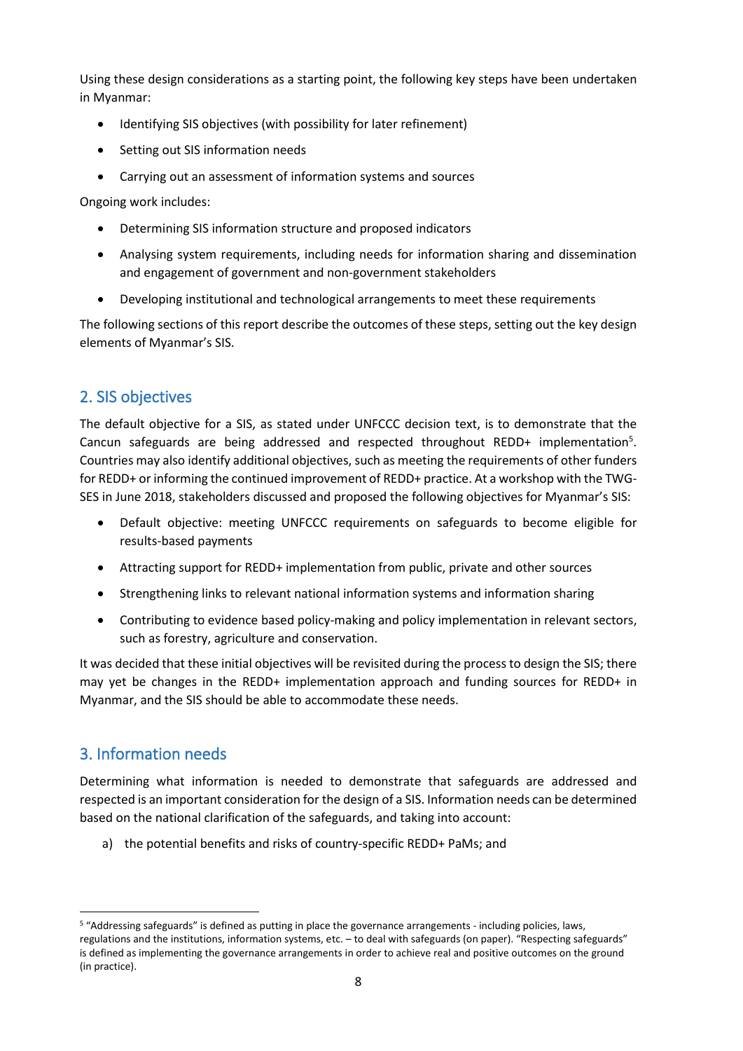Using these design considerations as a starting point, the following key steps have been undertaken in Myanmar:

- Identifying SIS objectives (with possibility for later refinement)
- Setting out SIS information needs
- Carrying out an assessment of information systems and sources

Ongoing work includes:

- Determining SIS information structure and proposed indicators
- Analysing system requirements, including needs for information sharing and dissemination and engagement of government and non-government stakeholders
- Developing institutional and technological arrangements to meet these requirements

The following sections of this report describe the outcomes of these steps, setting out the key design elements of Myanmar's SIS.

## 2. SIS objectives

The default objective for a SIS, as stated under UNFCCC decision text, is to demonstrate that the Cancun safeguards are being addressed and respected throughout REDD+ implementation[5]. Countries may also identify additional objectives, such as meeting the requirements of other funders for REDD+ or informing the continued improvement of REDD+ practice. At a workshop with the TWG-SES in June 2018, stakeholders discussed and proposed the following objectives for Myanmar's SIS:

- Default objective: meeting UNFCCC requirements on safeguards to become eligible for results-based payments
- Attracting support for REDD+ implementation from public, private and other sources
- Strengthening links to relevant national information systems and information sharing
- Contributing to evidence based policy-making and policy implementation in relevant sectors, such as forestry, agriculture and conservation.

It was decided that these initial objectives will be revisited during the process to design the SIS; there may yet be changes in the REDD+ implementation approach and funding sources for REDD+ in Myanmar, and the SIS should be able to accommodate these needs.

## 3. Information needs

Determining what information is needed to demonstrate that safeguards are addressed and respected is an important consideration for the design of a SIS. Information needs can be determined based on the national clarification of the safeguards, and taking into account:

a) the potential benefits and risks of country-specific REDD+ PaMs; and

[5] "Addressing safeguards" is defined as putting in place the governance arrangements - including policies, laws, regulations and the institutions, information systems, etc. – to deal with safeguards (on paper). "Respecting safeguards" is defined as implementing the governance arrangements in order to achieve real and positive outcomes on the ground (in practice).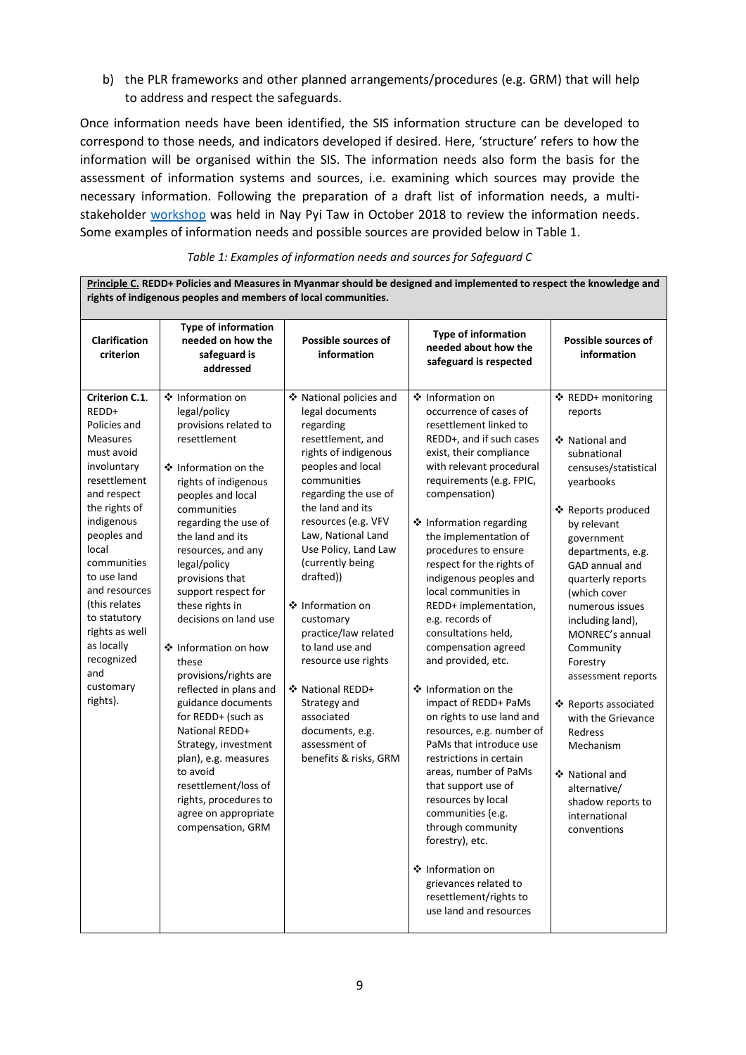b) the PLR frameworks and other planned arrangements/procedures (e.g. GRM) that will help to address and respect the safeguards.

Once information needs have been identified, the SIS information structure can be developed to correspond to those needs, and indicators developed if desired. Here, 'structure' refers to how the information will be organised within the SIS. The information needs also form the basis for the assessment of information systems and sources, i.e. examining which sources may provide the necessary information. Following the preparation of a draft list of information needs, a multi-stakeholder workshop was held in Nay Pyi Taw in October 2018 to review the information needs. Some examples of information needs and possible sources are provided below in Table 1.

*Table 1: Examples of information needs and sources for Safeguard C*

| **Principle C. REDD+ Policies and Measures in Myanmar should be designed and implemented to respect the knowledge and rights of indigenous peoples and members of local communities.** | | | | |
|---|---|---|---|---|
| **Clarification criterion** | **Type of information needed on how the safeguard is addressed** | **Possible sources of information** | **Type of information needed about how the safeguard is respected** | **Possible sources of information** |
| **Criterion C.1.** REDD+ Policies and Measures must avoid involuntary resettlement and respect the rights of indigenous peoples and local communities to use land and resources (this relates to statutory rights as well as locally recognized and customary rights). | ❖ Information on legal/policy provisions related to resettlement<br><br>❖ Information on the rights of indigenous peoples and local communities regarding the use of the land and its resources, and any legal/policy provisions that support respect for these rights in decisions on land use<br><br>❖ Information on how these provisions/rights are reflected in plans and guidance documents for REDD+ (such as National REDD+ Strategy, investment plan), e.g. measures to avoid resettlement/loss of rights, procedures to agree on appropriate compensation, GRM | ❖ National policies and legal documents regarding resettlement, and rights of indigenous peoples and local communities regarding the use of the land and its resources (e.g. VFV Law, National Land Use Policy, Land Law (currently being drafted))<br><br>❖ Information on customary practice/law related to land use and resource use rights<br><br>❖ National REDD+ Strategy and associated documents, e.g. assessment of benefits & risks, GRM | ❖ Information on occurrence of cases of resettlement linked to REDD+, and if such cases exist, their compliance with relevant procedural requirements (e.g. FPIC, compensation)<br><br>❖ Information regarding the implementation of procedures to ensure respect for the rights of indigenous peoples and local communities in REDD+ implementation, e.g. records of consultations held, compensation agreed and provided, etc.<br><br>❖ Information on the impact of REDD+ PaMs on rights to use land and resources, e.g. number of PaMs that introduce use restrictions in certain areas, number of PaMs that support use of resources by local communities (e.g. through community forestry), etc.<br><br>❖ Information on grievances related to resettlement/rights to use land and resources | ❖ REDD+ monitoring reports<br><br>❖ National and subnational censuses/statistical yearbooks<br><br>❖ Reports produced by relevant government departments, e.g. GAD annual and quarterly reports (which cover numerous issues including land), MONREC's annual Community Forestry assessment reports<br><br>❖ Reports associated with the Grievance Redress Mechanism<br><br>❖ National and alternative/ shadow reports to international conventions |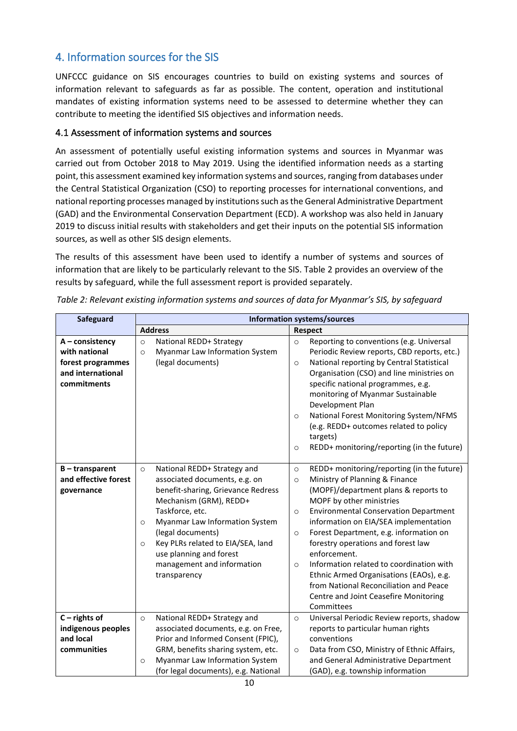## 4. Information sources for the SIS

UNFCCC guidance on SIS encourages countries to build on existing systems and sources of information relevant to safeguards as far as possible. The content, operation and institutional mandates of existing information systems need to be assessed to determine whether they can contribute to meeting the identified SIS objectives and information needs.

### 4.1 Assessment of information systems and sources

An assessment of potentially useful existing information systems and sources in Myanmar was carried out from October 2018 to May 2019. Using the identified information needs as a starting point, this assessment examined key information systems and sources, ranging from databases under the Central Statistical Organization (CSO) to reporting processes for international conventions, and national reporting processes managed by institutions such as the General Administrative Department (GAD) and the Environmental Conservation Department (ECD). A workshop was also held in January 2019 to discuss initial results with stakeholders and get their inputs on the potential SIS information sources, as well as other SIS design elements.

The results of this assessment have been used to identify a number of systems and sources of information that are likely to be particularly relevant to the SIS. Table 2 provides an overview of the results by safeguard, while the full assessment report is provided separately.

*Table 2: Relevant existing information systems and sources of data for Myanmar's SIS, by safeguard*

| Safeguard | Information systems/sources | |
|---|---|---|
| | **Address** | **Respect** |
| **A – consistency with national forest programmes and international commitments** | ○ National REDD+ Strategy<br>○ Myanmar Law Information System (legal documents) | ○ Reporting to conventions (e.g. Universal Periodic Review reports, CBD reports, etc.)<br>○ National reporting by Central Statistical Organisation (CSO) and line ministries on specific national programmes, e.g. monitoring of Myanmar Sustainable Development Plan<br>○ National Forest Monitoring System/NFMS (e.g. REDD+ outcomes related to policy targets)<br>○ REDD+ monitoring/reporting (in the future) |
| **B – transparent and effective forest governance** | ○ National REDD+ Strategy and associated documents, e.g. on benefit-sharing, Grievance Redress Mechanism (GRM), REDD+ Taskforce, etc.<br>○ Myanmar Law Information System (legal documents)<br>○ Key PLRs related to EIA/SEA, land use planning and forest management and information transparency | ○ REDD+ monitoring/reporting (in the future)<br>○ Ministry of Planning & Finance (MOPF)/department plans & reports to MOPF by other ministries<br>○ Environmental Conservation Department information on EIA/SEA implementation<br>○ Forest Department, e.g. information on forestry operations and forest law enforcement.<br>○ Information related to coordination with Ethnic Armed Organisations (EAOs), e.g. from National Reconciliation and Peace Centre and Joint Ceasefire Monitoring Committees |
| **C – rights of indigenous peoples and local communities** | ○ National REDD+ Strategy and associated documents, e.g. on Free, Prior and Informed Consent (FPIC), GRM, benefits sharing system, etc.<br>○ Myanmar Law Information System (for legal documents), e.g. National | ○ Universal Periodic Review reports, shadow reports to particular human rights conventions<br>○ Data from CSO, Ministry of Ethnic Affairs, and General Administrative Department (GAD), e.g. township information |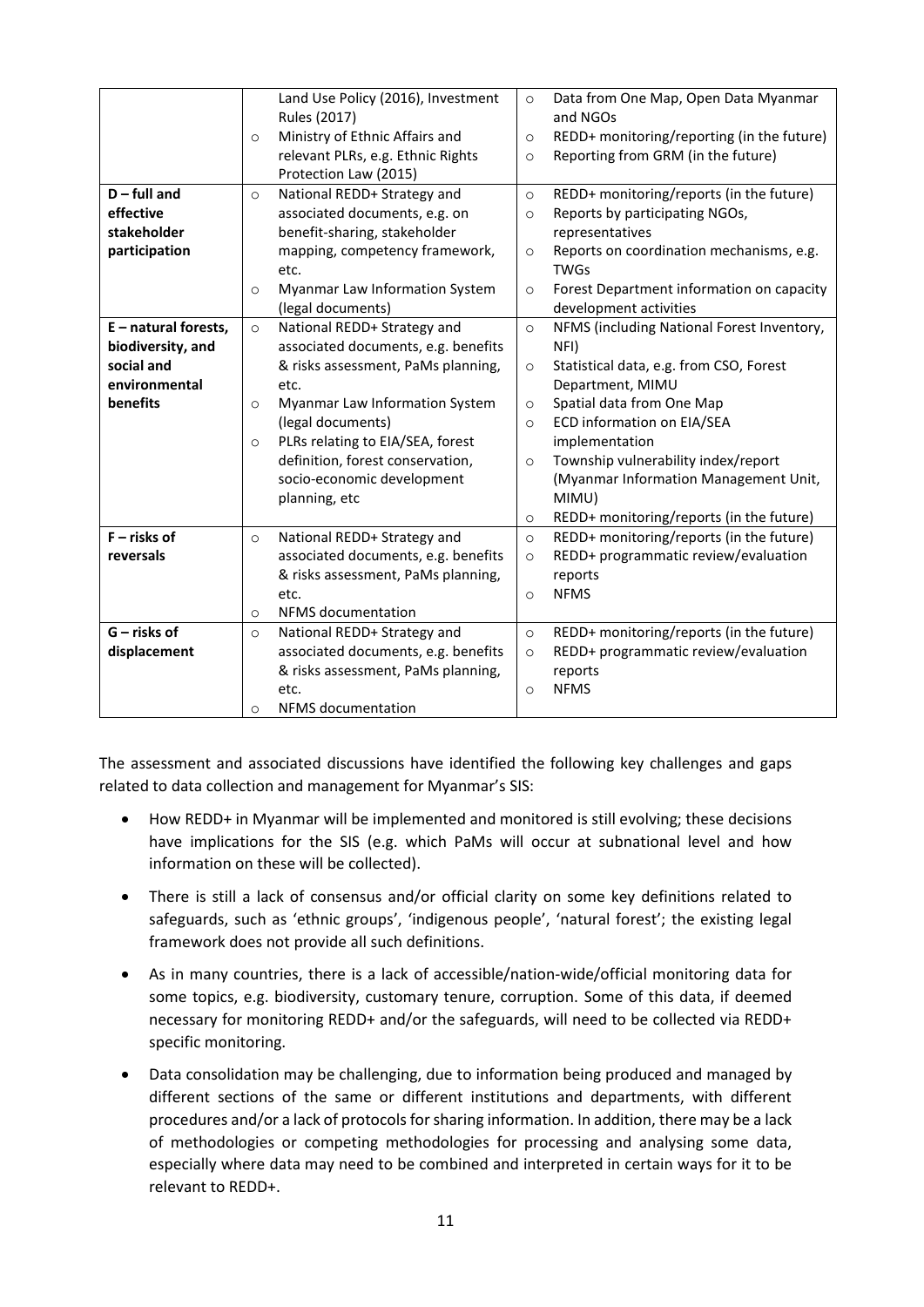| | | |
|---|---|---|
| | Land Use Policy (2016), Investment Rules (2017)<br>○ Ministry of Ethnic Affairs and relevant PLRs, e.g. Ethnic Rights Protection Law (2015) | ○ Data from One Map, Open Data Myanmar and NGOs<br>○ REDD+ monitoring/reporting (in the future)<br>○ Reporting from GRM (in the future) |
| **D – full and effective stakeholder participation** | ○ National REDD+ Strategy and associated documents, e.g. on benefit-sharing, stakeholder mapping, competency framework, etc.<br>○ Myanmar Law Information System (legal documents) | ○ REDD+ monitoring/reports (in the future)<br>○ Reports by participating NGOs, representatives<br>○ Reports on coordination mechanisms, e.g. TWGs<br>○ Forest Department information on capacity development activities |
| **E – natural forests, biodiversity, and social and environmental benefits** | ○ National REDD+ Strategy and associated documents, e.g. benefits & risks assessment, PaMs planning, etc.<br>○ Myanmar Law Information System (legal documents)<br>○ PLRs relating to EIA/SEA, forest definition, forest conservation, socio-economic development planning, etc | ○ NFMS (including National Forest Inventory, NFI)<br>○ Statistical data, e.g. from CSO, Forest Department, MIMU<br>○ Spatial data from One Map<br>○ ECD information on EIA/SEA implementation<br>○ Township vulnerability index/report (Myanmar Information Management Unit, MIMU)<br>○ REDD+ monitoring/reports (in the future) |
| **F – risks of reversals** | ○ National REDD+ Strategy and associated documents, e.g. benefits & risks assessment, PaMs planning, etc.<br>○ NFMS documentation | ○ REDD+ monitoring/reports (in the future)<br>○ REDD+ programmatic review/evaluation reports<br>○ NFMS |
| **G – risks of displacement** | ○ National REDD+ Strategy and associated documents, e.g. benefits & risks assessment, PaMs planning, etc.<br>○ NFMS documentation | ○ REDD+ monitoring/reports (in the future)<br>○ REDD+ programmatic review/evaluation reports<br>○ NFMS |

The assessment and associated discussions have identified the following key challenges and gaps related to data collection and management for Myanmar's SIS:

- How REDD+ in Myanmar will be implemented and monitored is still evolving; these decisions have implications for the SIS (e.g. which PaMs will occur at subnational level and how information on these will be collected).
- There is still a lack of consensus and/or official clarity on some key definitions related to safeguards, such as 'ethnic groups', 'indigenous people', 'natural forest'; the existing legal framework does not provide all such definitions.
- As in many countries, there is a lack of accessible/nation-wide/official monitoring data for some topics, e.g. biodiversity, customary tenure, corruption. Some of this data, if deemed necessary for monitoring REDD+ and/or the safeguards, will need to be collected via REDD+ specific monitoring.
- Data consolidation may be challenging, due to information being produced and managed by different sections of the same or different institutions and departments, with different procedures and/or a lack of protocols for sharing information. In addition, there may be a lack of methodologies or competing methodologies for processing and analysing some data, especially where data may need to be combined and interpreted in certain ways for it to be relevant to REDD+.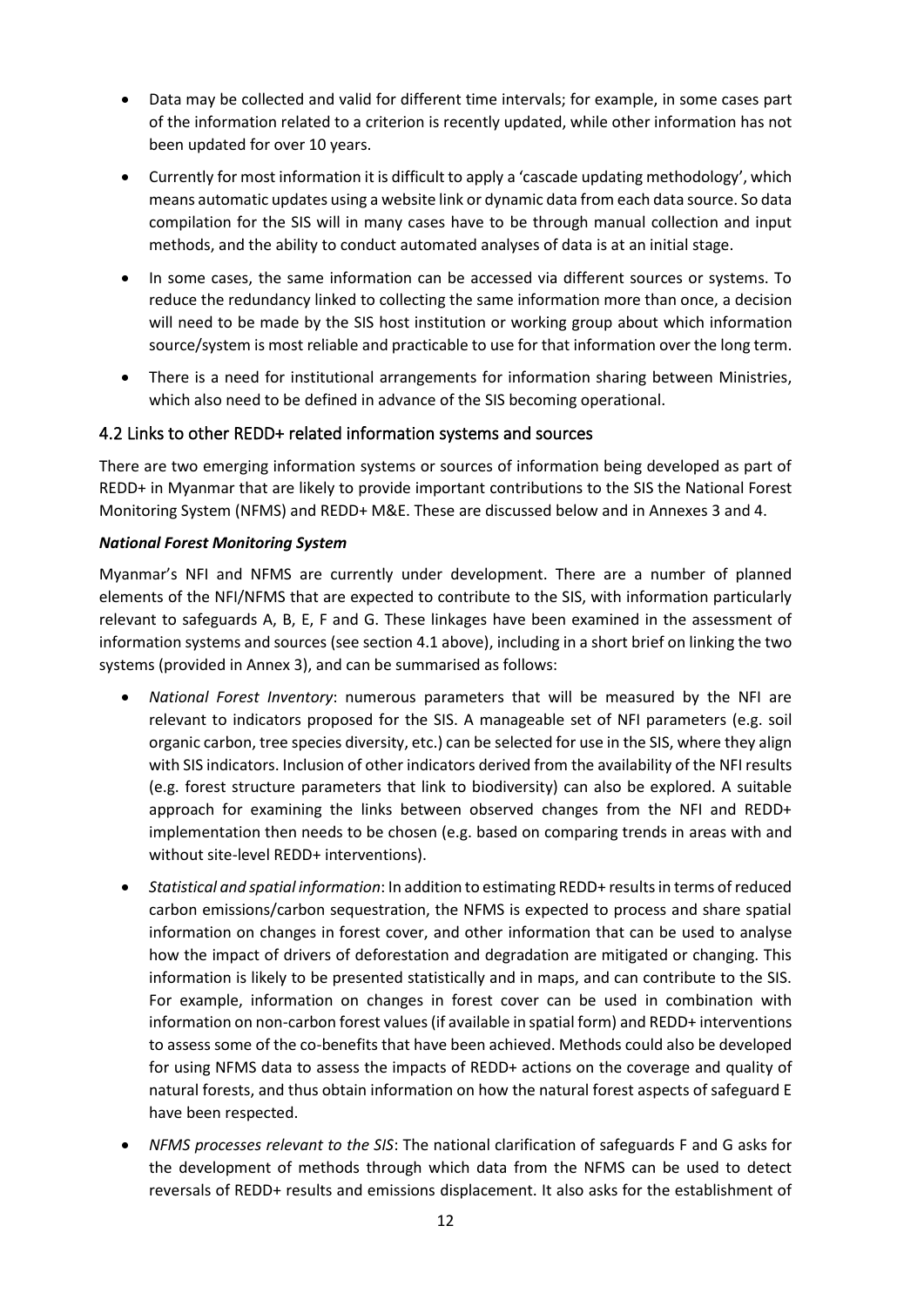- Data may be collected and valid for different time intervals; for example, in some cases part of the information related to a criterion is recently updated, while other information has not been updated for over 10 years.
- Currently for most information it is difficult to apply a 'cascade updating methodology', which means automatic updates using a website link or dynamic data from each data source. So data compilation for the SIS will in many cases have to be through manual collection and input methods, and the ability to conduct automated analyses of data is at an initial stage.
- In some cases, the same information can be accessed via different sources or systems. To reduce the redundancy linked to collecting the same information more than once, a decision will need to be made by the SIS host institution or working group about which information source/system is most reliable and practicable to use for that information over the long term.
- There is a need for institutional arrangements for information sharing between Ministries, which also need to be defined in advance of the SIS becoming operational.

## 4.2 Links to other REDD+ related information systems and sources

There are two emerging information systems or sources of information being developed as part of REDD+ in Myanmar that are likely to provide important contributions to the SIS the National Forest Monitoring System (NFMS) and REDD+ M&E. These are discussed below and in Annexes 3 and 4.

***National Forest Monitoring System***

Myanmar's NFI and NFMS are currently under development. There are a number of planned elements of the NFI/NFMS that are expected to contribute to the SIS, with information particularly relevant to safeguards A, B, E, F and G. These linkages have been examined in the assessment of information systems and sources (see section 4.1 above), including in a short brief on linking the two systems (provided in Annex 3), and can be summarised as follows:

- *National Forest Inventory*: numerous parameters that will be measured by the NFI are relevant to indicators proposed for the SIS. A manageable set of NFI parameters (e.g. soil organic carbon, tree species diversity, etc.) can be selected for use in the SIS, where they align with SIS indicators. Inclusion of other indicators derived from the availability of the NFI results (e.g. forest structure parameters that link to biodiversity) can also be explored. A suitable approach for examining the links between observed changes from the NFI and REDD+ implementation then needs to be chosen (e.g. based on comparing trends in areas with and without site-level REDD+ interventions).
- *Statistical and spatial information*: In addition to estimating REDD+ results in terms of reduced carbon emissions/carbon sequestration, the NFMS is expected to process and share spatial information on changes in forest cover, and other information that can be used to analyse how the impact of drivers of deforestation and degradation are mitigated or changing. This information is likely to be presented statistically and in maps, and can contribute to the SIS. For example, information on changes in forest cover can be used in combination with information on non-carbon forest values (if available in spatial form) and REDD+ interventions to assess some of the co-benefits that have been achieved. Methods could also be developed for using NFMS data to assess the impacts of REDD+ actions on the coverage and quality of natural forests, and thus obtain information on how the natural forest aspects of safeguard E have been respected.
- *NFMS processes relevant to the SIS*: The national clarification of safeguards F and G asks for the development of methods through which data from the NFMS can be used to detect reversals of REDD+ results and emissions displacement. It also asks for the establishment of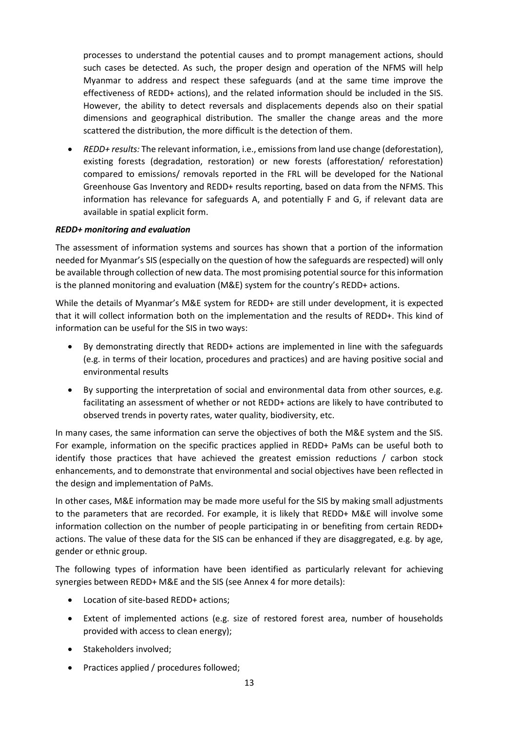processes to understand the potential causes and to prompt management actions, should such cases be detected. As such, the proper design and operation of the NFMS will help Myanmar to address and respect these safeguards (and at the same time improve the effectiveness of REDD+ actions), and the related information should be included in the SIS. However, the ability to detect reversals and displacements depends also on their spatial dimensions and geographical distribution. The smaller the change areas and the more scattered the distribution, the more difficult is the detection of them.

- *REDD+ results:* The relevant information, i.e., emissions from land use change (deforestation), existing forests (degradation, restoration) or new forests (afforestation/ reforestation) compared to emissions/ removals reported in the FRL will be developed for the National Greenhouse Gas Inventory and REDD+ results reporting, based on data from the NFMS. This information has relevance for safeguards A, and potentially F and G, if relevant data are available in spatial explicit form.

***REDD+ monitoring and evaluation***

The assessment of information systems and sources has shown that a portion of the information needed for Myanmar's SIS (especially on the question of how the safeguards are respected) will only be available through collection of new data. The most promising potential source for this information is the planned monitoring and evaluation (M&E) system for the country's REDD+ actions.

While the details of Myanmar's M&E system for REDD+ are still under development, it is expected that it will collect information both on the implementation and the results of REDD+. This kind of information can be useful for the SIS in two ways:

- By demonstrating directly that REDD+ actions are implemented in line with the safeguards (e.g. in terms of their location, procedures and practices) and are having positive social and environmental results
- By supporting the interpretation of social and environmental data from other sources, e.g. facilitating an assessment of whether or not REDD+ actions are likely to have contributed to observed trends in poverty rates, water quality, biodiversity, etc.

In many cases, the same information can serve the objectives of both the M&E system and the SIS. For example, information on the specific practices applied in REDD+ PaMs can be useful both to identify those practices that have achieved the greatest emission reductions / carbon stock enhancements, and to demonstrate that environmental and social objectives have been reflected in the design and implementation of PaMs.

In other cases, M&E information may be made more useful for the SIS by making small adjustments to the parameters that are recorded. For example, it is likely that REDD+ M&E will involve some information collection on the number of people participating in or benefiting from certain REDD+ actions. The value of these data for the SIS can be enhanced if they are disaggregated, e.g. by age, gender or ethnic group.

The following types of information have been identified as particularly relevant for achieving synergies between REDD+ M&E and the SIS (see Annex 4 for more details):

- Location of site-based REDD+ actions;
- Extent of implemented actions (e.g. size of restored forest area, number of households provided with access to clean energy);
- Stakeholders involved;
- Practices applied / procedures followed;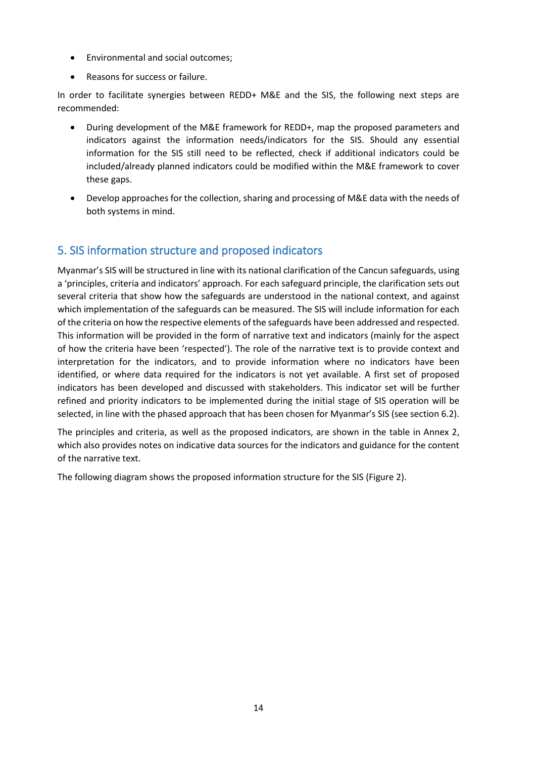- Environmental and social outcomes;
- Reasons for success or failure.

In order to facilitate synergies between REDD+ M&E and the SIS, the following next steps are recommended:

- During development of the M&E framework for REDD+, map the proposed parameters and indicators against the information needs/indicators for the SIS. Should any essential information for the SIS still need to be reflected, check if additional indicators could be included/already planned indicators could be modified within the M&E framework to cover these gaps.
- Develop approaches for the collection, sharing and processing of M&E data with the needs of both systems in mind.

## 5. SIS information structure and proposed indicators

Myanmar's SIS will be structured in line with its national clarification of the Cancun safeguards, using a 'principles, criteria and indicators' approach. For each safeguard principle, the clarification sets out several criteria that show how the safeguards are understood in the national context, and against which implementation of the safeguards can be measured. The SIS will include information for each of the criteria on how the respective elements of the safeguards have been addressed and respected. This information will be provided in the form of narrative text and indicators (mainly for the aspect of how the criteria have been 'respected'). The role of the narrative text is to provide context and interpretation for the indicators, and to provide information where no indicators have been identified, or where data required for the indicators is not yet available. A first set of proposed indicators has been developed and discussed with stakeholders. This indicator set will be further refined and priority indicators to be implemented during the initial stage of SIS operation will be selected, in line with the phased approach that has been chosen for Myanmar's SIS (see section 6.2).

The principles and criteria, as well as the proposed indicators, are shown in the table in Annex 2, which also provides notes on indicative data sources for the indicators and guidance for the content of the narrative text.

The following diagram shows the proposed information structure for the SIS (Figure 2).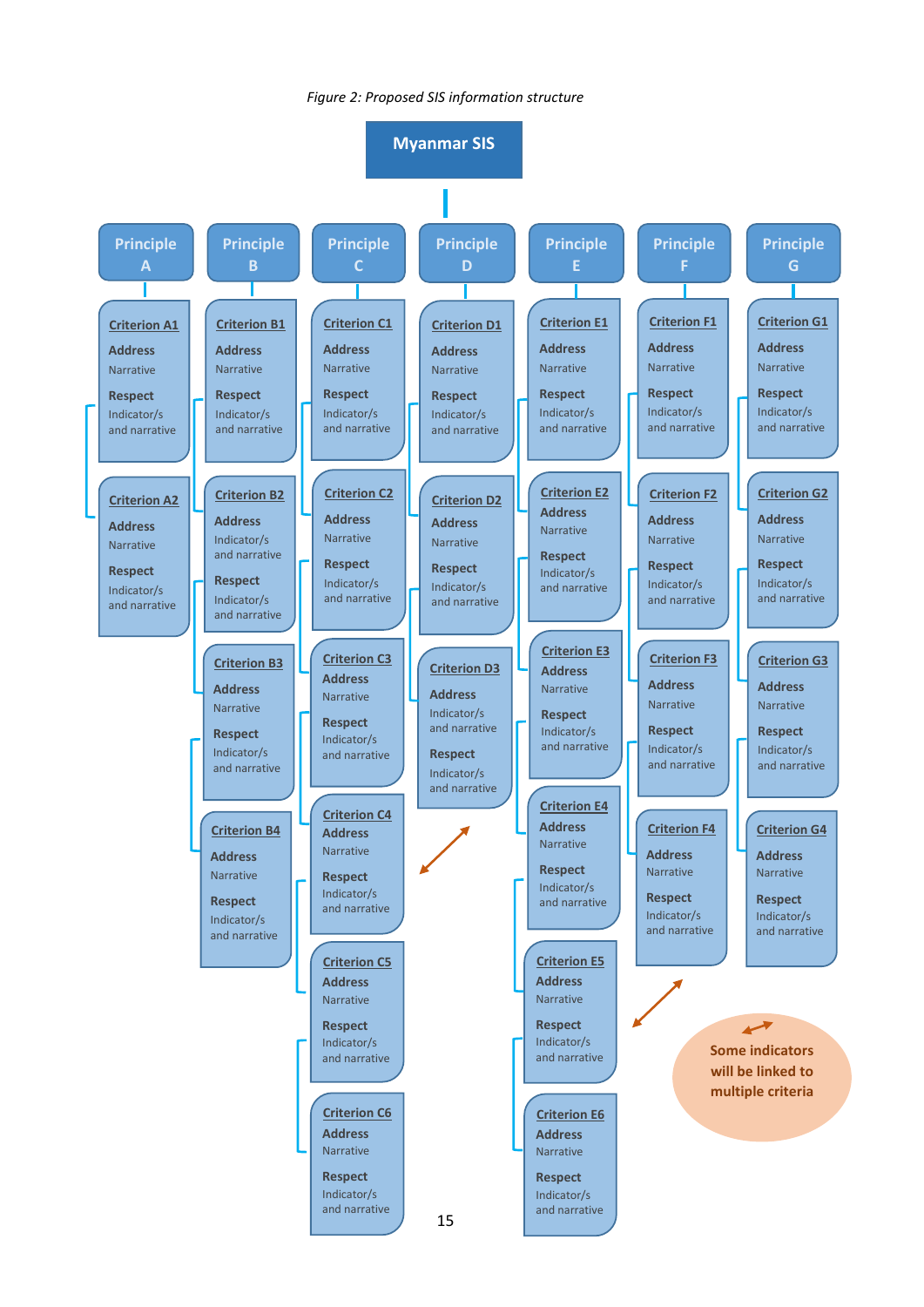*Figure 2: Proposed SIS information structure*

**Myanmar SIS**

**Principle A**

- **Criterion A1** — Address: Narrative; Respect: Indicator/s and narrative
- **Criterion A2** — Address: Narrative; Respect: Indicator/s and narrative

**Principle B**

- **Criterion B1** — Address: Narrative; Respect: Indicator/s and narrative
- **Criterion B2** — Address: Indicator/s and narrative; Respect: Indicator/s and narrative
- **Criterion B3** — Address: Narrative; Respect: Indicator/s and narrative
- **Criterion B4** — Address: Narrative; Respect: Indicator/s and narrative

**Principle C**

- **Criterion C1** — Address: Narrative; Respect: Indicator/s and narrative
- **Criterion C2** — Address: Narrative; Respect: Indicator/s and narrative
- **Criterion C3** — Address: Narrative; Respect: Indicator/s and narrative
- **Criterion C4** — Address: Narrative; Respect: Indicator/s and narrative
- **Criterion C5** — Address: Narrative; Respect: Indicator/s and narrative
- **Criterion C6** — Address: Narrative; Respect: Indicator/s and narrative

**Principle D**

- **Criterion D1** — Address: Narrative; Respect: Indicator/s and narrative
- **Criterion D2** — Address: Narrative; Respect: Indicator/s and narrative
- **Criterion D3** — Address: Indicator/s and narrative; Respect: Indicator/s and narrative

**Principle E**

- **Criterion E1** — Address: Narrative; Respect: Indicator/s and narrative
- **Criterion E2** — Address: Narrative; Respect: Indicator/s and narrative
- **Criterion E3** — Address: Narrative; Respect: Indicator/s and narrative
- **Criterion E4** — Address: Narrative; Respect: Indicator/s and narrative
- **Criterion E5** — Address: Narrative; Respect: Indicator/s and narrative
- **Criterion E6** — Address: Narrative; Respect: Indicator/s and narrative

**Principle F**

- **Criterion F1** — Address: Narrative; Respect: Indicator/s and narrative
- **Criterion F2** — Address: Narrative; Respect: Indicator/s and narrative
- **Criterion F3** — Address: Narrative; Respect: Indicator/s and narrative
- **Criterion F4** — Address: Narrative; Respect: Indicator/s and narrative

**Principle G**

- **Criterion G1** — Address: Narrative; Respect: Indicator/s and narrative
- **Criterion G2** — Address: Narrative; Respect: Indicator/s and narrative
- **Criterion G3** — Address: Narrative; Respect: Indicator/s and narrative
- **Criterion G4** — Address: Narrative; Respect: Indicator/s and narrative

Some indicators will be linked to multiple criteria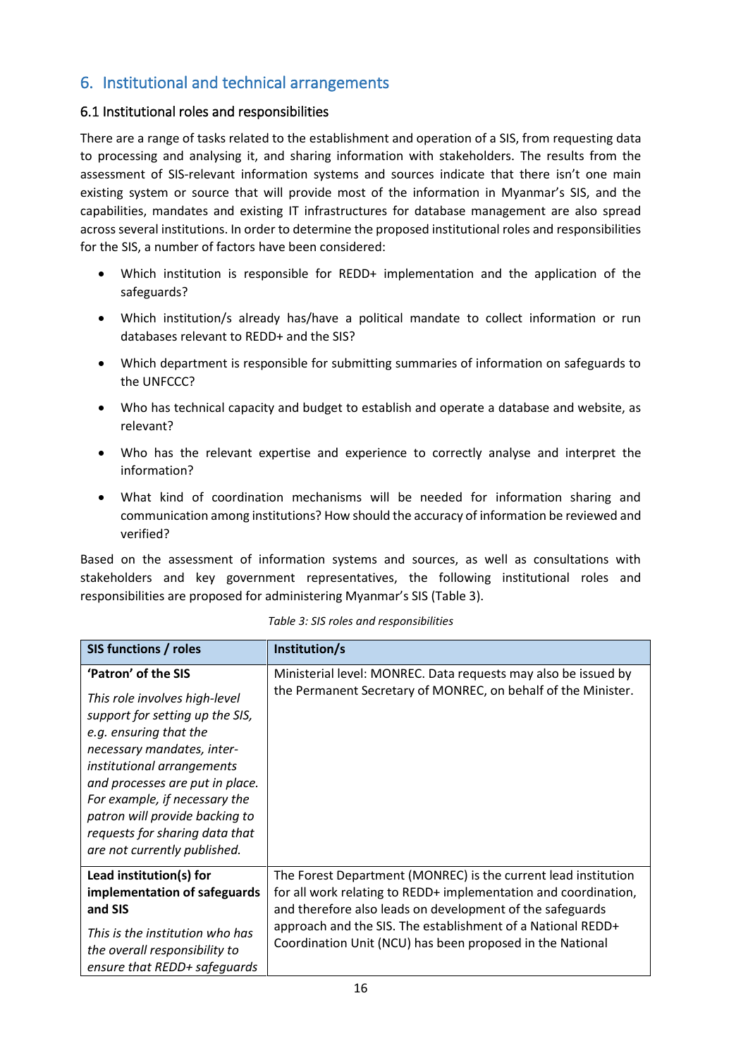## 6. Institutional and technical arrangements

### 6.1 Institutional roles and responsibilities

There are a range of tasks related to the establishment and operation of a SIS, from requesting data to processing and analysing it, and sharing information with stakeholders. The results from the assessment of SIS-relevant information systems and sources indicate that there isn't one main existing system or source that will provide most of the information in Myanmar's SIS, and the capabilities, mandates and existing IT infrastructures for database management are also spread across several institutions. In order to determine the proposed institutional roles and responsibilities for the SIS, a number of factors have been considered:

- Which institution is responsible for REDD+ implementation and the application of the safeguards?
- Which institution/s already has/have a political mandate to collect information or run databases relevant to REDD+ and the SIS?
- Which department is responsible for submitting summaries of information on safeguards to the UNFCCC?
- Who has technical capacity and budget to establish and operate a database and website, as relevant?
- Who has the relevant expertise and experience to correctly analyse and interpret the information?
- What kind of coordination mechanisms will be needed for information sharing and communication among institutions? How should the accuracy of information be reviewed and verified?

Based on the assessment of information systems and sources, as well as consultations with stakeholders and key government representatives, the following institutional roles and responsibilities are proposed for administering Myanmar's SIS (Table 3).

*Table 3: SIS roles and responsibilities*

| SIS functions / roles | Institution/s |
|---|---|
| **'Patron' of the SIS**<br><br>*This role involves high-level support for setting up the SIS, e.g. ensuring that the necessary mandates, inter-institutional arrangements and processes are put in place. For example, if necessary the patron will provide backing to requests for sharing data that are not currently published.* | Ministerial level: MONREC. Data requests may also be issued by the Permanent Secretary of MONREC, on behalf of the Minister. |
| **Lead institution(s) for implementation of safeguards and SIS**<br><br>*This is the institution who has the overall responsibility to ensure that REDD+ safeguards* | The Forest Department (MONREC) is the current lead institution for all work relating to REDD+ implementation and coordination, and therefore also leads on development of the safeguards approach and the SIS. The establishment of a National REDD+ Coordination Unit (NCU) has been proposed in the National |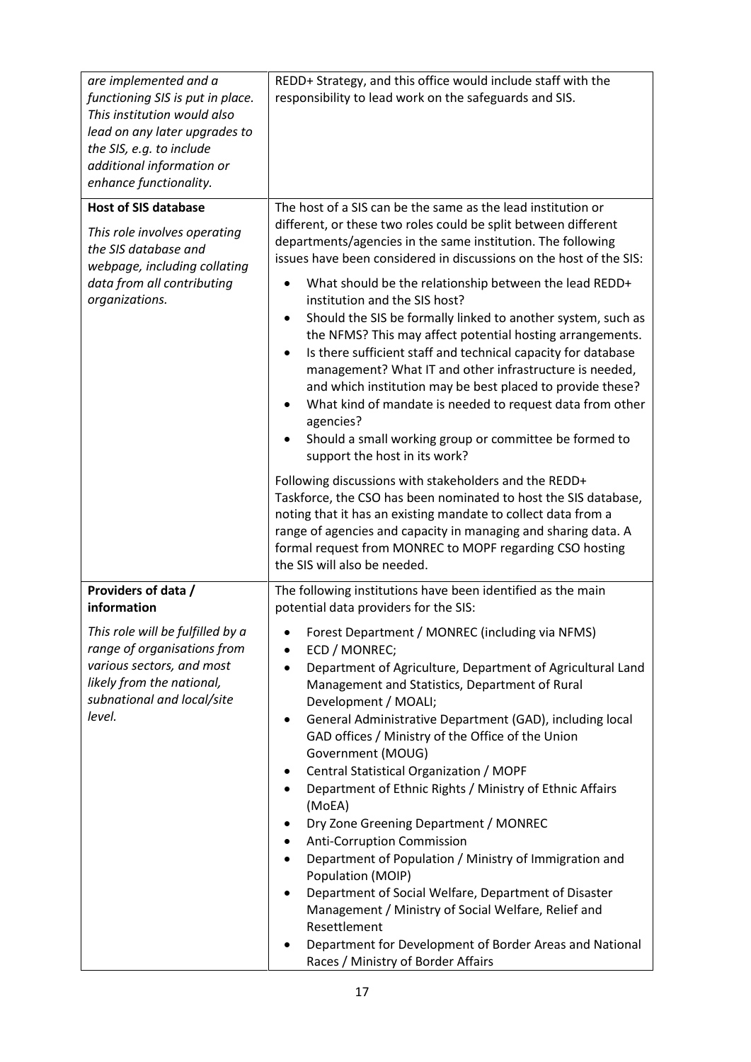| | |
|---|---|
| *are implemented and a functioning SIS is put in place. This institution would also lead on any later upgrades to the SIS, e.g. to include additional information or enhance functionality.* | REDD+ Strategy, and this office would include staff with the responsibility to lead work on the safeguards and SIS. |
| **Host of SIS database**<br><br>*This role involves operating the SIS database and webpage, including collating data from all contributing organizations.* | The host of a SIS can be the same as the lead institution or different, or these two roles could be split between different departments/agencies in the same institution. The following issues have been considered in discussions on the host of the SIS:<br><br>• What should be the relationship between the lead REDD+ institution and the SIS host?<br>• Should the SIS be formally linked to another system, such as the NFMS? This may affect potential hosting arrangements.<br>• Is there sufficient staff and technical capacity for database management? What IT and other infrastructure is needed, and which institution may be best placed to provide these?<br>• What kind of mandate is needed to request data from other agencies?<br>• Should a small working group or committee be formed to support the host in its work?<br><br>Following discussions with stakeholders and the REDD+ Taskforce, the CSO has been nominated to host the SIS database, noting that it has an existing mandate to collect data from a range of agencies and capacity in managing and sharing data. A formal request from MONREC to MOPF regarding CSO hosting the SIS will also be needed. |
| **Providers of data / information**<br><br>*This role will be fulfilled by a range of organisations from various sectors, and most likely from the national, subnational and local/site level.* | The following institutions have been identified as the main potential data providers for the SIS:<br><br>• Forest Department / MONREC (including via NFMS)<br>• ECD / MONREC;<br>• Department of Agriculture, Department of Agricultural Land Management and Statistics, Department of Rural Development / MOALI;<br>• General Administrative Department (GAD), including local GAD offices / Ministry of the Office of the Union Government (MOUG)<br>• Central Statistical Organization / MOPF<br>• Department of Ethnic Rights / Ministry of Ethnic Affairs (MoEA)<br>• Dry Zone Greening Department / MONREC<br>• Anti-Corruption Commission<br>• Department of Population / Ministry of Immigration and Population (MOIP)<br>• Department of Social Welfare, Department of Disaster Management / Ministry of Social Welfare, Relief and Resettlement<br>• Department for Development of Border Areas and National Races / Ministry of Border Affairs |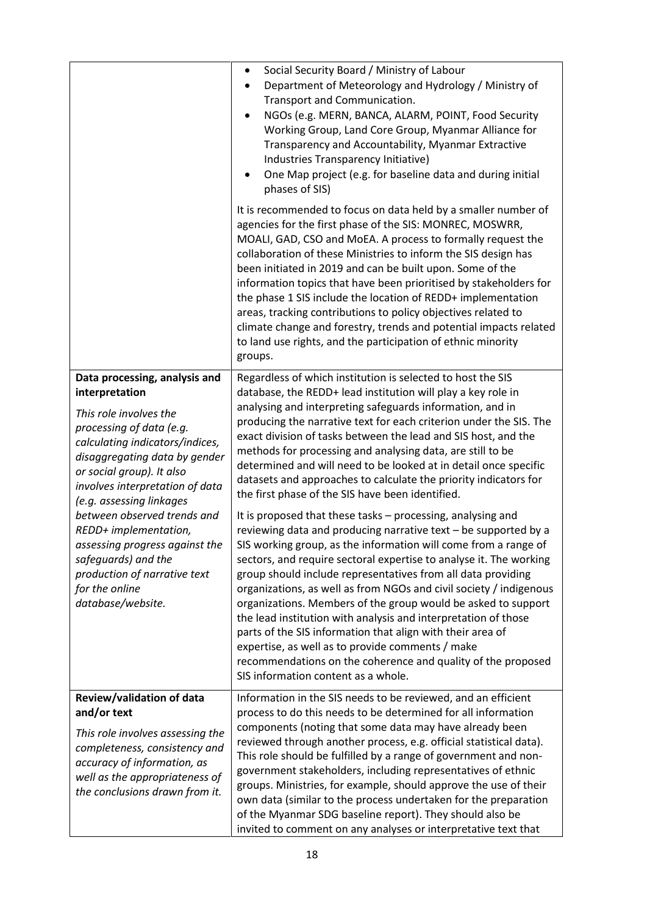| | |
|---|---|
| | • Social Security Board / Ministry of Labour<br>• Department of Meteorology and Hydrology / Ministry of Transport and Communication.<br>• NGOs (e.g. MERN, BANCA, ALARM, POINT, Food Security Working Group, Land Core Group, Myanmar Alliance for Transparency and Accountability, Myanmar Extractive Industries Transparency Initiative)<br>• One Map project (e.g. for baseline data and during initial phases of SIS)<br><br>It is recommended to focus on data held by a smaller number of agencies for the first phase of the SIS: MONREC, MOSWRR, MOALI, GAD, CSO and MoEA. A process to formally request the collaboration of these Ministries to inform the SIS design has been initiated in 2019 and can be built upon. Some of the information topics that have been prioritised by stakeholders for the phase 1 SIS include the location of REDD+ implementation areas, tracking contributions to policy objectives related to climate change and forestry, trends and potential impacts related to land use rights, and the participation of ethnic minority groups. |
| **Data processing, analysis and interpretation**<br><br>*This role involves the processing of data (e.g. calculating indicators/indices, disaggregating data by gender or social group). It also involves interpretation of data (e.g. assessing linkages between observed trends and REDD+ implementation, assessing progress against the safeguards) and the production of narrative text for the online database/website.* | Regardless of which institution is selected to host the SIS database, the REDD+ lead institution will play a key role in analysing and interpreting safeguards information, and in producing the narrative text for each criterion under the SIS. The exact division of tasks between the lead and SIS host, and the methods for processing and analysing data, are still to be determined and will need to be looked at in detail once specific datasets and approaches to calculate the priority indicators for the first phase of the SIS have been identified.<br><br>It is proposed that these tasks – processing, analysing and reviewing data and producing narrative text – be supported by a SIS working group, as the information will come from a range of sectors, and require sectoral expertise to analyse it. The working group should include representatives from all data providing organizations, as well as from NGOs and civil society / indigenous organizations. Members of the group would be asked to support the lead institution with analysis and interpretation of those parts of the SIS information that align with their area of expertise, as well as to provide comments / make recommendations on the coherence and quality of the proposed SIS information content as a whole. |
| **Review/validation of data and/or text**<br><br>*This role involves assessing the completeness, consistency and accuracy of information, as well as the appropriateness of the conclusions drawn from it.* | Information in the SIS needs to be reviewed, and an efficient process to do this needs to be determined for all information components (noting that some data may have already been reviewed through another process, e.g. official statistical data). This role should be fulfilled by a range of government and non-government stakeholders, including representatives of ethnic groups. Ministries, for example, should approve the use of their own data (similar to the process undertaken for the preparation of the Myanmar SDG baseline report). They should also be invited to comment on any analyses or interpretative text that |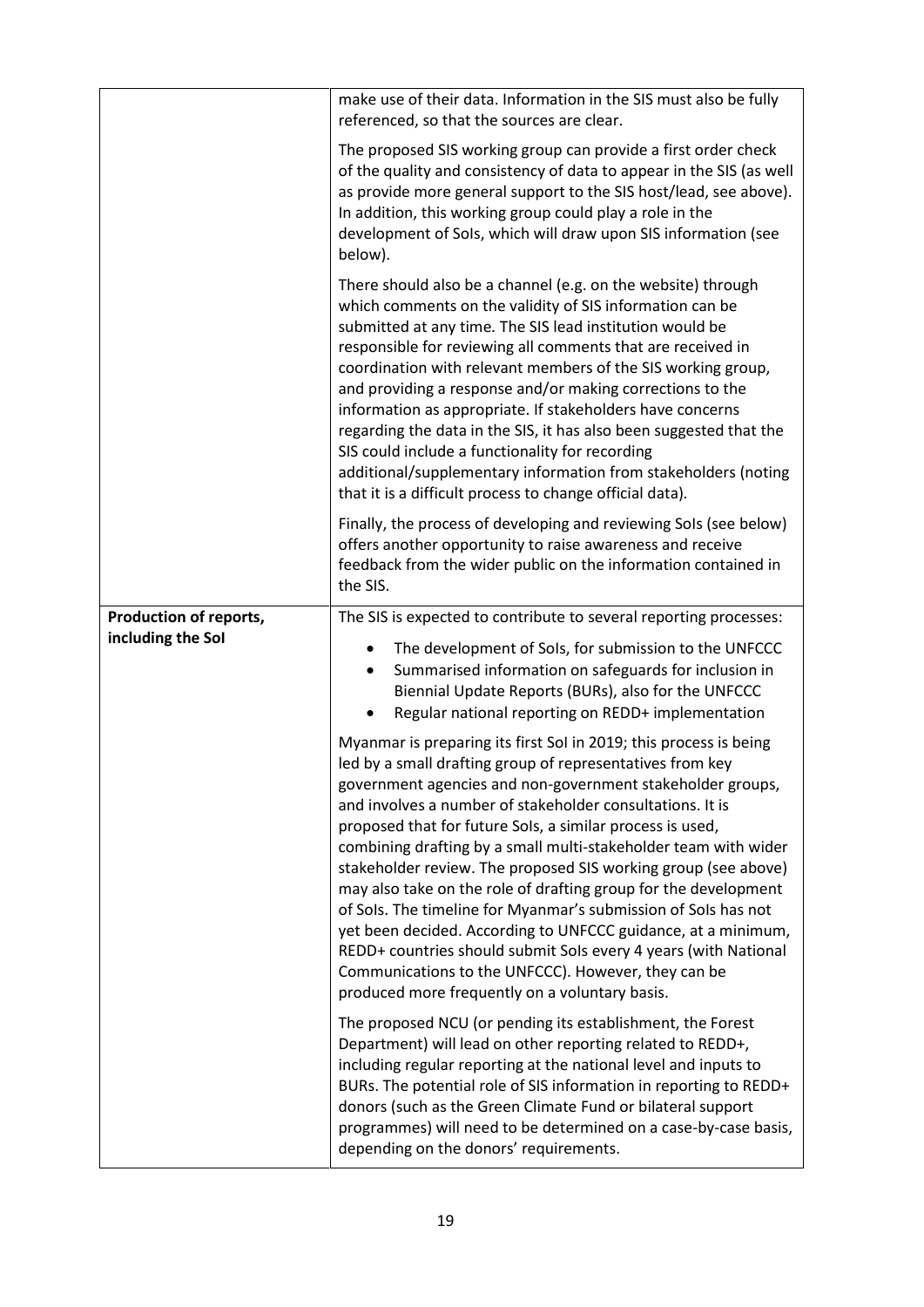| | |
|---|---|
| | make use of their data. Information in the SIS must also be fully referenced, so that the sources are clear.<br><br>The proposed SIS working group can provide a first order check of the quality and consistency of data to appear in the SIS (as well as provide more general support to the SIS host/lead, see above). In addition, this working group could play a role in the development of SoIs, which will draw upon SIS information (see below).<br><br>There should also be a channel (e.g. on the website) through which comments on the validity of SIS information can be submitted at any time. The SIS lead institution would be responsible for reviewing all comments that are received in coordination with relevant members of the SIS working group, and providing a response and/or making corrections to the information as appropriate. If stakeholders have concerns regarding the data in the SIS, it has also been suggested that the SIS could include a functionality for recording additional/supplementary information from stakeholders (noting that it is a difficult process to change official data).<br><br>Finally, the process of developing and reviewing SoIs (see below) offers another opportunity to raise awareness and receive feedback from the wider public on the information contained in the SIS. |
| **Production of reports, including the SoI** | The SIS is expected to contribute to several reporting processes:<br>• The development of SoIs, for submission to the UNFCCC<br>• Summarised information on safeguards for inclusion in Biennial Update Reports (BURs), also for the UNFCCC<br>• Regular national reporting on REDD+ implementation<br><br>Myanmar is preparing its first SoI in 2019; this process is being led by a small drafting group of representatives from key government agencies and non-government stakeholder groups, and involves a number of stakeholder consultations. It is proposed that for future SoIs, a similar process is used, combining drafting by a small multi-stakeholder team with wider stakeholder review. The proposed SIS working group (see above) may also take on the role of drafting group for the development of SoIs. The timeline for Myanmar's submission of SoIs has not yet been decided. According to UNFCCC guidance, at a minimum, REDD+ countries should submit SoIs every 4 years (with National Communications to the UNFCCC). However, they can be produced more frequently on a voluntary basis.<br><br>The proposed NCU (or pending its establishment, the Forest Department) will lead on other reporting related to REDD+, including regular reporting at the national level and inputs to BURs. The potential role of SIS information in reporting to REDD+ donors (such as the Green Climate Fund or bilateral support programmes) will need to be determined on a case-by-case basis, depending on the donors' requirements. |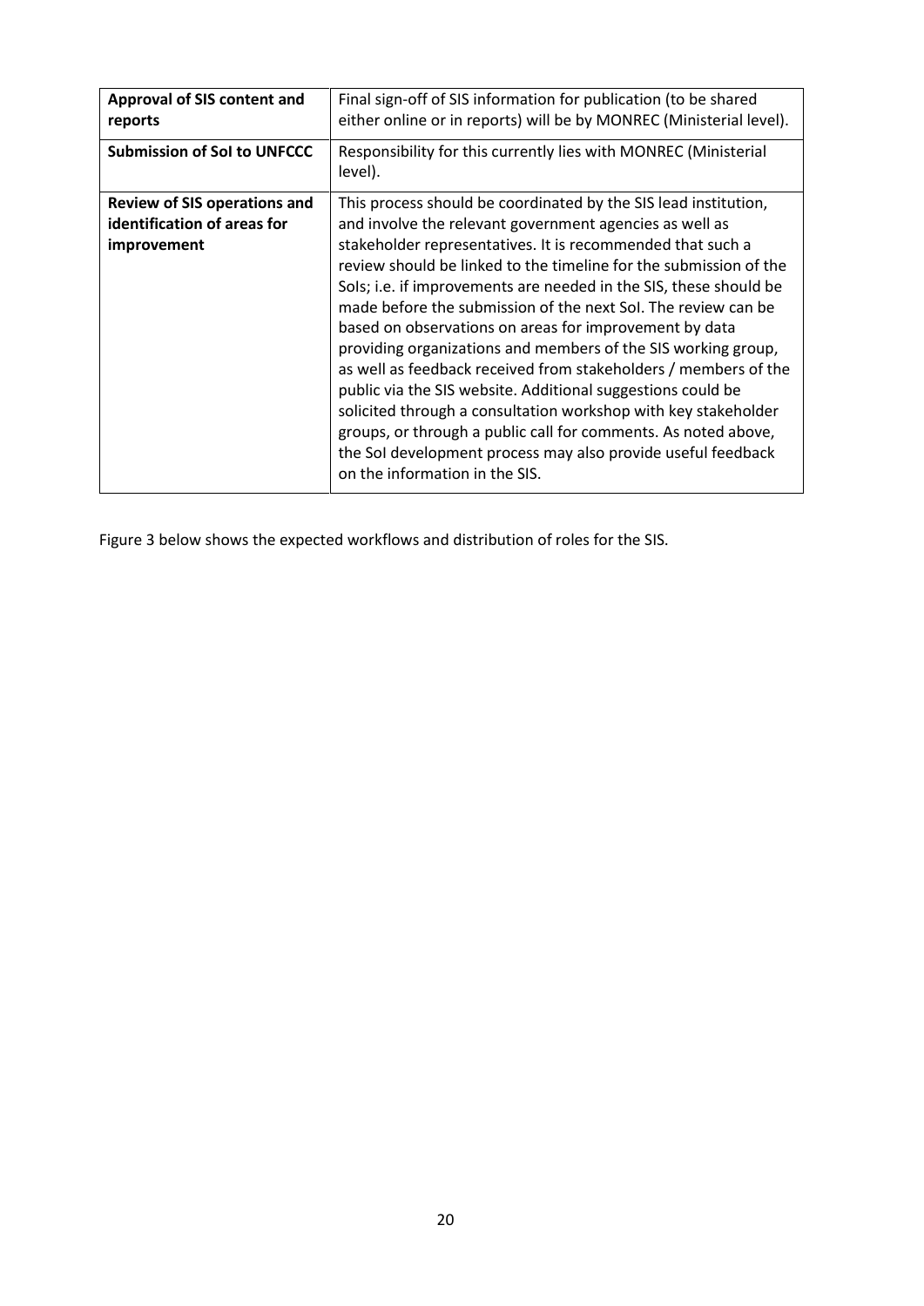| | |
|---|---|
| **Approval of SIS content and reports** | Final sign-off of SIS information for publication (to be shared either online or in reports) will be by MONREC (Ministerial level). |
| **Submission of SoI to UNFCCC** | Responsibility for this currently lies with MONREC (Ministerial level). |
| **Review of SIS operations and identification of areas for improvement** | This process should be coordinated by the SIS lead institution, and involve the relevant government agencies as well as stakeholder representatives. It is recommended that such a review should be linked to the timeline for the submission of the SoIs; i.e. if improvements are needed in the SIS, these should be made before the submission of the next SoI. The review can be based on observations on areas for improvement by data providing organizations and members of the SIS working group, as well as feedback received from stakeholders / members of the public via the SIS website. Additional suggestions could be solicited through a consultation workshop with key stakeholder groups, or through a public call for comments. As noted above, the SoI development process may also provide useful feedback on the information in the SIS. |

Figure 3 below shows the expected workflows and distribution of roles for the SIS.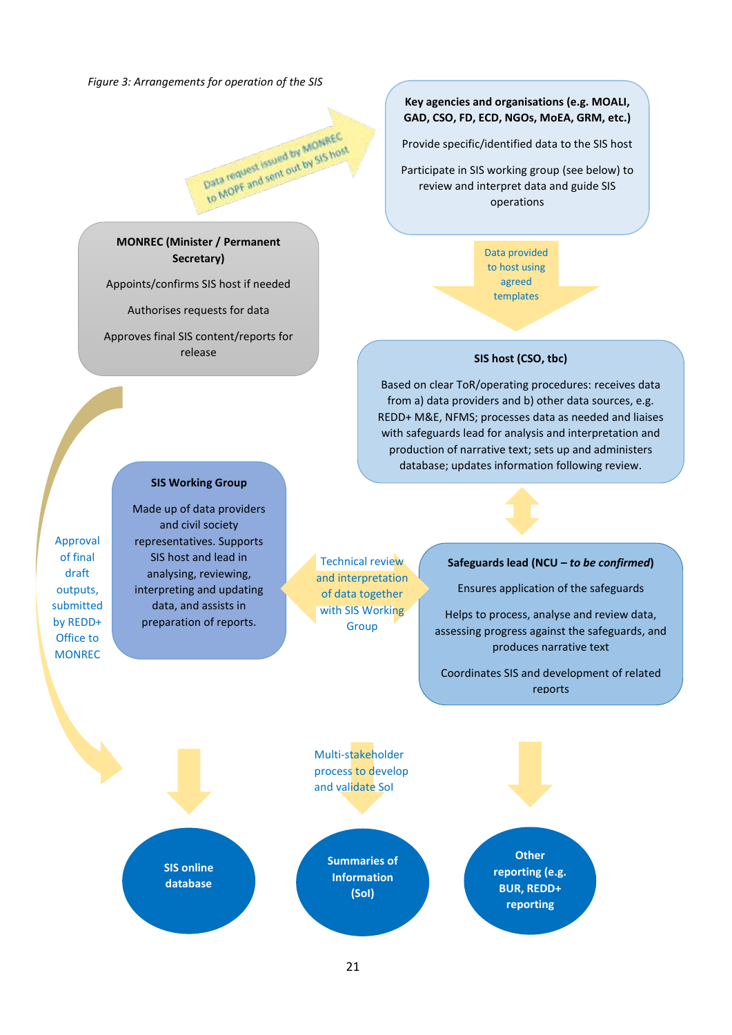*Figure 3: Arrangements for operation of the SIS*

Data request issued by MONREC to MOPF and sent out by SIS host

**Key agencies and organisations (e.g. MOALI, GAD, CSO, FD, ECD, NGOs, MoEA, GRM, etc.)**

Provide specific/identified data to the SIS host

Participate in SIS working group (see below) to review and interpret data and guide SIS operations

**MONREC (Minister / Permanent Secretary)**

Appoints/confirms SIS host if needed

Authorises requests for data

Approves final SIS content/reports for release

Data provided to host using agreed templates

**SIS host (CSO, tbc)**

Based on clear ToR/operating procedures: receives data from a) data providers and b) other data sources, e.g. REDD+ M&E, NFMS; processes data as needed and liaises with safeguards lead for analysis and interpretation and production of narrative text; sets up and administers database; updates information following review.

**SIS Working Group**

Made up of data providers and civil society representatives. Supports SIS host and lead in analysing, reviewing, interpreting and updating data, and assists in preparation of reports.

Technical review and interpretation of data together with SIS Working Group

**Safeguards lead (NCU – *to be confirmed*)**

Ensures application of the safeguards

Helps to process, analyse and review data, assessing progress against the safeguards, and produces narrative text

Coordinates SIS and development of related reports

Approval of final draft outputs, submitted by REDD+ Office to MONREC

Multi-stakeholder process to develop and validate SoI

**SIS online database**

**Summaries of Information (SoI)**

**Other reporting (e.g. BUR, REDD+ reporting**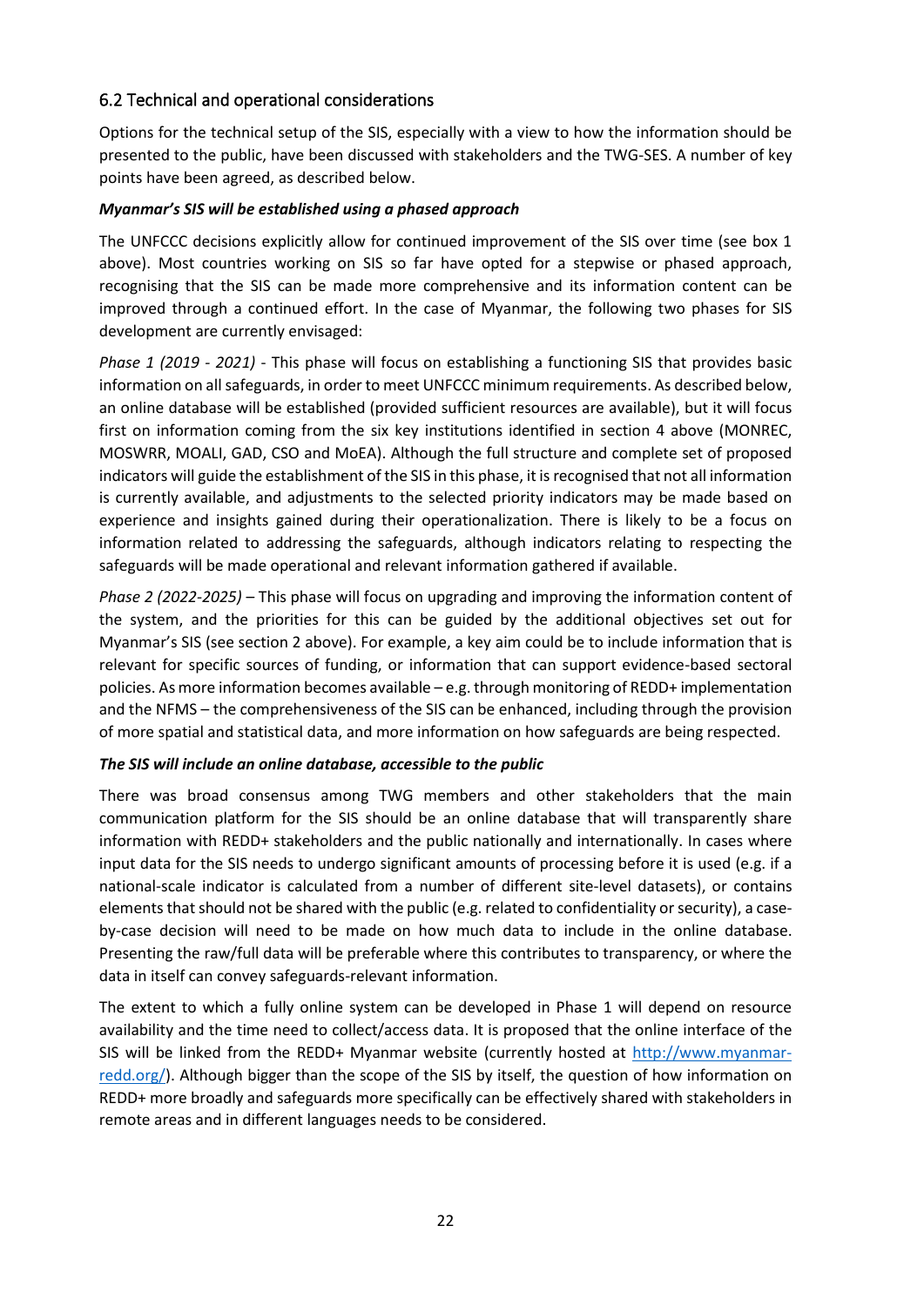## 6.2 Technical and operational considerations

Options for the technical setup of the SIS, especially with a view to how the information should be presented to the public, have been discussed with stakeholders and the TWG-SES. A number of key points have been agreed, as described below.

***Myanmar's SIS will be established using a phased approach***

The UNFCCC decisions explicitly allow for continued improvement of the SIS over time (see box 1 above). Most countries working on SIS so far have opted for a stepwise or phased approach, recognising that the SIS can be made more comprehensive and its information content can be improved through a continued effort. In the case of Myanmar, the following two phases for SIS development are currently envisaged:

*Phase 1 (2019 - 2021)* - This phase will focus on establishing a functioning SIS that provides basic information on all safeguards, in order to meet UNFCCC minimum requirements. As described below, an online database will be established (provided sufficient resources are available), but it will focus first on information coming from the six key institutions identified in section 4 above (MONREC, MOSWRR, MOALI, GAD, CSO and MoEA). Although the full structure and complete set of proposed indicators will guide the establishment of the SIS in this phase, it is recognised that not all information is currently available, and adjustments to the selected priority indicators may be made based on experience and insights gained during their operationalization. There is likely to be a focus on information related to addressing the safeguards, although indicators relating to respecting the safeguards will be made operational and relevant information gathered if available.

*Phase 2 (2022-2025)* – This phase will focus on upgrading and improving the information content of the system, and the priorities for this can be guided by the additional objectives set out for Myanmar's SIS (see section 2 above). For example, a key aim could be to include information that is relevant for specific sources of funding, or information that can support evidence-based sectoral policies. As more information becomes available – e.g. through monitoring of REDD+ implementation and the NFMS – the comprehensiveness of the SIS can be enhanced, including through the provision of more spatial and statistical data, and more information on how safeguards are being respected.

***The SIS will include an online database, accessible to the public***

There was broad consensus among TWG members and other stakeholders that the main communication platform for the SIS should be an online database that will transparently share information with REDD+ stakeholders and the public nationally and internationally. In cases where input data for the SIS needs to undergo significant amounts of processing before it is used (e.g. if a national-scale indicator is calculated from a number of different site-level datasets), or contains elements that should not be shared with the public (e.g. related to confidentiality or security), a case-by-case decision will need to be made on how much data to include in the online database. Presenting the raw/full data will be preferable where this contributes to transparency, or where the data in itself can convey safeguards-relevant information.

The extent to which a fully online system can be developed in Phase 1 will depend on resource availability and the time need to collect/access data. It is proposed that the online interface of the SIS will be linked from the REDD+ Myanmar website (currently hosted at [http://www.myanmar-redd.org/](http://www.myanmar-redd.org/)). Although bigger than the scope of the SIS by itself, the question of how information on REDD+ more broadly and safeguards more specifically can be effectively shared with stakeholders in remote areas and in different languages needs to be considered.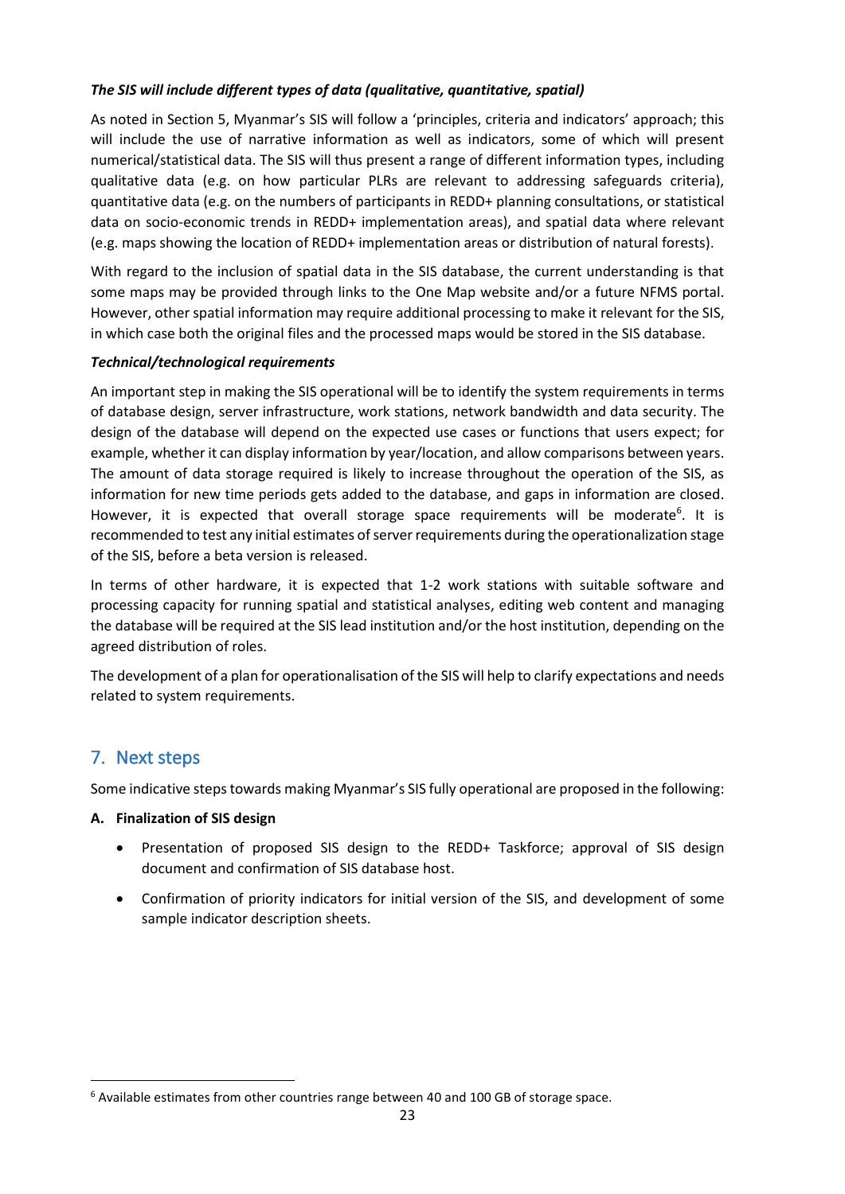***The SIS will include different types of data (qualitative, quantitative, spatial)***

As noted in Section 5, Myanmar's SIS will follow a 'principles, criteria and indicators' approach; this will include the use of narrative information as well as indicators, some of which will present numerical/statistical data. The SIS will thus present a range of different information types, including qualitative data (e.g. on how particular PLRs are relevant to addressing safeguards criteria), quantitative data (e.g. on the numbers of participants in REDD+ planning consultations, or statistical data on socio-economic trends in REDD+ implementation areas), and spatial data where relevant (e.g. maps showing the location of REDD+ implementation areas or distribution of natural forests).

With regard to the inclusion of spatial data in the SIS database, the current understanding is that some maps may be provided through links to the One Map website and/or a future NFMS portal. However, other spatial information may require additional processing to make it relevant for the SIS, in which case both the original files and the processed maps would be stored in the SIS database.

***Technical/technological requirements***

An important step in making the SIS operational will be to identify the system requirements in terms of database design, server infrastructure, work stations, network bandwidth and data security. The design of the database will depend on the expected use cases or functions that users expect; for example, whether it can display information by year/location, and allow comparisons between years. The amount of data storage required is likely to increase throughout the operation of the SIS, as information for new time periods gets added to the database, and gaps in information are closed. However, it is expected that overall storage space requirements will be moderate[6]. It is recommended to test any initial estimates of server requirements during the operationalization stage of the SIS, before a beta version is released.

In terms of other hardware, it is expected that 1-2 work stations with suitable software and processing capacity for running spatial and statistical analyses, editing web content and managing the database will be required at the SIS lead institution and/or the host institution, depending on the agreed distribution of roles.

The development of a plan for operationalisation of the SIS will help to clarify expectations and needs related to system requirements.

## 7. Next steps

Some indicative steps towards making Myanmar's SIS fully operational are proposed in the following:

**A. Finalization of SIS design**

- Presentation of proposed SIS design to the REDD+ Taskforce; approval of SIS design document and confirmation of SIS database host.
- Confirmation of priority indicators for initial version of the SIS, and development of some sample indicator description sheets.

[6] Available estimates from other countries range between 40 and 100 GB of storage space.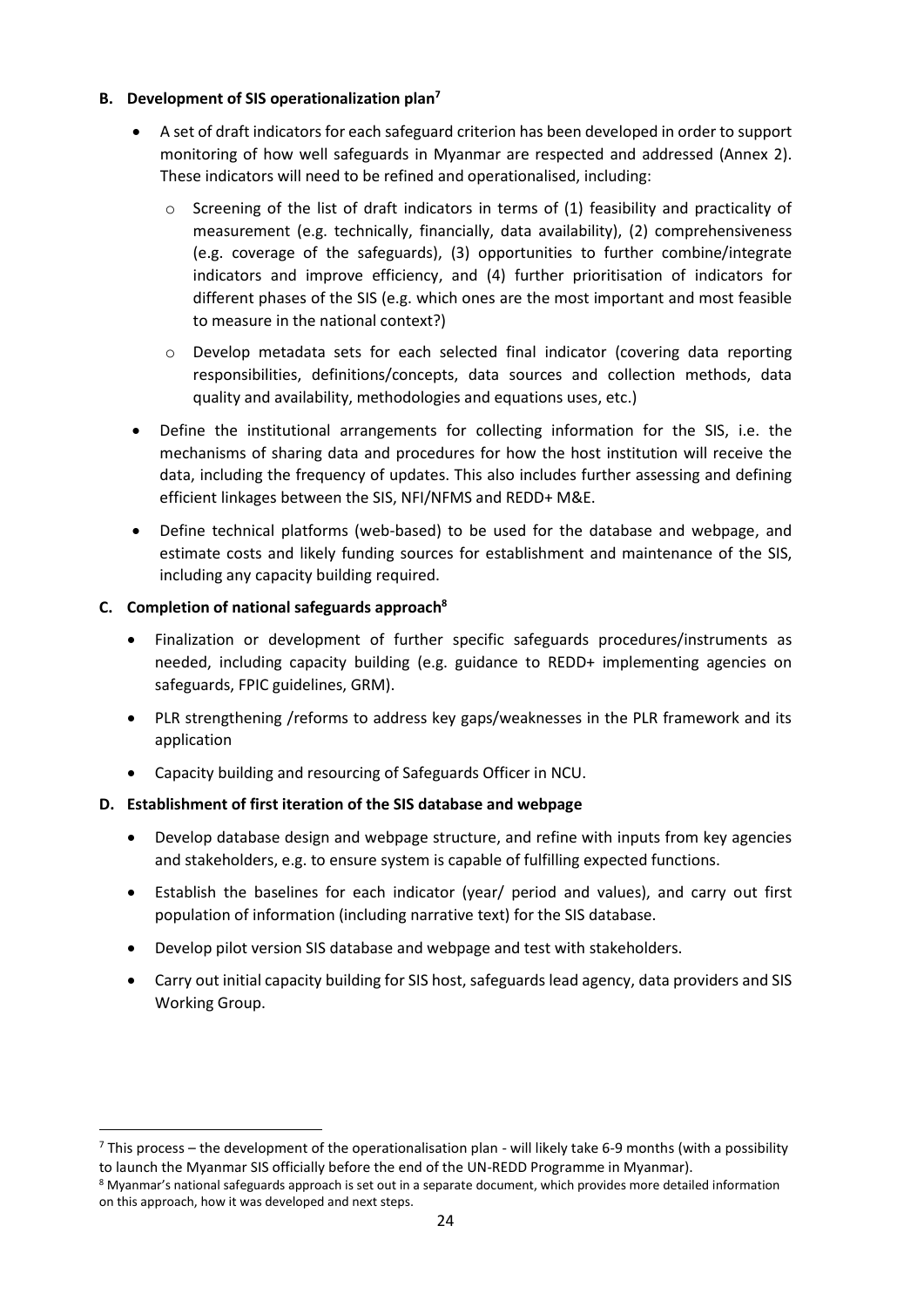### B. Development of SIS operationalization plan[7]

- A set of draft indicators for each safeguard criterion has been developed in order to support monitoring of how well safeguards in Myanmar are respected and addressed (Annex 2). These indicators will need to be refined and operationalised, including:
  - Screening of the list of draft indicators in terms of (1) feasibility and practicality of measurement (e.g. technically, financially, data availability), (2) comprehensiveness (e.g. coverage of the safeguards), (3) opportunities to further combine/integrate indicators and improve efficiency, and (4) further prioritisation of indicators for different phases of the SIS (e.g. which ones are the most important and most feasible to measure in the national context?)
  - Develop metadata sets for each selected final indicator (covering data reporting responsibilities, definitions/concepts, data sources and collection methods, data quality and availability, methodologies and equations uses, etc.)
- Define the institutional arrangements for collecting information for the SIS, i.e. the mechanisms of sharing data and procedures for how the host institution will receive the data, including the frequency of updates. This also includes further assessing and defining efficient linkages between the SIS, NFI/NFMS and REDD+ M&E.
- Define technical platforms (web-based) to be used for the database and webpage, and estimate costs and likely funding sources for establishment and maintenance of the SIS, including any capacity building required.

### C. Completion of national safeguards approach[8]

- Finalization or development of further specific safeguards procedures/instruments as needed, including capacity building (e.g. guidance to REDD+ implementing agencies on safeguards, FPIC guidelines, GRM).
- PLR strengthening /reforms to address key gaps/weaknesses in the PLR framework and its application
- Capacity building and resourcing of Safeguards Officer in NCU.

### D. Establishment of first iteration of the SIS database and webpage

- Develop database design and webpage structure, and refine with inputs from key agencies and stakeholders, e.g. to ensure system is capable of fulfilling expected functions.
- Establish the baselines for each indicator (year/ period and values), and carry out first population of information (including narrative text) for the SIS database.
- Develop pilot version SIS database and webpage and test with stakeholders.
- Carry out initial capacity building for SIS host, safeguards lead agency, data providers and SIS Working Group.

---

[7] This process – the development of the operationalisation plan - will likely take 6-9 months (with a possibility to launch the Myanmar SIS officially before the end of the UN-REDD Programme in Myanmar).

[8] Myanmar's national safeguards approach is set out in a separate document, which provides more detailed information on this approach, how it was developed and next steps.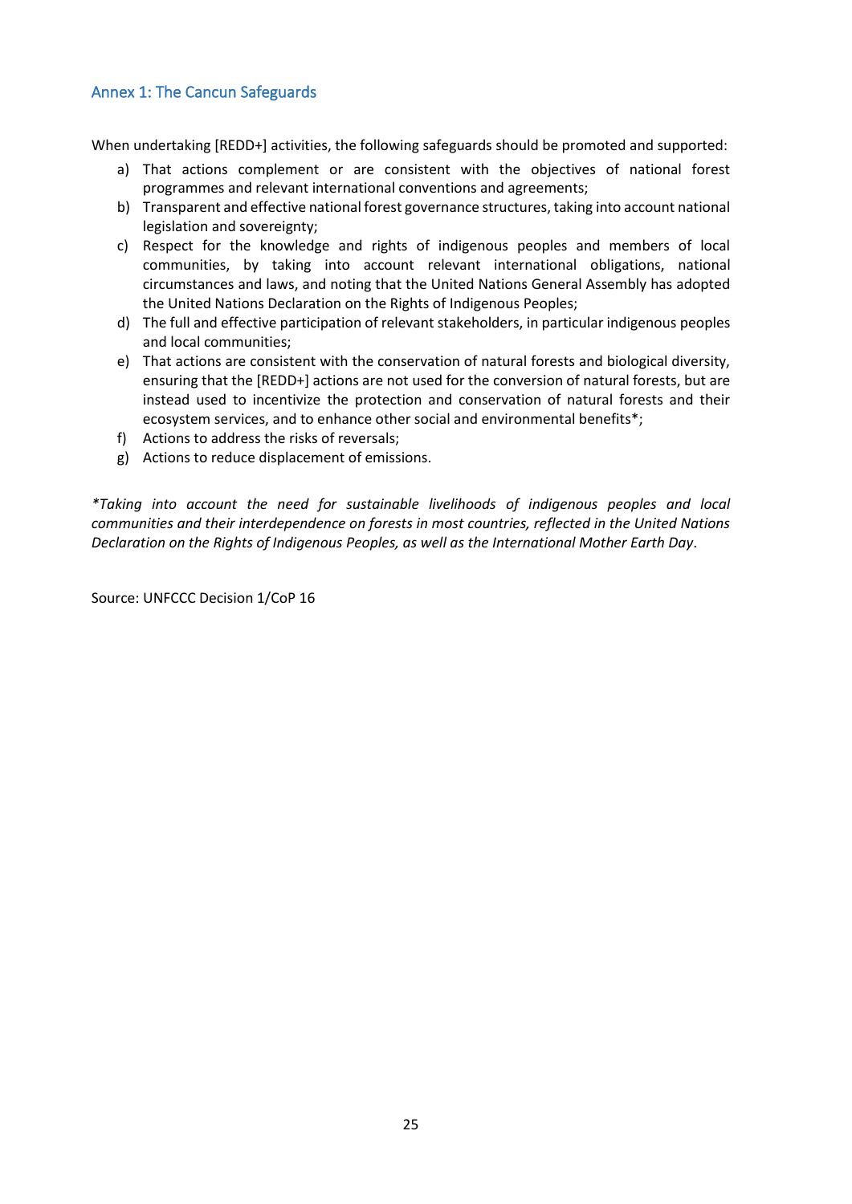## Annex 1: The Cancun Safeguards

When undertaking [REDD+] activities, the following safeguards should be promoted and supported:

a) That actions complement or are consistent with the objectives of national forest programmes and relevant international conventions and agreements;
b) Transparent and effective national forest governance structures, taking into account national legislation and sovereignty;
c) Respect for the knowledge and rights of indigenous peoples and members of local communities, by taking into account relevant international obligations, national circumstances and laws, and noting that the United Nations General Assembly has adopted the United Nations Declaration on the Rights of Indigenous Peoples;
d) The full and effective participation of relevant stakeholders, in particular indigenous peoples and local communities;
e) That actions are consistent with the conservation of natural forests and biological diversity, ensuring that the [REDD+] actions are not used for the conversion of natural forests, but are instead used to incentivize the protection and conservation of natural forests and their ecosystem services, and to enhance other social and environmental benefits*;
f) Actions to address the risks of reversals;
g) Actions to reduce displacement of emissions.

*\*Taking into account the need for sustainable livelihoods of indigenous peoples and local communities and their interdependence on forests in most countries, reflected in the United Nations Declaration on the Rights of Indigenous Peoples, as well as the International Mother Earth Day*.

Source: UNFCCC Decision 1/CoP 16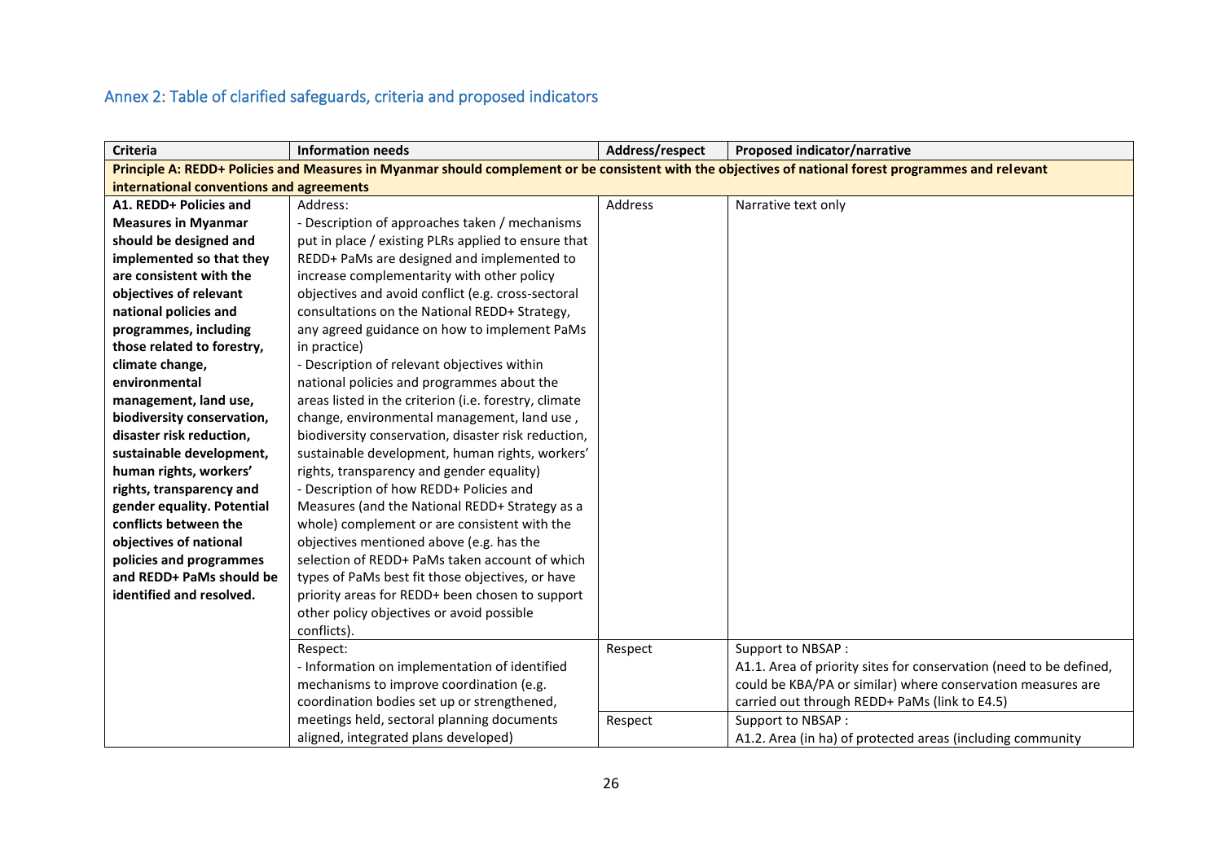## Annex 2: Table of clarified safeguards, criteria and proposed indicators

| Criteria | Information needs | Address/respect | Proposed indicator/narrative |
|---|---|---|---|
| **Principle A: REDD+ Policies and Measures in Myanmar should complement or be consistent with the objectives of national forest programmes and relevant international conventions and agreements** | | | |
| **A1. REDD+ Policies and Measures in Myanmar should be designed and implemented so that they are consistent with the objectives of relevant national policies and programmes, including those related to forestry, climate change, environmental management, land use, biodiversity conservation, disaster risk reduction, sustainable development, human rights, workers' rights, transparency and gender equality. Potential conflicts between the objectives of national policies and programmes and REDD+ PaMs should be identified and resolved.** | Address:<br>- Description of approaches taken / mechanisms put in place / existing PLRs applied to ensure that REDD+ PaMs are designed and implemented to increase complementarity with other policy objectives and avoid conflict (e.g. cross-sectoral consultations on the National REDD+ Strategy, any agreed guidance on how to implement PaMs in practice)<br>- Description of relevant objectives within national policies and programmes about the areas listed in the criterion (i.e. forestry, climate change, environmental management, land use , biodiversity conservation, disaster risk reduction, sustainable development, human rights, workers' rights, transparency and gender equality)<br>- Description of how REDD+ Policies and Measures (and the National REDD+ Strategy as a whole) complement or are consistent with the objectives mentioned above (e.g. has the selection of REDD+ PaMs taken account of which types of PaMs best fit those objectives, or have priority areas for REDD+ been chosen to support other policy objectives or avoid possible conflicts). | Address | Narrative text only |
| | Respect:<br>- Information on implementation of identified mechanisms to improve coordination (e.g. coordination bodies set up or strengthened, meetings held, sectoral planning documents aligned, integrated plans developed) | Respect | Support to NBSAP :<br>A1.1. Area of priority sites for conservation (need to be defined, could be KBA/PA or similar) where conservation measures are carried out through REDD+ PaMs (link to E4.5) |
| | | Respect | Support to NBSAP :<br>A1.2. Area (in ha) of protected areas (including community |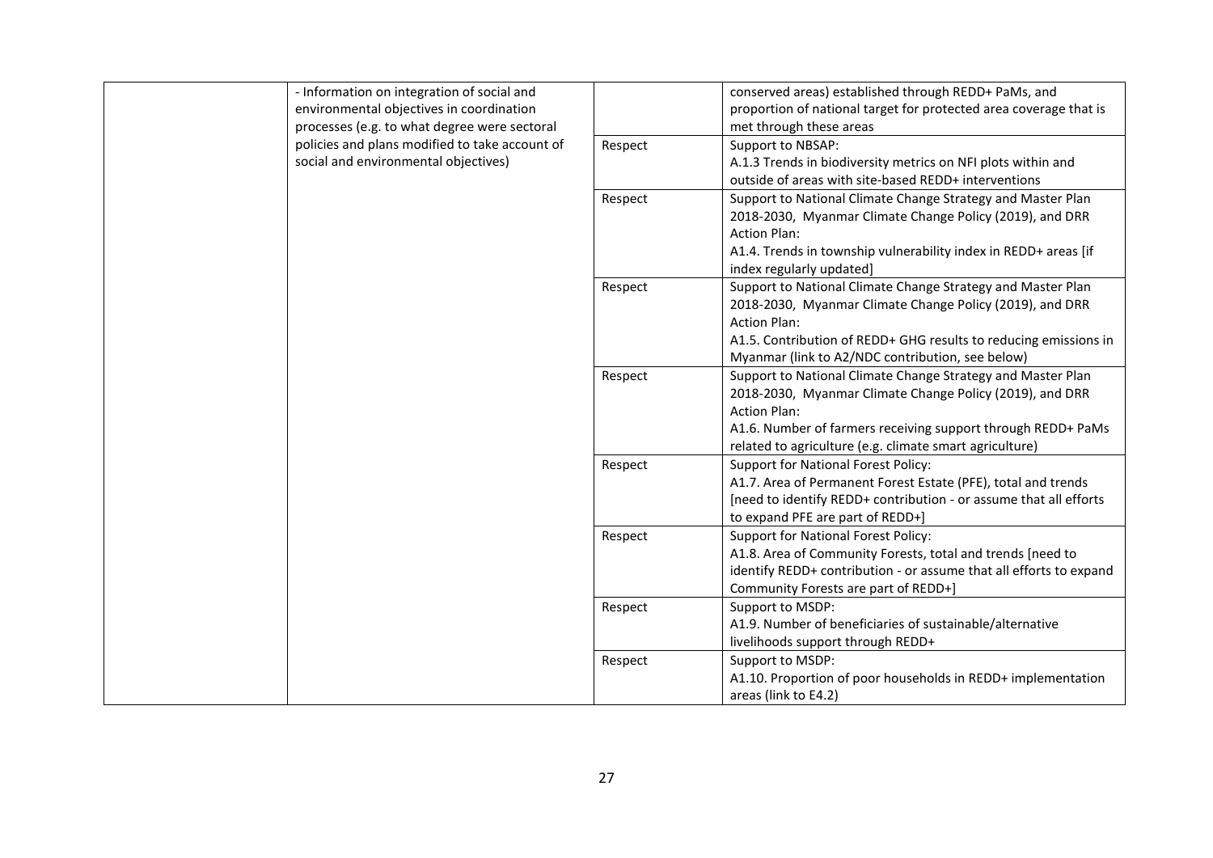| | | | |
|---|---|---|---|
| | - Information on integration of social and environmental objectives in coordination processes (e.g. to what degree were sectoral policies and plans modified to take account of social and environmental objectives) | | conserved areas) established through REDD+ PaMs, and proportion of national target for protected area coverage that is met through these areas |
| | | Respect | Support to NBSAP:<br>A.1.3 Trends in biodiversity metrics on NFI plots within and outside of areas with site-based REDD+ interventions |
| | | Respect | Support to National Climate Change Strategy and Master Plan 2018-2030, Myanmar Climate Change Policy (2019), and DRR Action Plan:<br>A1.4. Trends in township vulnerability index in REDD+ areas [if index regularly updated] |
| | | Respect | Support to National Climate Change Strategy and Master Plan 2018-2030, Myanmar Climate Change Policy (2019), and DRR Action Plan:<br>A1.5. Contribution of REDD+ GHG results to reducing emissions in Myanmar (link to A2/NDC contribution, see below) |
| | | Respect | Support to National Climate Change Strategy and Master Plan 2018-2030, Myanmar Climate Change Policy (2019), and DRR Action Plan:<br>A1.6. Number of farmers receiving support through REDD+ PaMs related to agriculture (e.g. climate smart agriculture) |
| | | Respect | Support for National Forest Policy:<br>A1.7. Area of Permanent Forest Estate (PFE), total and trends [need to identify REDD+ contribution - or assume that all efforts to expand PFE are part of REDD+] |
| | | Respect | Support for National Forest Policy:<br>A1.8. Area of Community Forests, total and trends [need to identify REDD+ contribution - or assume that all efforts to expand Community Forests are part of REDD+] |
| | | Respect | Support to MSDP:<br>A1.9. Number of beneficiaries of sustainable/alternative livelihoods support through REDD+ |
| | | Respect | Support to MSDP:<br>A1.10. Proportion of poor households in REDD+ implementation areas (link to E4.2) |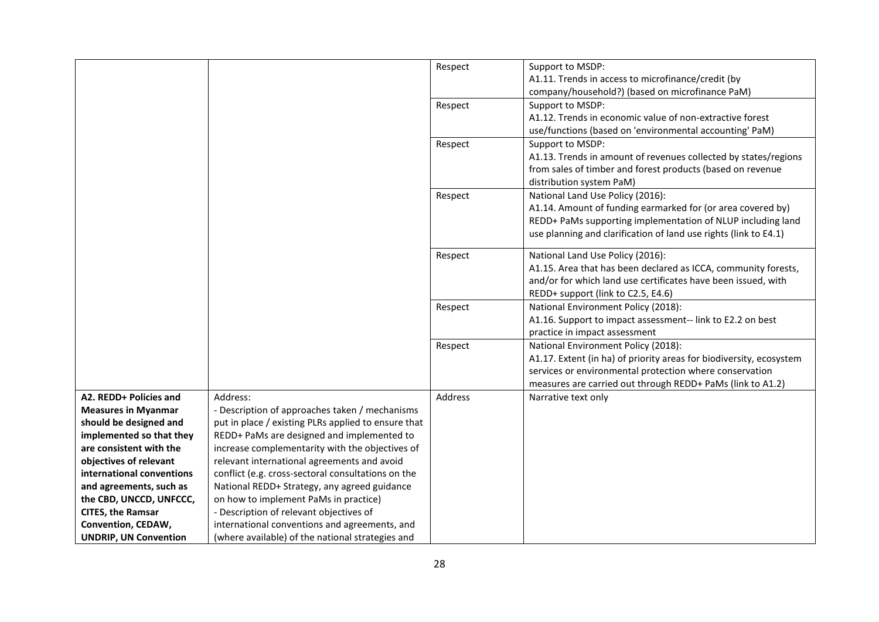| | | Respect | Support to MSDP:<br>A1.11. Trends in access to microfinance/credit (by company/household?) (based on microfinance PaM) |
|---|---|---|---|
| | | Respect | Support to MSDP:<br>A1.12. Trends in economic value of non-extractive forest use/functions (based on 'environmental accounting' PaM) |
| | | Respect | Support to MSDP:<br>A1.13. Trends in amount of revenues collected by states/regions from sales of timber and forest products (based on revenue distribution system PaM) |
| | | Respect | National Land Use Policy (2016):<br>A1.14. Amount of funding earmarked for (or area covered by) REDD+ PaMs supporting implementation of NLUP including land use planning and clarification of land use rights (link to E4.1) |
| | | Respect | National Land Use Policy (2016):<br>A1.15. Area that has been declared as ICCA, community forests, and/or for which land use certificates have been issued, with REDD+ support (link to C2.5, E4.6) |
| | | Respect | National Environment Policy (2018):<br>A1.16. Support to impact assessment-- link to E2.2 on best practice in impact assessment |
| | | Respect | National Environment Policy (2018):<br>A1.17. Extent (in ha) of priority areas for biodiversity, ecosystem services or environmental protection where conservation measures are carried out through REDD+ PaMs (link to A1.2) |
| **A2. REDD+ Policies and Measures in Myanmar should be designed and implemented so that they are consistent with the objectives of relevant international conventions and agreements, such as the CBD, UNCCD, UNFCCC, CITES, the Ramsar Convention, CEDAW, UNDRIP, UN Convention** | Address:<br>- Description of approaches taken / mechanisms put in place / existing PLRs applied to ensure that REDD+ PaMs are designed and implemented to increase complementarity with the objectives of relevant international agreements and avoid conflict (e.g. cross-sectoral consultations on the National REDD+ Strategy, any agreed guidance on how to implement PaMs in practice)<br>- Description of relevant objectives of international conventions and agreements, and (where available) of the national strategies and | Address | Narrative text only |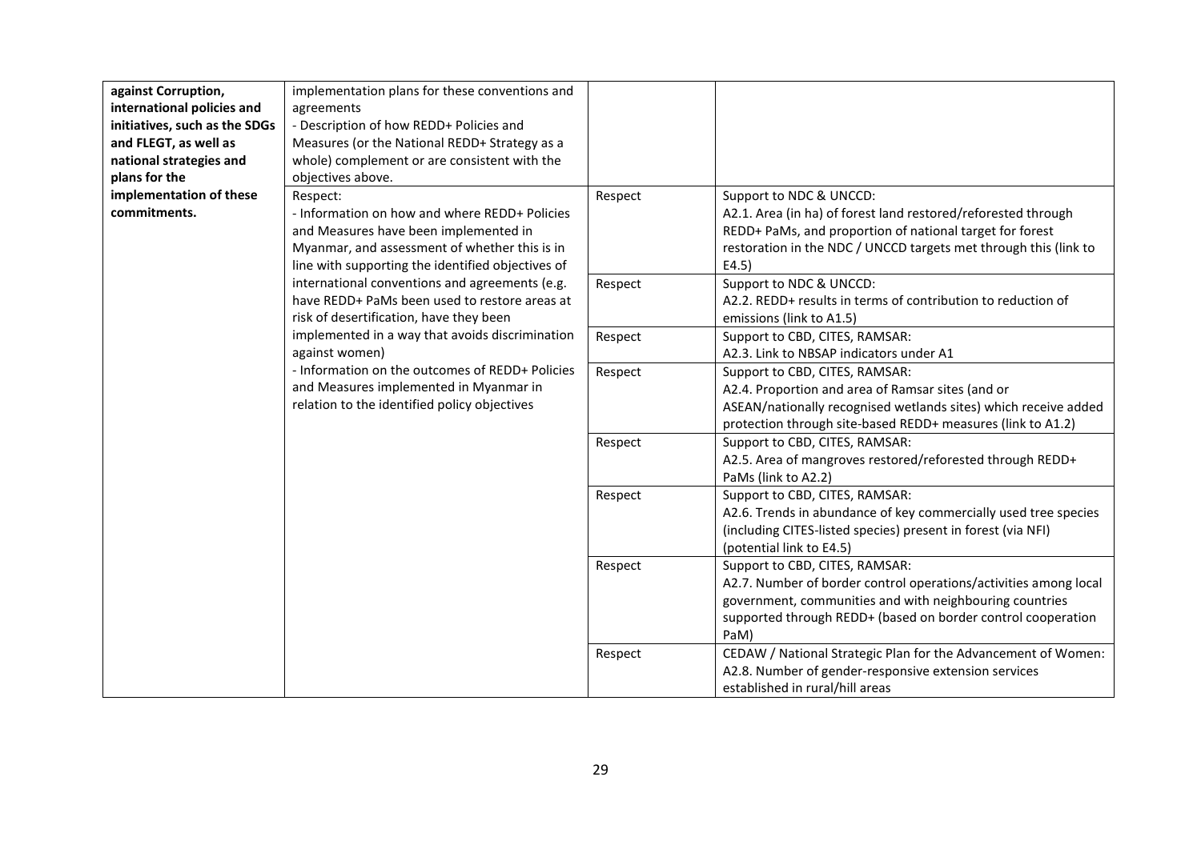| | | | |
|---|---|---|---|
| **against Corruption, international policies and initiatives, such as the SDGs and FLEGT, as well as national strategies and plans for the implementation of these commitments.** | implementation plans for these conventions and agreements<br>- Description of how REDD+ Policies and Measures (or the National REDD+ Strategy as a whole) complement or are consistent with the objectives above. | | |
| | Respect:<br>- Information on how and where REDD+ Policies and Measures have been implemented in Myanmar, and assessment of whether this is in line with supporting the identified objectives of international conventions and agreements (e.g. have REDD+ PaMs been used to restore areas at risk of desertification, have they been implemented in a way that avoids discrimination against women)<br>- Information on the outcomes of REDD+ Policies and Measures implemented in Myanmar in relation to the identified policy objectives | Respect | Support to NDC & UNCCD:<br>A2.1. Area (in ha) of forest land restored/reforested through REDD+ PaMs, and proportion of national target for forest restoration in the NDC / UNCCD targets met through this (link to E4.5) |
| | | Respect | Support to NDC & UNCCD:<br>A2.2. REDD+ results in terms of contribution to reduction of emissions (link to A1.5) |
| | | Respect | Support to CBD, CITES, RAMSAR:<br>A2.3. Link to NBSAP indicators under A1 |
| | | Respect | Support to CBD, CITES, RAMSAR:<br>A2.4. Proportion and area of Ramsar sites (and or ASEAN/nationally recognised wetlands sites) which receive added protection through site-based REDD+ measures (link to A1.2) |
| | | Respect | Support to CBD, CITES, RAMSAR:<br>A2.5. Area of mangroves restored/reforested through REDD+ PaMs (link to A2.2) |
| | | Respect | Support to CBD, CITES, RAMSAR:<br>A2.6. Trends in abundance of key commercially used tree species (including CITES-listed species) present in forest (via NFI) (potential link to E4.5) |
| | | Respect | Support to CBD, CITES, RAMSAR:<br>A2.7. Number of border control operations/activities among local government, communities and with neighbouring countries supported through REDD+ (based on border control cooperation PaM) |
| | | Respect | CEDAW / National Strategic Plan for the Advancement of Women:<br>A2.8. Number of gender-responsive extension services established in rural/hill areas |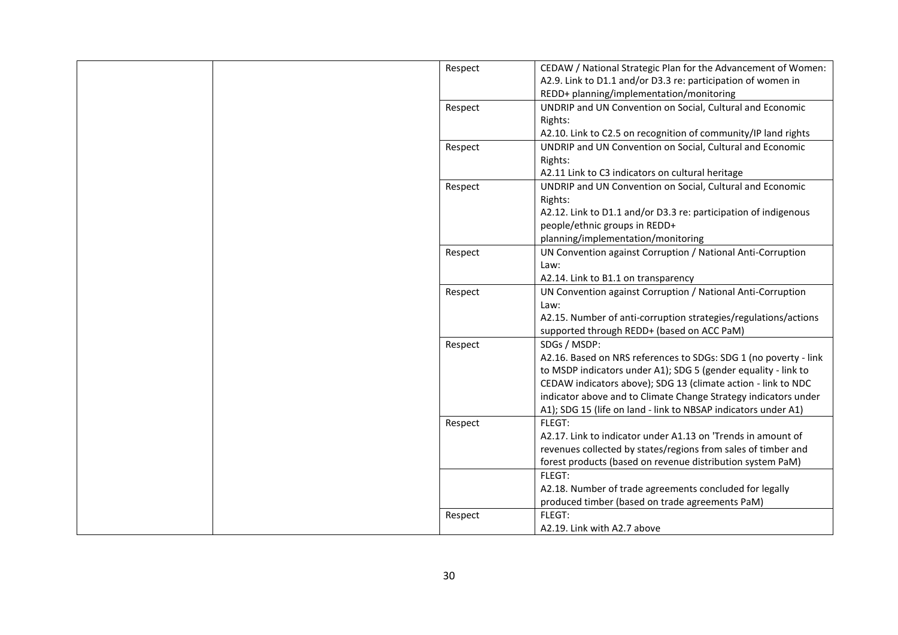| | | | |
|---|---|---|---|
| | | Respect | CEDAW / National Strategic Plan for the Advancement of Women: A2.9. Link to D1.1 and/or D3.3 re: participation of women in REDD+ planning/implementation/monitoring |
| | | Respect | UNDRIP and UN Convention on Social, Cultural and Economic Rights: A2.10. Link to C2.5 on recognition of community/IP land rights |
| | | Respect | UNDRIP and UN Convention on Social, Cultural and Economic Rights: A2.11 Link to C3 indicators on cultural heritage |
| | | Respect | UNDRIP and UN Convention on Social, Cultural and Economic Rights: A2.12. Link to D1.1 and/or D3.3 re: participation of indigenous people/ethnic groups in REDD+ planning/implementation/monitoring |
| | | Respect | UN Convention against Corruption / National Anti-Corruption Law: A2.14. Link to B1.1 on transparency |
| | | Respect | UN Convention against Corruption / National Anti-Corruption Law: A2.15. Number of anti-corruption strategies/regulations/actions supported through REDD+ (based on ACC PaM) |
| | | Respect | SDGs / MSDP: A2.16. Based on NRS references to SDGs: SDG 1 (no poverty - link to MSDP indicators under A1); SDG 5 (gender equality - link to CEDAW indicators above); SDG 13 (climate action - link to NDC indicator above and to Climate Change Strategy indicators under A1); SDG 15 (life on land - link to NBSAP indicators under A1) |
| | | Respect | FLEGT: A2.17. Link to indicator under A1.13 on 'Trends in amount of revenues collected by states/regions from sales of timber and forest products (based on revenue distribution system PaM) |
| | | | FLEGT: A2.18. Number of trade agreements concluded for legally produced timber (based on trade agreements PaM) |
| | | Respect | FLEGT: A2.19. Link with A2.7 above |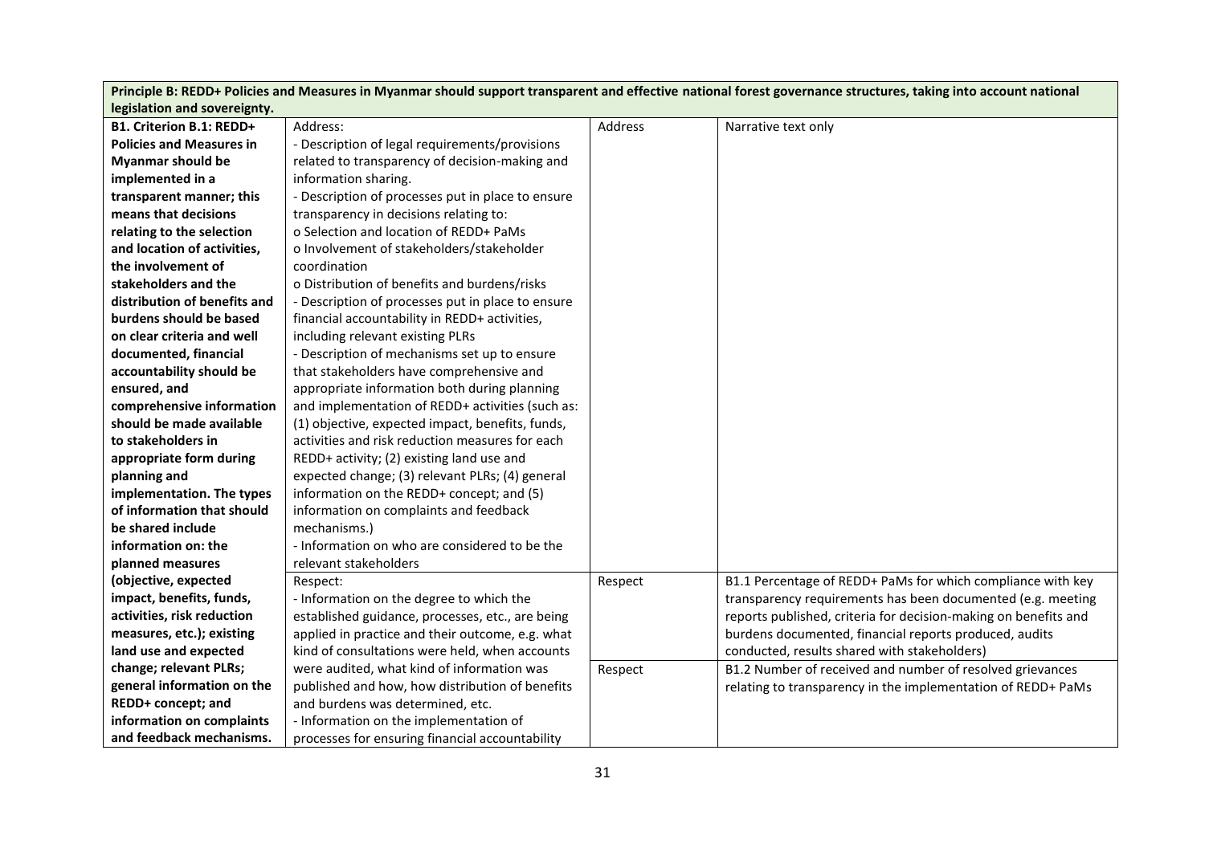| Principle B: REDD+ Policies and Measures in Myanmar should support transparent and effective national forest governance structures, taking into account national legislation and sovereignty. | | | |
|---|---|---|---|
| **B1. Criterion B.1: REDD+ Policies and Measures in Myanmar should be implemented in a transparent manner; this means that decisions relating to the selection and location of activities, the involvement of stakeholders and the distribution of benefits and burdens should be based on clear criteria and well documented, financial accountability should be ensured, and comprehensive information should be made available to stakeholders in appropriate form during planning and implementation. The types of information that should be shared include information on: the planned measures (objective, expected impact, benefits, funds, activities, risk reduction measures, etc.); existing land use and expected change; relevant PLRs; general information on the REDD+ concept; and information on complaints and feedback mechanisms.** | Address:<br>- Description of legal requirements/provisions related to transparency of decision-making and information sharing.<br>- Description of processes put in place to ensure transparency in decisions relating to:<br>o Selection and location of REDD+ PaMs<br>o Involvement of stakeholders/stakeholder coordination<br>o Distribution of benefits and burdens/risks<br>- Description of processes put in place to ensure financial accountability in REDD+ activities, including relevant existing PLRs<br>- Description of mechanisms set up to ensure that stakeholders have comprehensive and appropriate information both during planning and implementation of REDD+ activities (such as: (1) objective, expected impact, benefits, funds, activities and risk reduction measures for each REDD+ activity; (2) existing land use and expected change; (3) relevant PLRs; (4) general information on the REDD+ concept; and (5) information on complaints and feedback mechanisms.)<br>- Information on who are considered to be the relevant stakeholders | Address | Narrative text only |
| | Respect:<br>- Information on the degree to which the established guidance, processes, etc., are being applied in practice and their outcome, e.g. what kind of consultations were held, when accounts were audited, what kind of information was published and how, how distribution of benefits and burdens was determined, etc.<br>- Information on the implementation of processes for ensuring financial accountability | Respect | B1.1 Percentage of REDD+ PaMs for which compliance with key transparency requirements has been documented (e.g. meeting reports published, criteria for decision-making on benefits and burdens documented, financial reports produced, audits conducted, results shared with stakeholders) |
| | | Respect | B1.2 Number of received and number of resolved grievances relating to transparency in the implementation of REDD+ PaMs |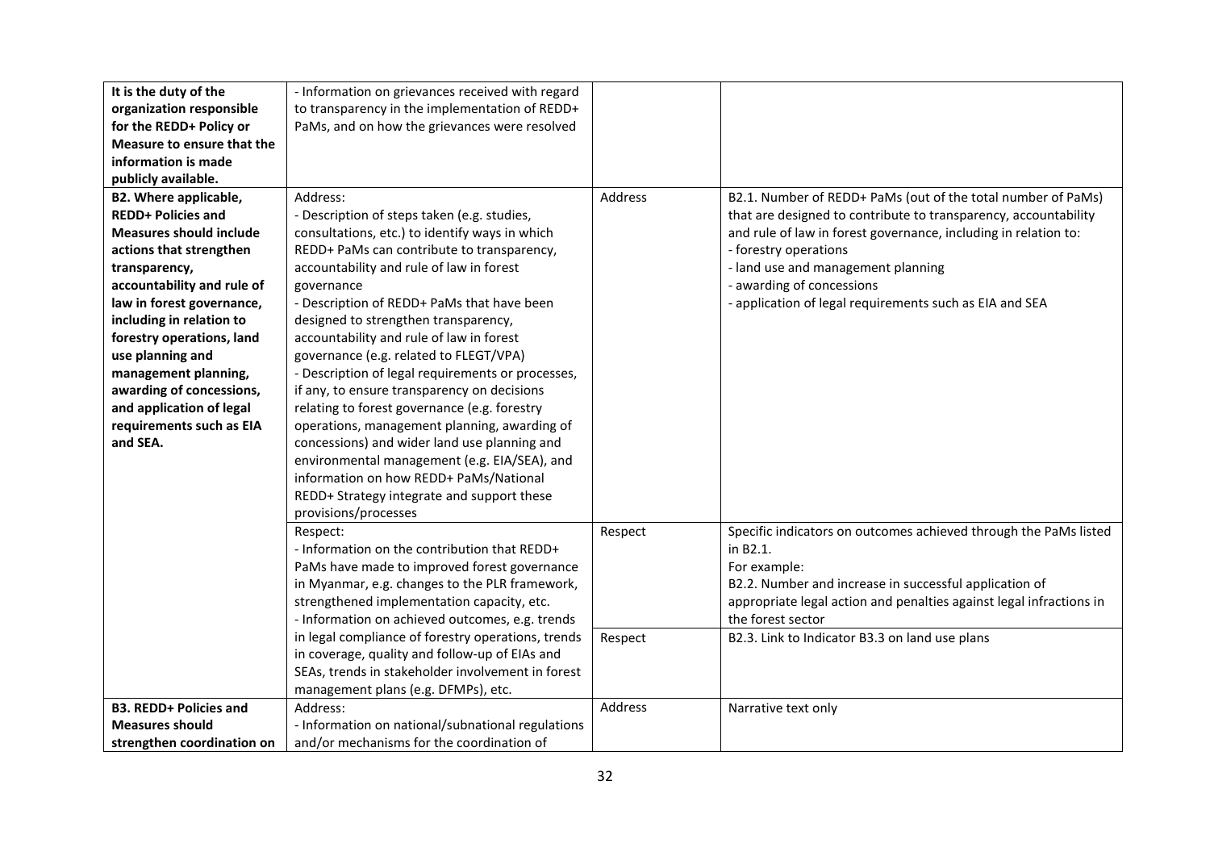| | | | |
|---|---|---|---|
| **It is the duty of the organization responsible for the REDD+ Policy or Measure to ensure that the information is made publicly available.** | - Information on grievances received with regard to transparency in the implementation of REDD+ PaMs, and on how the grievances were resolved | | |
| **B2. Where applicable, REDD+ Policies and Measures should include actions that strengthen transparency, accountability and rule of law in forest governance, including in relation to forestry operations, land use planning and management planning, awarding of concessions, and application of legal requirements such as EIA and SEA.** | Address:<br>- Description of steps taken (e.g. studies, consultations, etc.) to identify ways in which REDD+ PaMs can contribute to transparency, accountability and rule of law in forest governance<br>- Description of REDD+ PaMs that have been designed to strengthen transparency, accountability and rule of law in forest governance (e.g. related to FLEGT/VPA)<br>- Description of legal requirements or processes, if any, to ensure transparency on decisions relating to forest governance (e.g. forestry operations, management planning, awarding of concessions) and wider land use planning and environmental management (e.g. EIA/SEA), and information on how REDD+ PaMs/National REDD+ Strategy integrate and support these provisions/processes | Address | B2.1. Number of REDD+ PaMs (out of the total number of PaMs) that are designed to contribute to transparency, accountability and rule of law in forest governance, including in relation to:<br>- forestry operations<br>- land use and management planning<br>- awarding of concessions<br>- application of legal requirements such as EIA and SEA |
| | Respect:<br>- Information on the contribution that REDD+ PaMs have made to improved forest governance in Myanmar, e.g. changes to the PLR framework, strengthened implementation capacity, etc.<br>- Information on achieved outcomes, e.g. trends in legal compliance of forestry operations, trends in coverage, quality and follow-up of EIAs and SEAs, trends in stakeholder involvement in forest management plans (e.g. DFMPs), etc. | Respect | Specific indicators on outcomes achieved through the PaMs listed in B2.1.<br>For example:<br>B2.2. Number and increase in successful application of appropriate legal action and penalties against legal infractions in the forest sector |
| | | Respect | B2.3. Link to Indicator B3.3 on land use plans |
| **B3. REDD+ Policies and Measures should strengthen coordination on** | Address:<br>- Information on national/subnational regulations and/or mechanisms for the coordination of | Address | Narrative text only |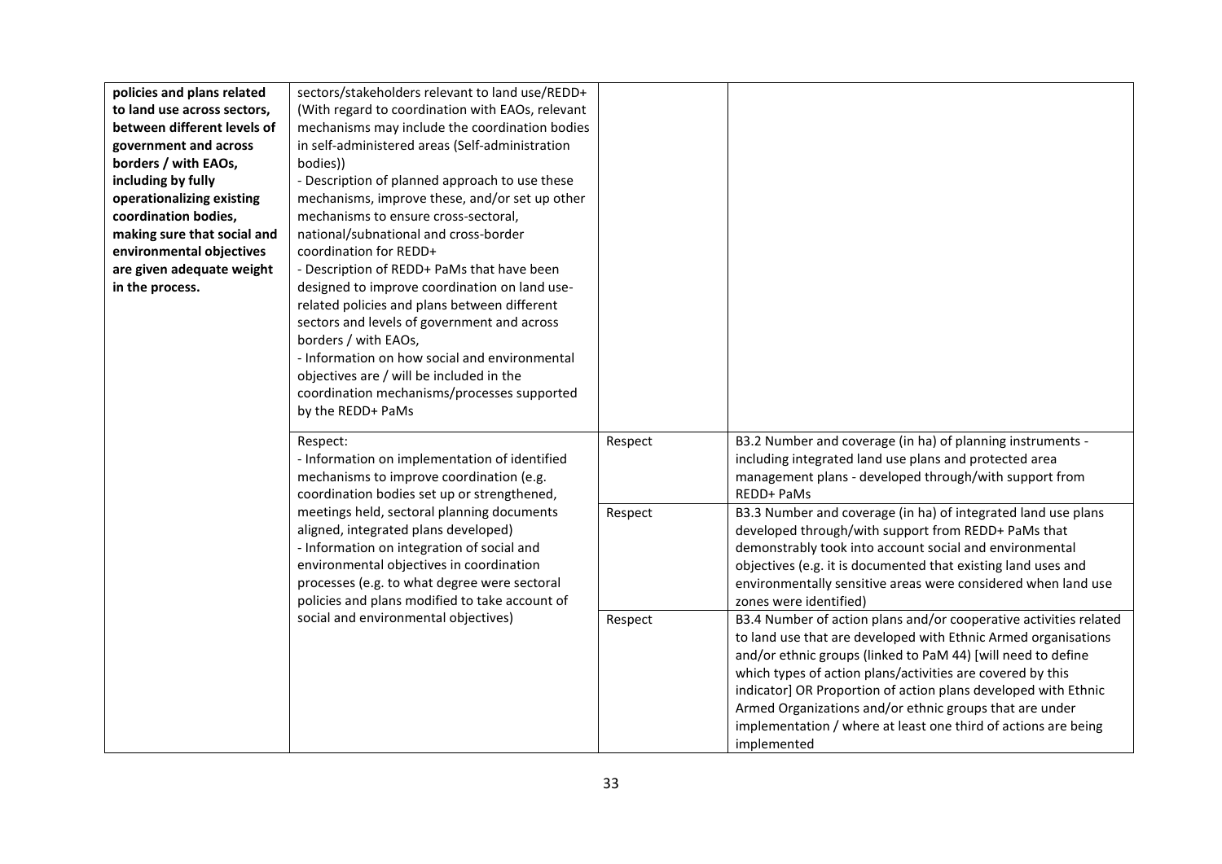| | | | |
|---|---|---|---|
| **policies and plans related to land use across sectors, between different levels of government and across borders / with EAOs, including by fully operationalizing existing coordination bodies, making sure that social and environmental objectives are given adequate weight in the process.** | sectors/stakeholders relevant to land use/REDD+ (With regard to coordination with EAOs, relevant mechanisms may include the coordination bodies in self-administered areas (Self-administration bodies))<br>- Description of planned approach to use these mechanisms, improve these, and/or set up other mechanisms to ensure cross-sectoral, national/subnational and cross-border coordination for REDD+<br>- Description of REDD+ PaMs that have been designed to improve coordination on land use-related policies and plans between different sectors and levels of government and across borders / with EAOs,<br>- Information on how social and environmental objectives are / will be included in the coordination mechanisms/processes supported by the REDD+ PaMs | | |
| | Respect:<br>- Information on implementation of identified mechanisms to improve coordination (e.g. coordination bodies set up or strengthened, meetings held, sectoral planning documents aligned, integrated plans developed)<br>- Information on integration of social and environmental objectives in coordination processes (e.g. to what degree were sectoral policies and plans modified to take account of social and environmental objectives) | Respect | B3.2 Number and coverage (in ha) of planning instruments - including integrated land use plans and protected area management plans - developed through/with support from REDD+ PaMs |
| | | Respect | B3.3 Number and coverage (in ha) of integrated land use plans developed through/with support from REDD+ PaMs that demonstrably took into account social and environmental objectives (e.g. it is documented that existing land uses and environmentally sensitive areas were considered when land use zones were identified) |
| | | Respect | B3.4 Number of action plans and/or cooperative activities related to land use that are developed with Ethnic Armed organisations and/or ethnic groups (linked to PaM 44) [will need to define which types of action plans/activities are covered by this indicator] OR Proportion of action plans developed with Ethnic Armed Organizations and/or ethnic groups that are under implementation / where at least one third of actions are being implemented |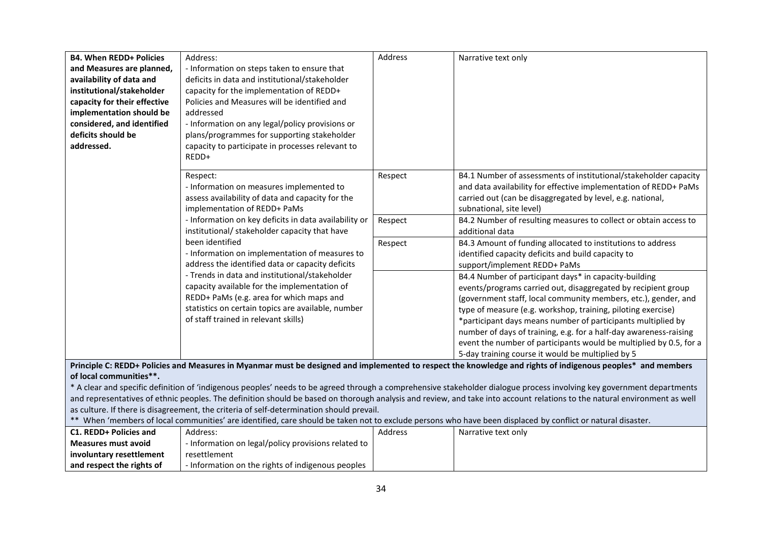| | | | |
|---|---|---|---|
| **B4. When REDD+ Policies and Measures are planned, availability of data and institutional/stakeholder capacity for their effective implementation should be considered, and identified deficits should be addressed.** | Address:<br>- Information on steps taken to ensure that deficits in data and institutional/stakeholder capacity for the implementation of REDD+ Policies and Measures will be identified and addressed<br>- Information on any legal/policy provisions or plans/programmes for supporting stakeholder capacity to participate in processes relevant to REDD+ | Address | Narrative text only |
| | Respect:<br>- Information on measures implemented to assess availability of data and capacity for the implementation of REDD+ PaMs<br>- Information on key deficits in data availability or institutional/ stakeholder capacity that have been identified<br>- Information on implementation of measures to address the identified data or capacity deficits<br>- Trends in data and institutional/stakeholder capacity available for the implementation of REDD+ PaMs (e.g. area for which maps and statistics on certain topics are available, number of staff trained in relevant skills) | Respect | B4.1 Number of assessments of institutional/stakeholder capacity and data availability for effective implementation of REDD+ PaMs carried out (can be disaggregated by level, e.g. national, subnational, site level) |
| | | Respect | B4.2 Number of resulting measures to collect or obtain access to additional data |
| | | Respect | B4.3 Amount of funding allocated to institutions to address identified capacity deficits and build capacity to support/implement REDD+ PaMs |
| | | | B4.4 Number of participant days* in capacity-building events/programs carried out, disaggregated by recipient group (government staff, local community members, etc.), gender, and type of measure (e.g. workshop, training, piloting exercise)<br>*participant days means number of participants multiplied by number of days of training, e.g. for a half-day awareness-raising event the number of participants would be multiplied by 0.5, for a 5-day training course it would be multiplied by 5 |

**Principle C: REDD+ Policies and Measures in Myanmar must be designed and implemented to respect the knowledge and rights of indigenous peoples* and members of local communities**.**

* A clear and specific definition of 'indigenous peoples' needs to be agreed through a comprehensive stakeholder dialogue process involving key government departments and representatives of ethnic peoples. The definition should be based on thorough analysis and review, and take into account relations to the natural environment as well as culture. If there is disagreement, the criteria of self-determination should prevail.

** When 'members of local communities' are identified, care should be taken not to exclude persons who have been displaced by conflict or natural disaster.

| | | | |
|---|---|---|---|
| **C1. REDD+ Policies and Measures must avoid involuntary resettlement and respect the rights of** | Address:<br>- Information on legal/policy provisions related to resettlement<br>- Information on the rights of indigenous peoples | Address | Narrative text only |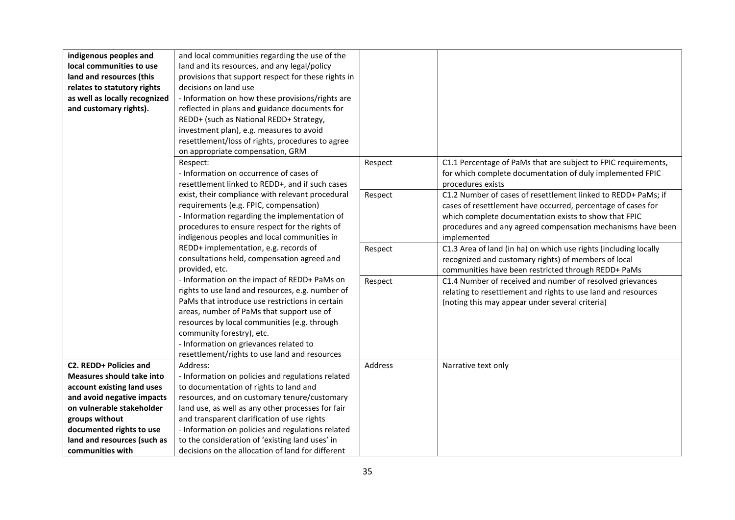| | | | |
|---|---|---|---|
| **indigenous peoples and local communities to use land and resources (this relates to statutory rights as well as locally recognized and customary rights).** | and local communities regarding the use of the land and its resources, and any legal/policy provisions that support respect for these rights in decisions on land use<br>- Information on how these provisions/rights are reflected in plans and guidance documents for REDD+ (such as National REDD+ Strategy, investment plan), e.g. measures to avoid resettlement/loss of rights, procedures to agree on appropriate compensation, GRM | | |
| | Respect:<br>- Information on occurrence of cases of resettlement linked to REDD+, and if such cases exist, their compliance with relevant procedural requirements (e.g. FPIC, compensation)<br>- Information regarding the implementation of procedures to ensure respect for the rights of indigenous peoples and local communities in REDD+ implementation, e.g. records of consultations held, compensation agreed and provided, etc.<br>- Information on the impact of REDD+ PaMs on rights to use land and resources, e.g. number of PaMs that introduce use restrictions in certain areas, number of PaMs that support use of resources by local communities (e.g. through community forestry), etc.<br>- Information on grievances related to resettlement/rights to use land and resources | Respect | C1.1 Percentage of PaMs that are subject to FPIC requirements, for which complete documentation of duly implemented FPIC procedures exists |
| | | Respect | C1.2 Number of cases of resettlement linked to REDD+ PaMs; if cases of resettlement have occurred, percentage of cases for which complete documentation exists to show that FPIC procedures and any agreed compensation mechanisms have been implemented |
| | | Respect | C1.3 Area of land (in ha) on which use rights (including locally recognized and customary rights) of members of local communities have been restricted through REDD+ PaMs |
| | | Respect | C1.4 Number of received and number of resolved grievances relating to resettlement and rights to use land and resources (noting this may appear under several criteria) |
| **C2. REDD+ Policies and Measures should take into account existing land uses and avoid negative impacts on vulnerable stakeholder groups without documented rights to use land and resources (such as communities with** | Address:<br>- Information on policies and regulations related to documentation of rights to land and resources, and on customary tenure/customary land use, as well as any other processes for fair and transparent clarification of use rights<br>- Information on policies and regulations related to the consideration of 'existing land uses' in decisions on the allocation of land for different | Address | Narrative text only |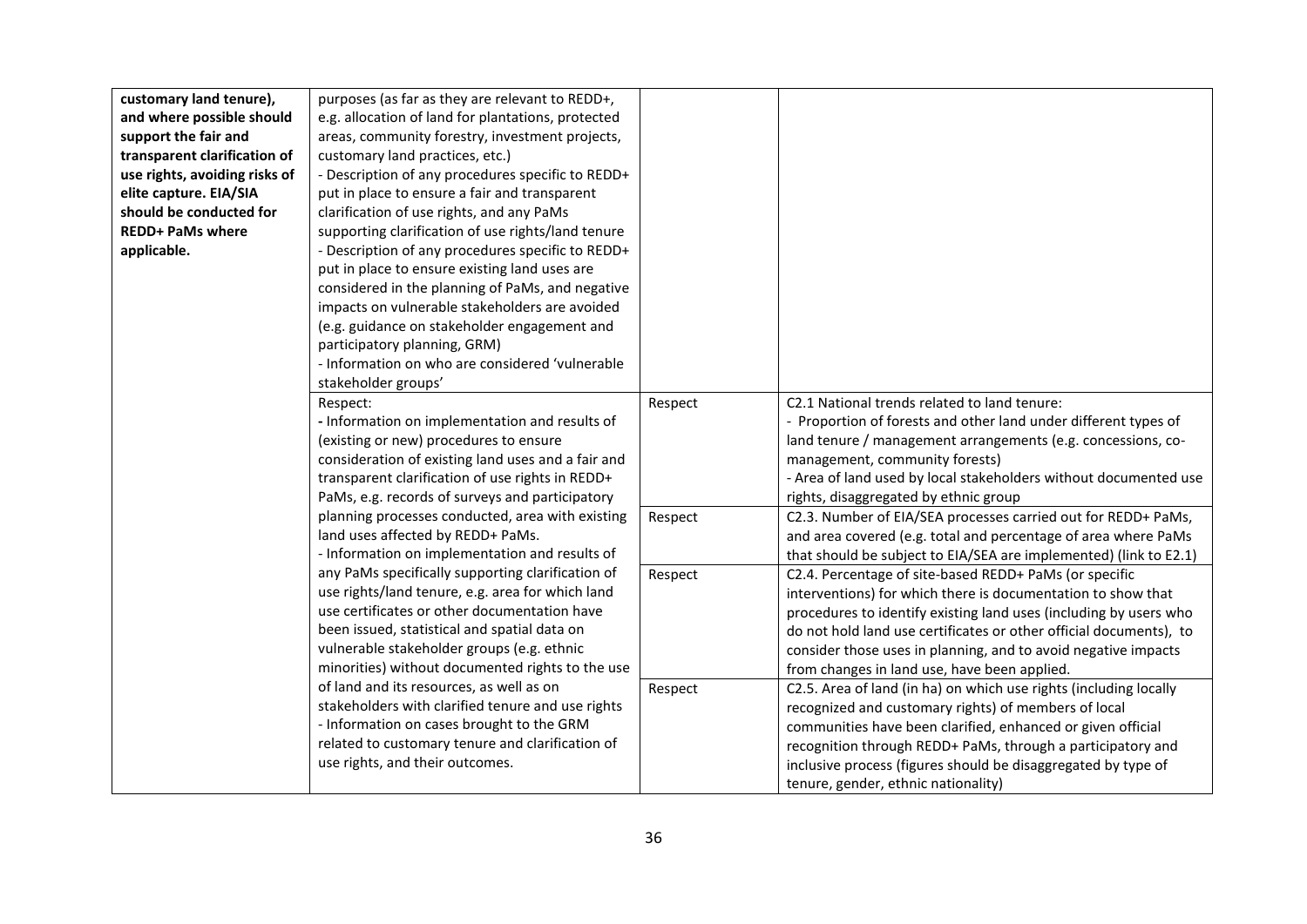| | | | |
|---|---|---|---|
| **customary land tenure), and where possible should support the fair and transparent clarification of use rights, avoiding risks of elite capture. EIA/SIA should be conducted for REDD+ PaMs where applicable.** | purposes (as far as they are relevant to REDD+, e.g. allocation of land for plantations, protected areas, community forestry, investment projects, customary land practices, etc.)<br>- Description of any procedures specific to REDD+ put in place to ensure a fair and transparent clarification of use rights, and any PaMs supporting clarification of use rights/land tenure<br>- Description of any procedures specific to REDD+ put in place to ensure existing land uses are considered in the planning of PaMs, and negative impacts on vulnerable stakeholders are avoided (e.g. guidance on stakeholder engagement and participatory planning, GRM)<br>- Information on who are considered 'vulnerable stakeholder groups' | | |
| | Respect:<br>- Information on implementation and results of (existing or new) procedures to ensure consideration of existing land uses and a fair and transparent clarification of use rights in REDD+ PaMs, e.g. records of surveys and participatory planning processes conducted, area with existing land uses affected by REDD+ PaMs.<br>- Information on implementation and results of any PaMs specifically supporting clarification of use rights/land tenure, e.g. area for which land use certificates or other documentation have been issued, statistical and spatial data on vulnerable stakeholder groups (e.g. ethnic minorities) without documented rights to the use of land and its resources, as well as on stakeholders with clarified tenure and use rights<br>- Information on cases brought to the GRM related to customary tenure and clarification of use rights, and their outcomes. | Respect | C2.1 National trends related to land tenure:<br>- Proportion of forests and other land under different types of land tenure / management arrangements (e.g. concessions, co-management, community forests)<br>- Area of land used by local stakeholders without documented use rights, disaggregated by ethnic group |
| | | Respect | C2.3. Number of EIA/SEA processes carried out for REDD+ PaMs, and area covered (e.g. total and percentage of area where PaMs that should be subject to EIA/SEA are implemented) (link to E2.1) |
| | | Respect | C2.4. Percentage of site-based REDD+ PaMs (or specific interventions) for which there is documentation to show that procedures to identify existing land uses (including by users who do not hold land use certificates or other official documents), to consider those uses in planning, and to avoid negative impacts from changes in land use, have been applied. |
| | | Respect | C2.5. Area of land (in ha) on which use rights (including locally recognized and customary rights) of members of local communities have been clarified, enhanced or given official recognition through REDD+ PaMs, through a participatory and inclusive process (figures should be disaggregated by type of tenure, gender, ethnic nationality) |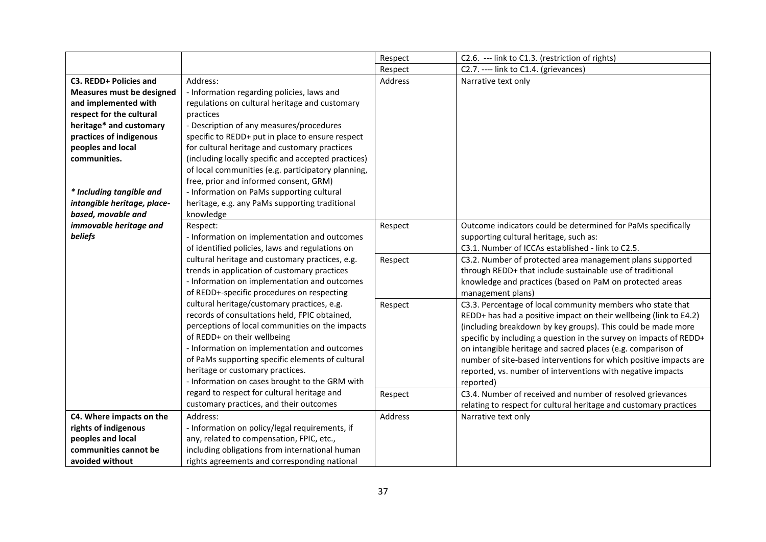| | | | |
|---|---|---|---|
| | | Respect | C2.6. --- link to C1.3. (restriction of rights) |
| | | Respect | C2.7. ---- link to C1.4. (grievances) |
| **C3. REDD+ Policies and Measures must be designed and implemented with respect for the cultural heritage* and customary practices of indigenous peoples and local communities.**<br><br>***\* Including tangible and intangible heritage, place-based, movable and immovable heritage and beliefs*** | Address:<br>- Information regarding policies, laws and regulations on cultural heritage and customary practices<br>- Description of any measures/procedures specific to REDD+ put in place to ensure respect for cultural heritage and customary practices (including locally specific and accepted practices) of local communities (e.g. participatory planning, free, prior and informed consent, GRM)<br>- Information on PaMs supporting cultural heritage, e.g. any PaMs supporting traditional knowledge | Address | Narrative text only |
| | Respect:<br>- Information on implementation and outcomes of identified policies, laws and regulations on cultural heritage and customary practices, e.g. trends in application of customary practices<br>- Information on implementation and outcomes of REDD+-specific procedures on respecting cultural heritage/customary practices, e.g. records of consultations held, FPIC obtained, perceptions of local communities on the impacts of REDD+ on their wellbeing<br>- Information on implementation and outcomes of PaMs supporting specific elements of cultural heritage or customary practices.<br>- Information on cases brought to the GRM with regard to respect for cultural heritage and customary practices, and their outcomes | Respect | Outcome indicators could be determined for PaMs specifically supporting cultural heritage, such as:<br>C3.1. Number of ICCAs established - link to C2.5. |
| | | Respect | C3.2. Number of protected area management plans supported through REDD+ that include sustainable use of traditional knowledge and practices (based on PaM on protected areas management plans) |
| | | Respect | C3.3. Percentage of local community members who state that REDD+ has had a positive impact on their wellbeing (link to E4.2) (including breakdown by key groups). This could be made more specific by including a question in the survey on impacts of REDD+ on intangible heritage and sacred places (e.g. comparison of number of site-based interventions for which positive impacts are reported, vs. number of interventions with negative impacts reported) |
| | | Respect | C3.4. Number of received and number of resolved grievances relating to respect for cultural heritage and customary practices |
| **C4. Where impacts on the rights of indigenous peoples and local communities cannot be avoided without** | Address:<br>- Information on policy/legal requirements, if any, related to compensation, FPIC, etc., including obligations from international human rights agreements and corresponding national | Address | Narrative text only |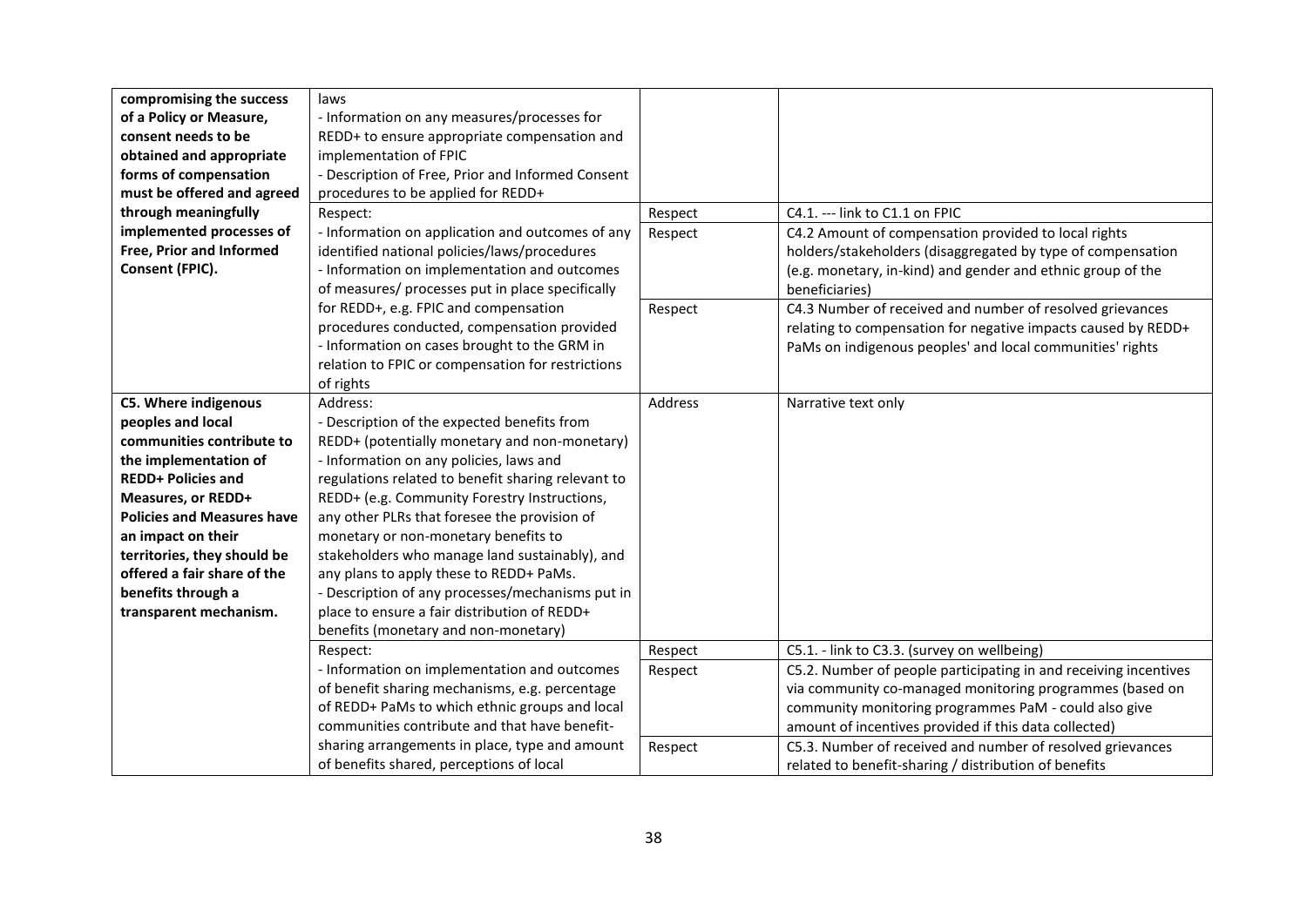| | | | |
|---|---|---|---|
| **compromising the success of a Policy or Measure, consent needs to be obtained and appropriate forms of compensation must be offered and agreed through meaningfully implemented processes of Free, Prior and Informed Consent (FPIC).** | laws<br>- Information on any measures/processes for REDD+ to ensure appropriate compensation and implementation of FPIC<br>- Description of Free, Prior and Informed Consent procedures to be applied for REDD+ | | |
| | Respect:<br>- Information on application and outcomes of any identified national policies/laws/procedures<br>- Information on implementation and outcomes of measures/ processes put in place specifically for REDD+, e.g. FPIC and compensation procedures conducted, compensation provided<br>- Information on cases brought to the GRM in relation to FPIC or compensation for restrictions of rights | Respect | C4.1. --- link to C1.1 on FPIC |
| | | Respect | C4.2 Amount of compensation provided to local rights holders/stakeholders (disaggregated by type of compensation (e.g. monetary, in-kind) and gender and ethnic group of the beneficiaries) |
| | | Respect | C4.3 Number of received and number of resolved grievances relating to compensation for negative impacts caused by REDD+ PaMs on indigenous peoples' and local communities' rights |
| **C5. Where indigenous peoples and local communities contribute to the implementation of REDD+ Policies and Measures, or REDD+ Policies and Measures have an impact on their territories, they should be offered a fair share of the benefits through a transparent mechanism.** | Address:<br>- Description of the expected benefits from REDD+ (potentially monetary and non-monetary)<br>- Information on any policies, laws and regulations related to benefit sharing relevant to REDD+ (e.g. Community Forestry Instructions, any other PLRs that foresee the provision of monetary or non-monetary benefits to stakeholders who manage land sustainably), and any plans to apply these to REDD+ PaMs.<br>- Description of any processes/mechanisms put in place to ensure a fair distribution of REDD+ benefits (monetary and non-monetary) | Address | Narrative text only |
| | Respect:<br>- Information on implementation and outcomes of benefit sharing mechanisms, e.g. percentage of REDD+ PaMs to which ethnic groups and local communities contribute and that have benefit-sharing arrangements in place, type and amount of benefits shared, perceptions of local | Respect | C5.1. - link to C3.3. (survey on wellbeing) |
| | | Respect | C5.2. Number of people participating in and receiving incentives via community co-managed monitoring programmes (based on community monitoring programmes PaM - could also give amount of incentives provided if this data collected) |
| | | Respect | C5.3. Number of received and number of resolved grievances related to benefit-sharing / distribution of benefits |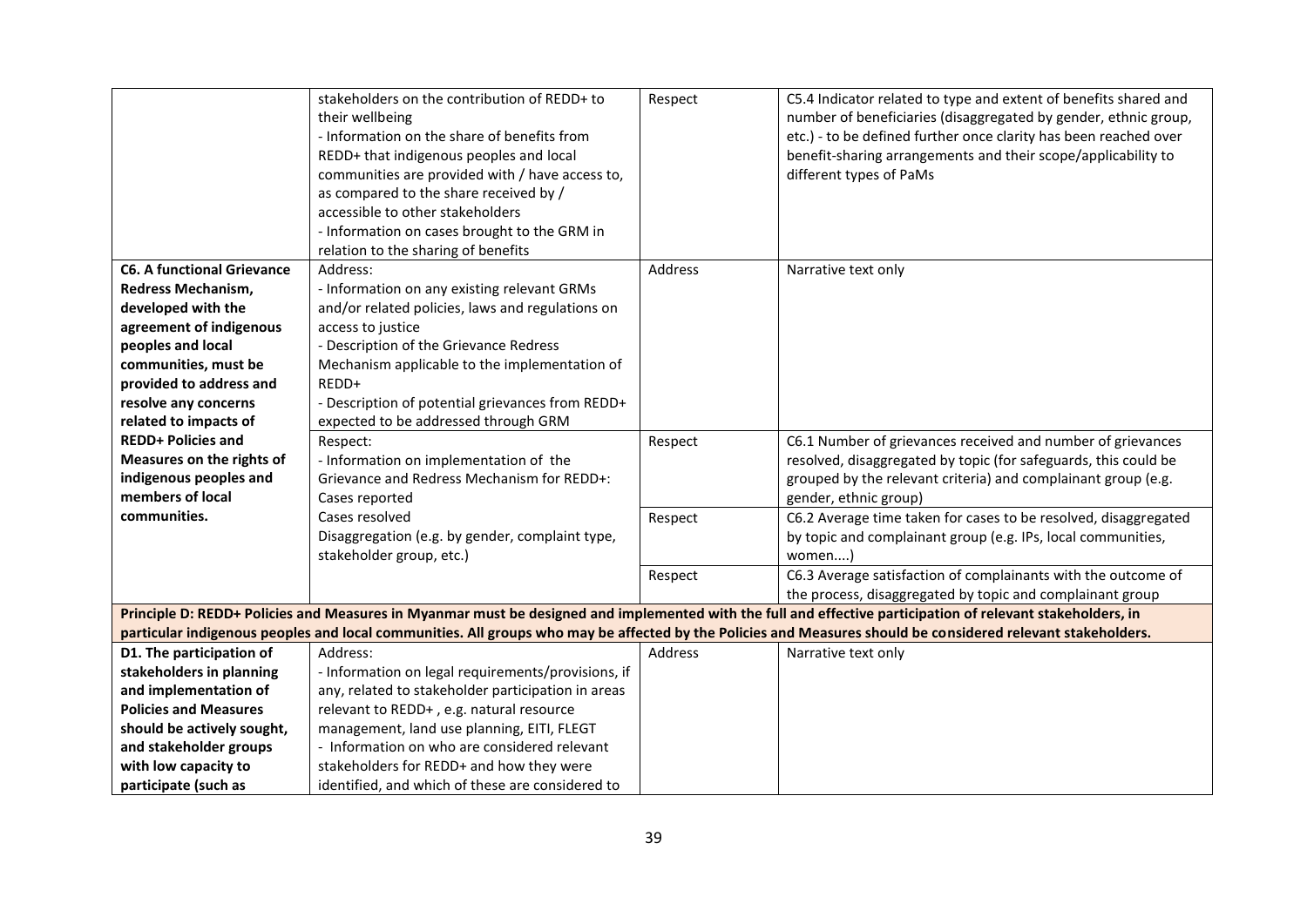| | | | |
|---|---|---|---|
| | stakeholders on the contribution of REDD+ to their wellbeing<br>- Information on the share of benefits from REDD+ that indigenous peoples and local communities are provided with / have access to, as compared to the share received by / accessible to other stakeholders<br>- Information on cases brought to the GRM in relation to the sharing of benefits | Respect | C5.4 Indicator related to type and extent of benefits shared and number of beneficiaries (disaggregated by gender, ethnic group, etc.) - to be defined further once clarity has been reached over benefit-sharing arrangements and their scope/applicability to different types of PaMs |
| **C6. A functional Grievance Redress Mechanism, developed with the agreement of indigenous peoples and local communities, must be provided to address and resolve any concerns related to impacts of REDD+ Policies and Measures on the rights of indigenous peoples and members of local communities.** | Address:<br>- Information on any existing relevant GRMs and/or related policies, laws and regulations on access to justice<br>- Description of the Grievance Redress Mechanism applicable to the implementation of REDD+<br>- Description of potential grievances from REDD+ expected to be addressed through GRM | Address | Narrative text only |
| | Respect:<br>- Information on implementation of the Grievance and Redress Mechanism for REDD+:<br>Cases reported<br>Cases resolved<br>Disaggregation (e.g. by gender, complaint type, stakeholder group, etc.) | Respect | C6.1 Number of grievances received and number of grievances resolved, disaggregated by topic (for safeguards, this could be grouped by the relevant criteria) and complainant group (e.g. gender, ethnic group) |
| | | Respect | C6.2 Average time taken for cases to be resolved, disaggregated by topic and complainant group (e.g. IPs, local communities, women....) |
| | | Respect | C6.3 Average satisfaction of complainants with the outcome of the process, disaggregated by topic and complainant group |
| **Principle D: REDD+ Policies and Measures in Myanmar must be designed and implemented with the full and effective participation of relevant stakeholders, in particular indigenous peoples and local communities. All groups who may be affected by the Policies and Measures should be considered relevant stakeholders.** | | | |
| **D1. The participation of stakeholders in planning and implementation of Policies and Measures should be actively sought, and stakeholder groups with low capacity to participate (such as** | Address:<br>- Information on legal requirements/provisions, if any, related to stakeholder participation in areas relevant to REDD+ , e.g. natural resource management, land use planning, EITI, FLEGT<br>- Information on who are considered relevant stakeholders for REDD+ and how they were identified, and which of these are considered to | Address | Narrative text only |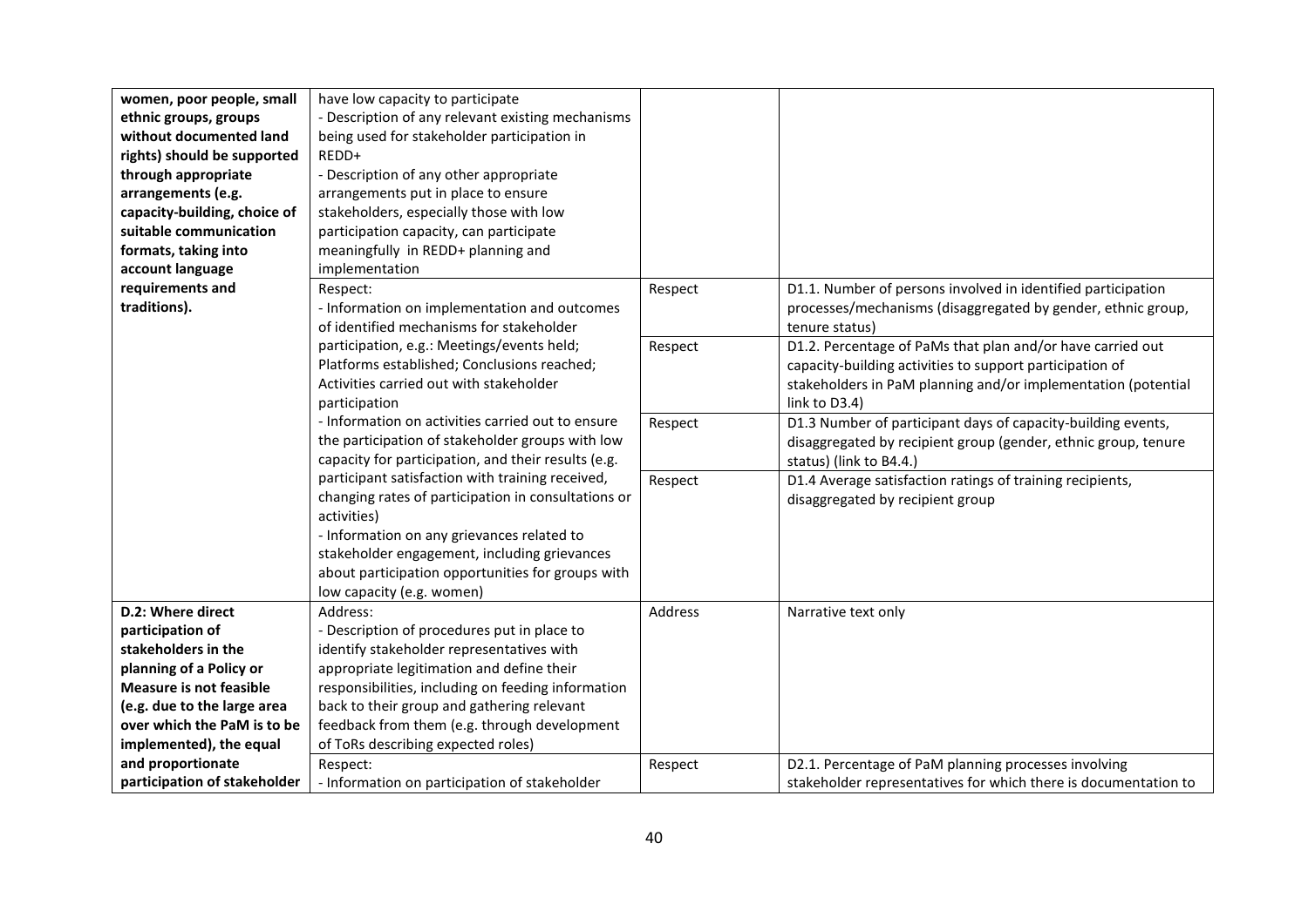| | | | |
|---|---|---|---|
| **women, poor people, small ethnic groups, groups without documented land rights) should be supported through appropriate arrangements (e.g. capacity-building, choice of suitable communication formats, taking into account language requirements and traditions).** | have low capacity to participate<br>- Description of any relevant existing mechanisms being used for stakeholder participation in REDD+<br>- Description of any other appropriate arrangements put in place to ensure stakeholders, especially those with low participation capacity, can participate meaningfully in REDD+ planning and implementation | | |
| | Respect:<br>- Information on implementation and outcomes of identified mechanisms for stakeholder participation, e.g.: Meetings/events held; Platforms established; Conclusions reached; Activities carried out with stakeholder participation<br>- Information on activities carried out to ensure the participation of stakeholder groups with low capacity for participation, and their results (e.g. participant satisfaction with training received, changing rates of participation in consultations or activities)<br>- Information on any grievances related to stakeholder engagement, including grievances about participation opportunities for groups with low capacity (e.g. women) | Respect | D1.1. Number of persons involved in identified participation processes/mechanisms (disaggregated by gender, ethnic group, tenure status) |
| | | Respect | D1.2. Percentage of PaMs that plan and/or have carried out capacity-building activities to support participation of stakeholders in PaM planning and/or implementation (potential link to D3.4) |
| | | Respect | D1.3 Number of participant days of capacity-building events, disaggregated by recipient group (gender, ethnic group, tenure status) (link to B4.4.) |
| | | Respect | D1.4 Average satisfaction ratings of training recipients, disaggregated by recipient group |
| **D.2: Where direct participation of stakeholders in the planning of a Policy or Measure is not feasible (e.g. due to the large area over which the PaM is to be implemented), the equal and proportionate participation of stakeholder** | Address:<br>- Description of procedures put in place to identify stakeholder representatives with appropriate legitimation and define their responsibilities, including on feeding information back to their group and gathering relevant feedback from them (e.g. through development of ToRs describing expected roles) | Address | Narrative text only |
| | Respect:<br>- Information on participation of stakeholder | Respect | D2.1. Percentage of PaM planning processes involving stakeholder representatives for which there is documentation to |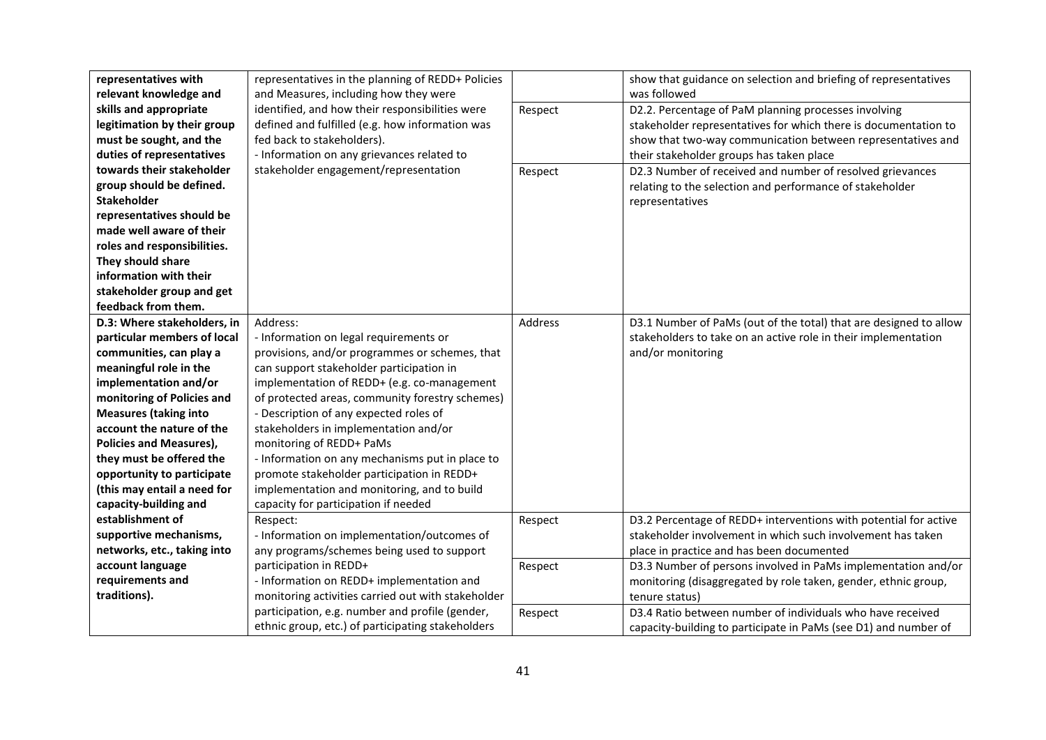| | | | |
|---|---|---|---|
| **representatives with relevant knowledge and skills and appropriate legitimation by their group must be sought, and the duties of representatives towards their stakeholder group should be defined. Stakeholder representatives should be made well aware of their roles and responsibilities. They should share information with their stakeholder group and get feedback from them.** | representatives in the planning of REDD+ Policies and Measures, including how they were identified, and how their responsibilities were defined and fulfilled (e.g. how information was fed back to stakeholders).<br>- Information on any grievances related to stakeholder engagement/representation | | show that guidance on selection and briefing of representatives was followed |
| | | Respect | D2.2. Percentage of PaM planning processes involving stakeholder representatives for which there is documentation to show that two-way communication between representatives and their stakeholder groups has taken place |
| | | Respect | D2.3 Number of received and number of resolved grievances relating to the selection and performance of stakeholder representatives |
| **D.3: Where stakeholders, in particular members of local communities, can play a meaningful role in the implementation and/or monitoring of Policies and Measures (taking into account the nature of the Policies and Measures), they must be offered the opportunity to participate (this may entail a need for capacity-building and establishment of supportive mechanisms, networks, etc., taking into account language requirements and traditions).** | Address:<br>- Information on legal requirements or provisions, and/or programmes or schemes, that can support stakeholder participation in implementation of REDD+ (e.g. co-management of protected areas, community forestry schemes)<br>- Description of any expected roles of stakeholders in implementation and/or monitoring of REDD+ PaMs<br>- Information on any mechanisms put in place to promote stakeholder participation in REDD+ implementation and monitoring, and to build capacity for participation if needed | Address | D3.1 Number of PaMs (out of the total) that are designed to allow stakeholders to take on an active role in their implementation and/or monitoring |
| | Respect:<br>- Information on implementation/outcomes of any programs/schemes being used to support participation in REDD+<br>- Information on REDD+ implementation and monitoring activities carried out with stakeholder participation, e.g. number and profile (gender, ethnic group, etc.) of participating stakeholders | Respect | D3.2 Percentage of REDD+ interventions with potential for active stakeholder involvement in which such involvement has taken place in practice and has been documented |
| | | Respect | D3.3 Number of persons involved in PaMs implementation and/or monitoring (disaggregated by role taken, gender, ethnic group, tenure status) |
| | | Respect | D3.4 Ratio between number of individuals who have received capacity-building to participate in PaMs (see D1) and number of |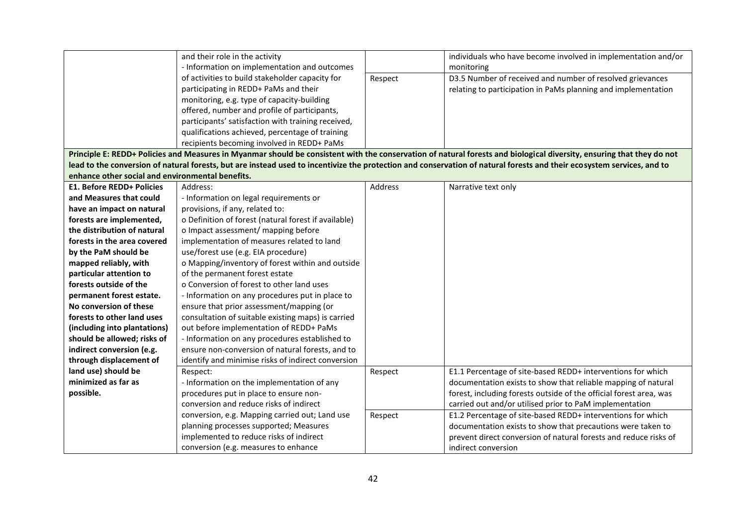| | | | |
|---|---|---|---|
| | and their role in the activity<br>- Information on implementation and outcomes of activities to build stakeholder capacity for participating in REDD+ PaMs and their monitoring, e.g. type of capacity-building offered, number and profile of participants, participants' satisfaction with training received, qualifications achieved, percentage of training recipients becoming involved in REDD+ PaMs | | individuals who have become involved in implementation and/or monitoring |
| | | Respect | D3.5 Number of received and number of resolved grievances relating to participation in PaMs planning and implementation |
| **Principle E: REDD+ Policies and Measures in Myanmar should be consistent with the conservation of natural forests and biological diversity, ensuring that they do not lead to the conversion of natural forests, but are instead used to incentivize the protection and conservation of natural forests and their ecosystem services, and to enhance other social and environmental benefits.** | | | |
| **E1. Before REDD+ Policies and Measures that could have an impact on natural forests are implemented, the distribution of natural forests in the area covered by the PaM should be mapped reliably, with particular attention to forests outside of the permanent forest estate. No conversion of these forests to other land uses (including into plantations) should be allowed; risks of indirect conversion (e.g. through displacement of land use) should be minimized as far as possible.** | Address:<br>- Information on legal requirements or provisions, if any, related to:<br>o Definition of forest (natural forest if available)<br>o Impact assessment/ mapping before implementation of measures related to land use/forest use (e.g. EIA procedure)<br>o Mapping/inventory of forest within and outside of the permanent forest estate<br>o Conversion of forest to other land uses<br>- Information on any procedures put in place to ensure that prior assessment/mapping (or consultation of suitable existing maps) is carried out before implementation of REDD+ PaMs<br>- Information on any procedures established to ensure non-conversion of natural forests, and to identify and minimise risks of indirect conversion | Address | Narrative text only |
| | Respect:<br>- Information on the implementation of any procedures put in place to ensure non-conversion and reduce risks of indirect conversion, e.g. Mapping carried out; Land use planning processes supported; Measures implemented to reduce risks of indirect conversion (e.g. measures to enhance | Respect | E1.1 Percentage of site-based REDD+ interventions for which documentation exists to show that reliable mapping of natural forest, including forests outside of the official forest area, was carried out and/or utilised prior to PaM implementation |
| | | Respect | E1.2 Percentage of site-based REDD+ interventions for which documentation exists to show that precautions were taken to prevent direct conversion of natural forests and reduce risks of indirect conversion |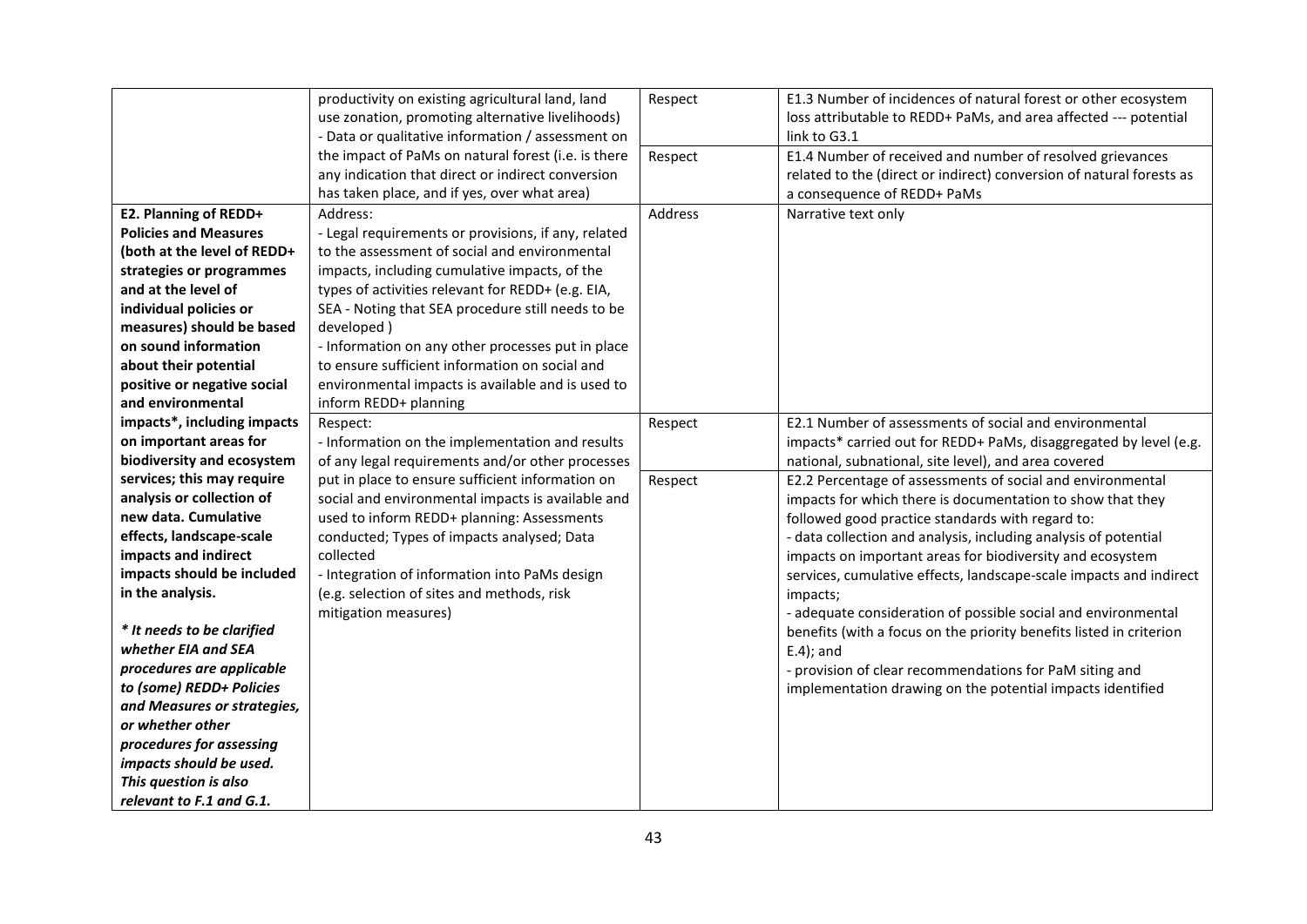| | | | |
|---|---|---|---|
| | productivity on existing agricultural land, land use zonation, promoting alternative livelihoods)<br>- Data or qualitative information / assessment on the impact of PaMs on natural forest (i.e. is there any indication that direct or indirect conversion has taken place, and if yes, over what area) | Respect | E1.3 Number of incidences of natural forest or other ecosystem loss attributable to REDD+ PaMs, and area affected --- potential link to G3.1 |
| | | Respect | E1.4 Number of received and number of resolved grievances related to the (direct or indirect) conversion of natural forests as a consequence of REDD+ PaMs |
| **E2. Planning of REDD+ Policies and Measures (both at the level of REDD+ strategies or programmes and at the level of individual policies or measures) should be based on sound information about their potential positive or negative social and environmental impacts*, including impacts on important areas for biodiversity and ecosystem services; this may require analysis or collection of new data. Cumulative effects, landscape-scale impacts and indirect impacts should be included in the analysis.**<br><br>***It needs to be clarified whether EIA and SEA procedures are applicable to (some) REDD+ Policies and Measures or strategies, or whether other procedures for assessing impacts should be used. This question is also relevant to F.1 and G.1.*** | Address:<br>- Legal requirements or provisions, if any, related to the assessment of social and environmental impacts, including cumulative impacts, of the types of activities relevant for REDD+ (e.g. EIA, SEA - Noting that SEA procedure still needs to be developed )<br>- Information on any other processes put in place to ensure sufficient information on social and environmental impacts is available and is used to inform REDD+ planning | Address | Narrative text only |
| | Respect:<br>- Information on the implementation and results of any legal requirements and/or other processes put in place to ensure sufficient information on social and environmental impacts is available and used to inform REDD+ planning: Assessments conducted; Types of impacts analysed; Data collected<br>- Integration of information into PaMs design (e.g. selection of sites and methods, risk mitigation measures) | Respect | E2.1 Number of assessments of social and environmental impacts* carried out for REDD+ PaMs, disaggregated by level (e.g. national, subnational, site level), and area covered |
| | | Respect | E2.2 Percentage of assessments of social and environmental impacts for which there is documentation to show that they followed good practice standards with regard to:<br>- data collection and analysis, including analysis of potential impacts on important areas for biodiversity and ecosystem services, cumulative effects, landscape-scale impacts and indirect impacts;<br>- adequate consideration of possible social and environmental benefits (with a focus on the priority benefits listed in criterion E.4); and<br>- provision of clear recommendations for PaM siting and implementation drawing on the potential impacts identified |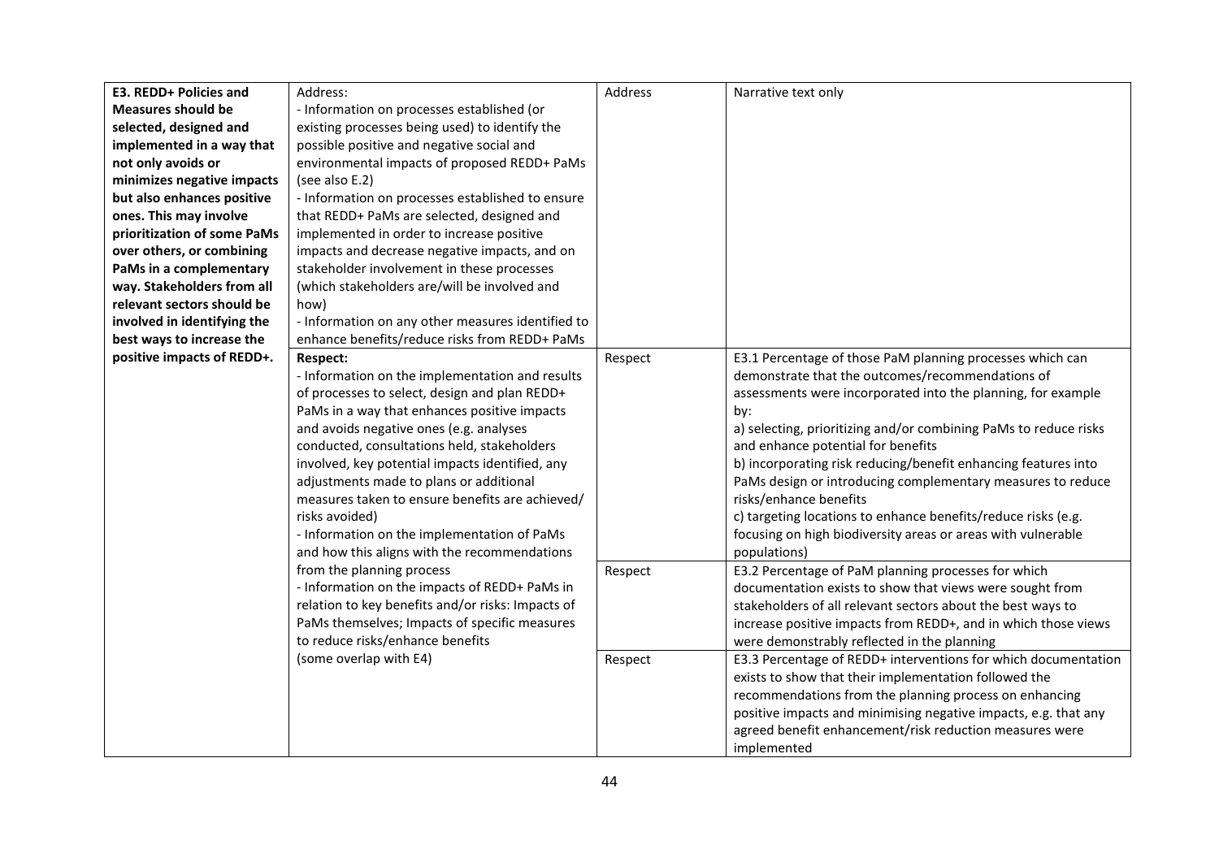| | | | |
|---|---|---|---|
| **E3. REDD+ Policies and Measures should be selected, designed and implemented in a way that not only avoids or minimizes negative impacts but also enhances positive ones. This may involve prioritization of some PaMs over others, or combining PaMs in a complementary way. Stakeholders from all relevant sectors should be involved in identifying the best ways to increase the positive impacts of REDD+.** | Address:<br>- Information on processes established (or existing processes being used) to identify the possible positive and negative social and environmental impacts of proposed REDD+ PaMs (see also E.2)<br>- Information on processes established to ensure that REDD+ PaMs are selected, designed and implemented in order to increase positive impacts and decrease negative impacts, and on stakeholder involvement in these processes (which stakeholders are/will be involved and how)<br>- Information on any other measures identified to enhance benefits/reduce risks from REDD+ PaMs | Address | Narrative text only |
| | **Respect:**<br>- Information on the implementation and results of processes to select, design and plan REDD+ PaMs in a way that enhances positive impacts and avoids negative ones (e.g. analyses conducted, consultations held, stakeholders involved, key potential impacts identified, any adjustments made to plans or additional measures taken to ensure benefits are achieved/ risks avoided)<br>- Information on the implementation of PaMs and how this aligns with the recommendations from the planning process<br>- Information on the impacts of REDD+ PaMs in relation to key benefits and/or risks: Impacts of PaMs themselves; Impacts of specific measures to reduce risks/enhance benefits<br>(some overlap with E4) | Respect | E3.1 Percentage of those PaM planning processes which can demonstrate that the outcomes/recommendations of assessments were incorporated into the planning, for example by:<br>a) selecting, prioritizing and/or combining PaMs to reduce risks and enhance potential for benefits<br>b) incorporating risk reducing/benefit enhancing features into PaMs design or introducing complementary measures to reduce risks/enhance benefits<br>c) targeting locations to enhance benefits/reduce risks (e.g. focusing on high biodiversity areas or areas with vulnerable populations) |
| | | Respect | E3.2 Percentage of PaM planning processes for which documentation exists to show that views were sought from stakeholders of all relevant sectors about the best ways to increase positive impacts from REDD+, and in which those views were demonstrably reflected in the planning |
| | | Respect | E3.3 Percentage of REDD+ interventions for which documentation exists to show that their implementation followed the recommendations from the planning process on enhancing positive impacts and minimising negative impacts, e.g. that any agreed benefit enhancement/risk reduction measures were implemented |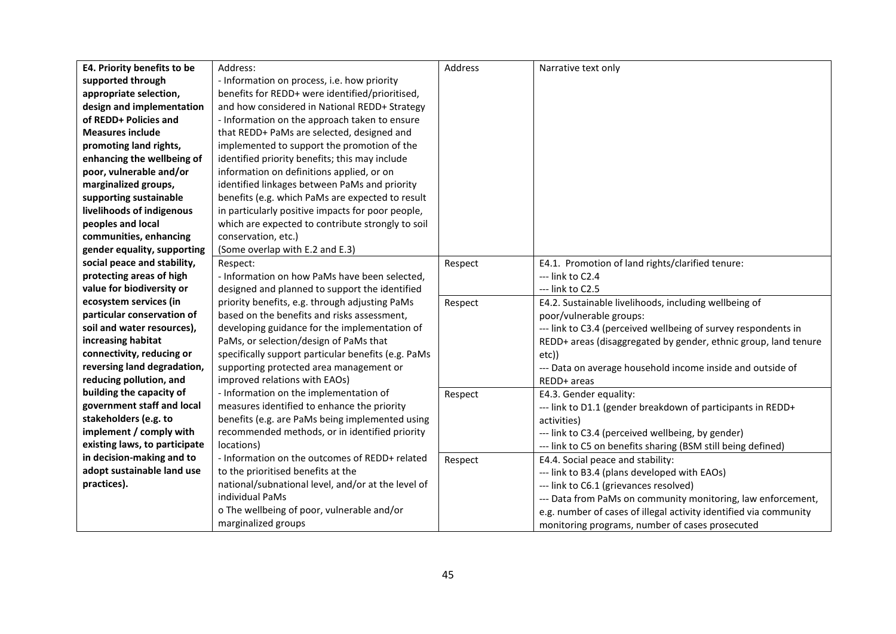| **E4. Priority benefits to be supported through appropriate selection, design and implementation of REDD+ Policies and Measures include promoting land rights, enhancing the wellbeing of poor, vulnerable and/or marginalized groups, supporting sustainable livelihoods of indigenous peoples and local communities, enhancing gender equality, supporting social peace and stability, protecting areas of high value for biodiversity or ecosystem services (in particular conservation of soil and water resources), increasing habitat connectivity, reducing or reversing land degradation, reducing pollution, and building the capacity of government staff and local stakeholders (e.g. to implement / comply with existing laws, to participate in decision-making and to adopt sustainable land use practices).** | Address:<br>- Information on process, i.e. how priority benefits for REDD+ were identified/prioritised, and how considered in National REDD+ Strategy<br>- Information on the approach taken to ensure that REDD+ PaMs are selected, designed and implemented to support the promotion of the identified priority benefits; this may include information on definitions applied, or on identified linkages between PaMs and priority benefits (e.g. which PaMs are expected to result in particularly positive impacts for poor people, which are expected to contribute strongly to soil conservation, etc.)<br>(Some overlap with E.2 and E.3) | Address | Narrative text only |
|---|---|---|---|
| | Respect:<br>- Information on how PaMs have been selected, designed and planned to support the identified priority benefits, e.g. through adjusting PaMs based on the benefits and risks assessment, developing guidance for the implementation of PaMs, or selection/design of PaMs that specifically support particular benefits (e.g. PaMs supporting protected area management or improved relations with EAOs)<br>- Information on the implementation of measures identified to enhance the priority benefits (e.g. are PaMs being implemented using recommended methods, or in identified priority locations)<br>- Information on the outcomes of REDD+ related to the prioritised benefits at the national/subnational level, and/or at the level of individual PaMs<br>o The wellbeing of poor, vulnerable and/or marginalized groups | Respect | E4.1. Promotion of land rights/clarified tenure:<br>--- link to C2.4<br>--- link to C2.5 |
| | | Respect | E4.2. Sustainable livelihoods, including wellbeing of poor/vulnerable groups:<br>--- link to C3.4 (perceived wellbeing of survey respondents in REDD+ areas (disaggregated by gender, ethnic group, land tenure etc))<br>--- Data on average household income inside and outside of REDD+ areas |
| | | Respect | E4.3. Gender equality:<br>--- link to D1.1 (gender breakdown of participants in REDD+ activities)<br>--- link to C3.4 (perceived wellbeing, by gender)<br>--- link to C5 on benefits sharing (BSM still being defined) |
| | | Respect | E4.4. Social peace and stability:<br>--- link to B3.4 (plans developed with EAOs)<br>--- link to C6.1 (grievances resolved)<br>--- Data from PaMs on community monitoring, law enforcement, e.g. number of cases of illegal activity identified via community monitoring programs, number of cases prosecuted |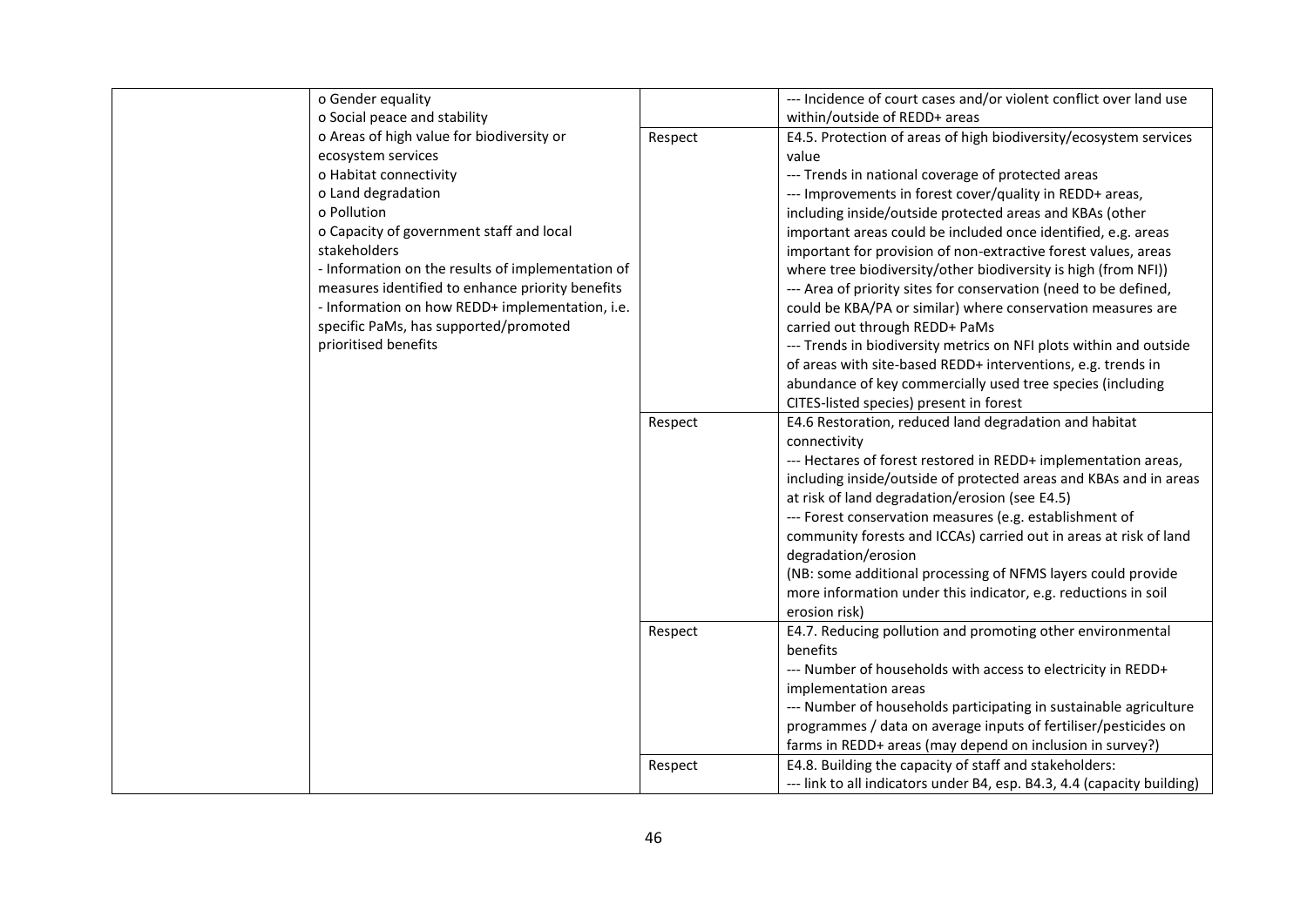| | | | |
|---|---|---|---|
| | o Gender equality<br>o Social peace and stability<br>o Areas of high value for biodiversity or ecosystem services<br>o Habitat connectivity<br>o Land degradation<br>o Pollution<br>o Capacity of government staff and local stakeholders<br>- Information on the results of implementation of measures identified to enhance priority benefits<br>- Information on how REDD+ implementation, i.e. specific PaMs, has supported/promoted prioritised benefits | | --- Incidence of court cases and/or violent conflict over land use within/outside of REDD+ areas |
| | | Respect | E4.5. Protection of areas of high biodiversity/ecosystem services value<br>--- Trends in national coverage of protected areas<br>--- Improvements in forest cover/quality in REDD+ areas, including inside/outside protected areas and KBAs (other important areas could be included once identified, e.g. areas important for provision of non-extractive forest values, areas where tree biodiversity/other biodiversity is high (from NFI))<br>--- Area of priority sites for conservation (need to be defined, could be KBA/PA or similar) where conservation measures are carried out through REDD+ PaMs<br>--- Trends in biodiversity metrics on NFI plots within and outside of areas with site-based REDD+ interventions, e.g. trends in abundance of key commercially used tree species (including CITES-listed species) present in forest |
| | | Respect | E4.6 Restoration, reduced land degradation and habitat connectivity<br>--- Hectares of forest restored in REDD+ implementation areas, including inside/outside of protected areas and KBAs and in areas at risk of land degradation/erosion (see E4.5)<br>--- Forest conservation measures (e.g. establishment of community forests and ICCAs) carried out in areas at risk of land degradation/erosion<br>(NB: some additional processing of NFMS layers could provide more information under this indicator, e.g. reductions in soil erosion risk) |
| | | Respect | E4.7. Reducing pollution and promoting other environmental benefits<br>--- Number of households with access to electricity in REDD+ implementation areas<br>--- Number of households participating in sustainable agriculture programmes / data on average inputs of fertiliser/pesticides on farms in REDD+ areas (may depend on inclusion in survey?) |
| | | Respect | E4.8. Building the capacity of staff and stakeholders:<br>--- link to all indicators under B4, esp. B4.3, 4.4 (capacity building) |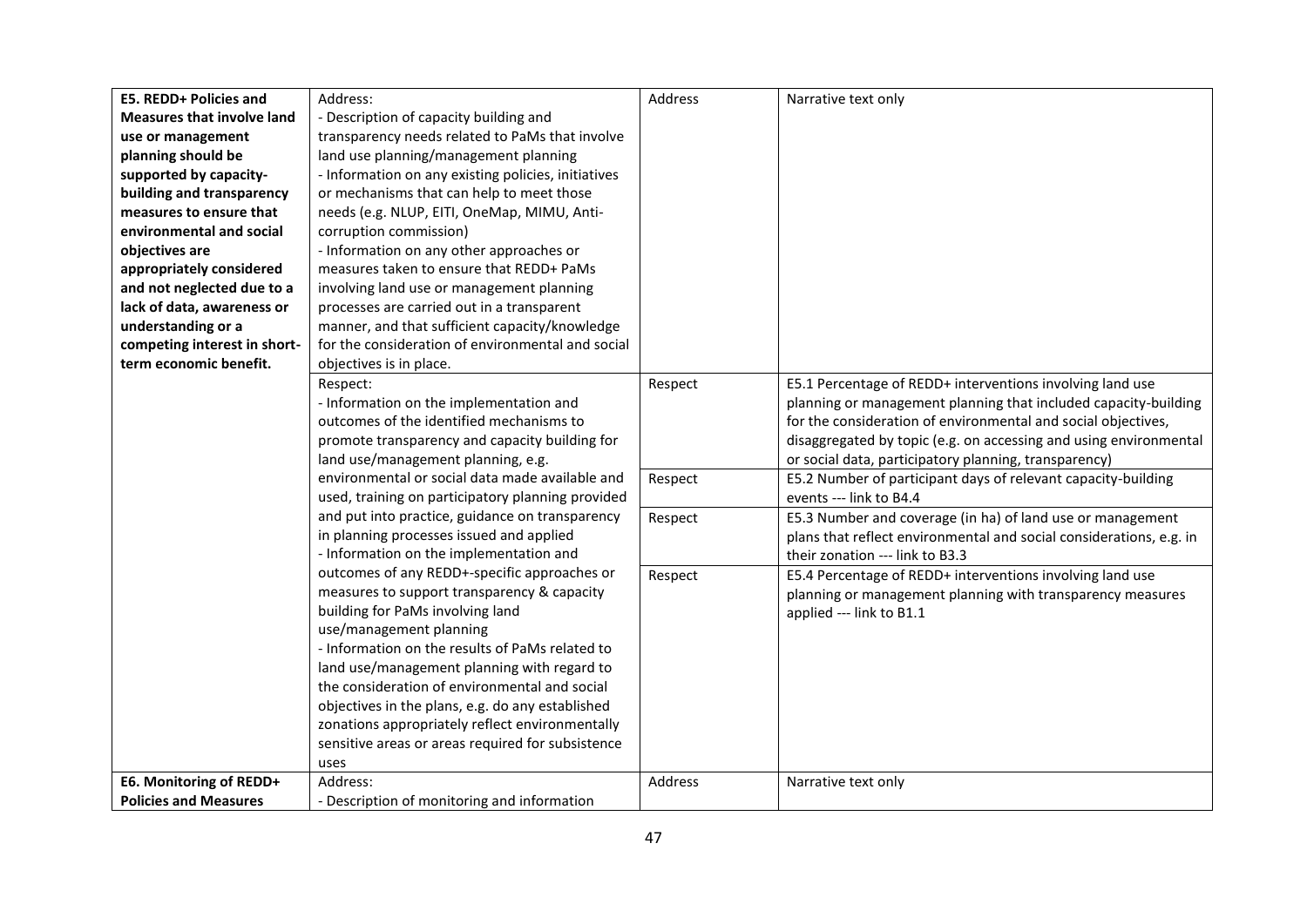| | | | |
|---|---|---|---|
| **E5. REDD+ Policies and Measures that involve land use or management planning should be supported by capacity-building and transparency measures to ensure that environmental and social objectives are appropriately considered and not neglected due to a lack of data, awareness or understanding or a competing interest in short-term economic benefit.** | Address:<br>- Description of capacity building and transparency needs related to PaMs that involve land use planning/management planning<br>- Information on any existing policies, initiatives or mechanisms that can help to meet those needs (e.g. NLUP, EITI, OneMap, MIMU, Anti-corruption commission)<br>- Information on any other approaches or measures taken to ensure that REDD+ PaMs involving land use or management planning processes are carried out in a transparent manner, and that sufficient capacity/knowledge for the consideration of environmental and social objectives is in place. | Address | Narrative text only |
| | Respect:<br>- Information on the implementation and outcomes of the identified mechanisms to promote transparency and capacity building for land use/management planning, e.g. environmental or social data made available and used, training on participatory planning provided and put into practice, guidance on transparency in planning processes issued and applied<br>- Information on the implementation and outcomes of any REDD+-specific approaches or measures to support transparency & capacity building for PaMs involving land use/management planning<br>- Information on the results of PaMs related to land use/management planning with regard to the consideration of environmental and social objectives in the plans, e.g. do any established zonations appropriately reflect environmentally sensitive areas or areas required for subsistence uses | Respect | E5.1 Percentage of REDD+ interventions involving land use planning or management planning that included capacity-building for the consideration of environmental and social objectives, disaggregated by topic (e.g. on accessing and using environmental or social data, participatory planning, transparency) |
| | | Respect | E5.2 Number of participant days of relevant capacity-building events --- link to B4.4 |
| | | Respect | E5.3 Number and coverage (in ha) of land use or management plans that reflect environmental and social considerations, e.g. in their zonation --- link to B3.3 |
| | | Respect | E5.4 Percentage of REDD+ interventions involving land use planning or management planning with transparency measures applied --- link to B1.1 |
| **E6. Monitoring of REDD+ Policies and Measures** | Address:<br>- Description of monitoring and information | Address | Narrative text only |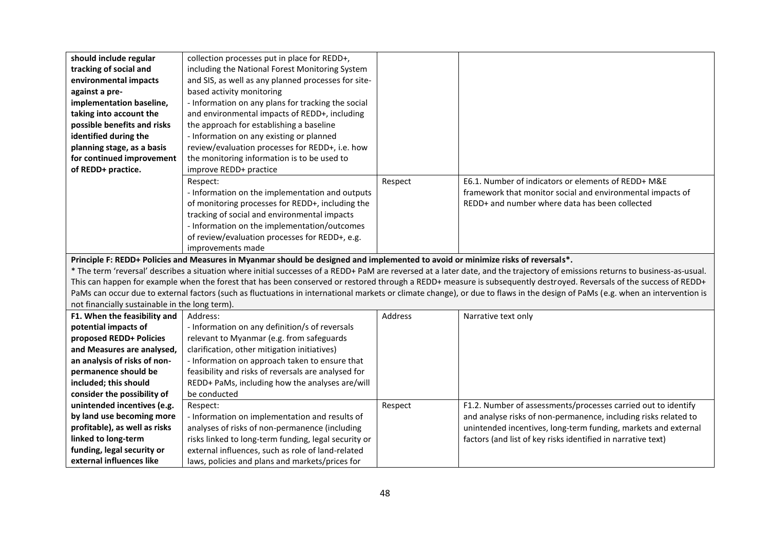| | | | |
|---|---|---|---|
| **should include regular tracking of social and environmental impacts against a pre-implementation baseline, taking into account the possible benefits and risks identified during the planning stage, as a basis for continued improvement of REDD+ practice.** | collection processes put in place for REDD+, including the National Forest Monitoring System and SIS, as well as any planned processes for site-based activity monitoring<br>- Information on any plans for tracking the social and environmental impacts of REDD+, including the approach for establishing a baseline<br>- Information on any existing or planned review/evaluation processes for REDD+, i.e. how the monitoring information is to be used to improve REDD+ practice | | |
| | Respect:<br>- Information on the implementation and outputs of monitoring processes for REDD+, including the tracking of social and environmental impacts<br>- Information on the implementation/outcomes of review/evaluation processes for REDD+, e.g. improvements made | Respect | E6.1. Number of indicators or elements of REDD+ M&E framework that monitor social and environmental impacts of REDD+ and number where data has been collected |
| **Principle F: REDD+ Policies and Measures in Myanmar should be designed and implemented to avoid or minimize risks of reversals*.**<br>* The term 'reversal' describes a situation where initial successes of a REDD+ PaM are reversed at a later date, and the trajectory of emissions returns to business-as-usual. This can happen for example when the forest that has been conserved or restored through a REDD+ measure is subsequently destroyed. Reversals of the success of REDD+ PaMs can occur due to external factors (such as fluctuations in international markets or climate change), or due to flaws in the design of PaMs (e.g. when an intervention is not financially sustainable in the long term). | | | |
| **F1. When the feasibility and potential impacts of proposed REDD+ Policies and Measures are analysed, an analysis of risks of non-permanence should be included; this should consider the possibility of unintended incentives (e.g. by land use becoming more profitable), as well as risks linked to long-term funding, legal security or external influences like** | Address:<br>- Information on any definition/s of reversals relevant to Myanmar (e.g. from safeguards clarification, other mitigation initiatives)<br>- Information on approach taken to ensure that feasibility and risks of reversals are analysed for REDD+ PaMs, including how the analyses are/will be conducted | Address | Narrative text only |
| | Respect:<br>- Information on implementation and results of analyses of risks of non-permanence (including risks linked to long-term funding, legal security or external influences, such as role of land-related laws, policies and plans and markets/prices for | Respect | F1.2. Number of assessments/processes carried out to identify and analyse risks of non-permanence, including risks related to unintended incentives, long-term funding, markets and external factors (and list of key risks identified in narrative text) |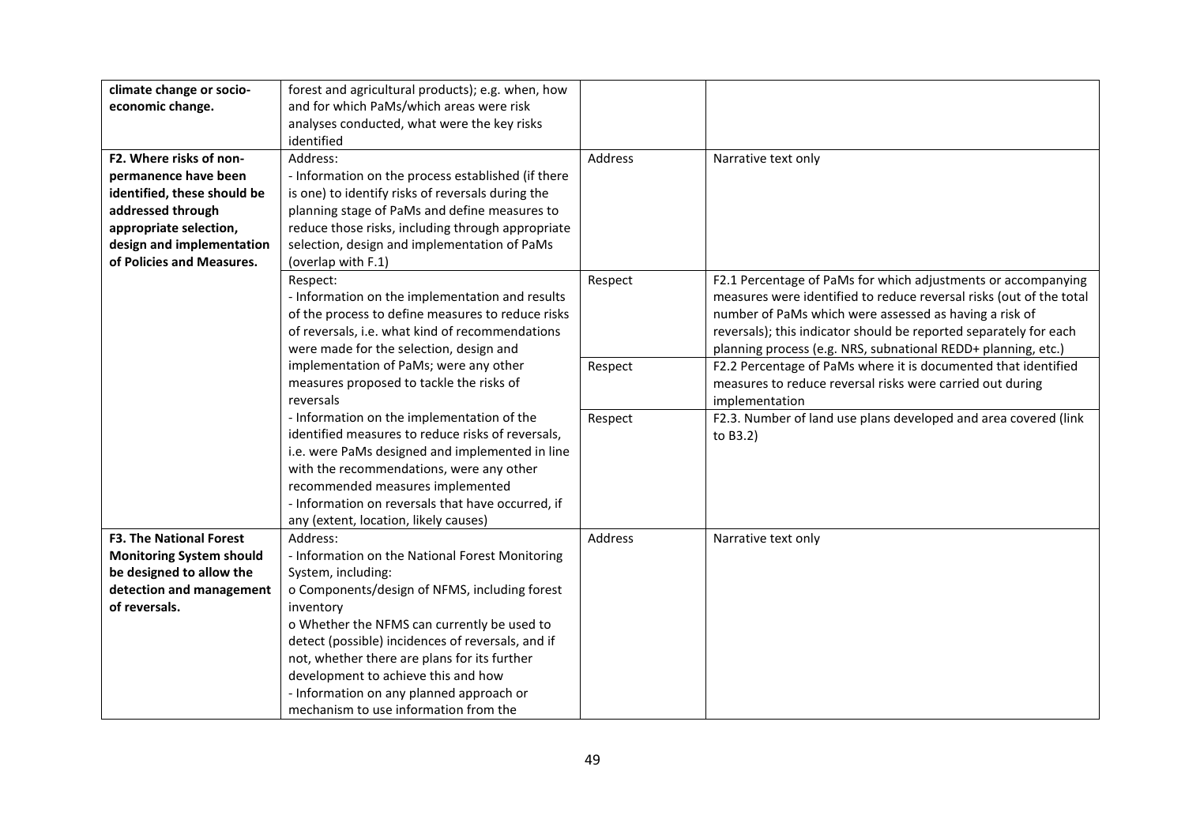| | | | |
|---|---|---|---|
| **climate change or socio-economic change.** | forest and agricultural products); e.g. when, how and for which PaMs/which areas were risk analyses conducted, what were the key risks identified | | |
| **F2. Where risks of non-permanence have been identified, these should be addressed through appropriate selection, design and implementation of Policies and Measures.** | Address:<br>- Information on the process established (if there is one) to identify risks of reversals during the planning stage of PaMs and define measures to reduce those risks, including through appropriate selection, design and implementation of PaMs (overlap with F.1) | Address | Narrative text only |
| | Respect:<br>- Information on the implementation and results of the process to define measures to reduce risks of reversals, i.e. what kind of recommendations were made for the selection, design and implementation of PaMs; were any other measures proposed to tackle the risks of reversals<br>- Information on the implementation of the identified measures to reduce risks of reversals, i.e. were PaMs designed and implemented in line with the recommendations, were any other recommended measures implemented<br>- Information on reversals that have occurred, if any (extent, location, likely causes) | Respect | F2.1 Percentage of PaMs for which adjustments or accompanying measures were identified to reduce reversal risks (out of the total number of PaMs which were assessed as having a risk of reversals); this indicator should be reported separately for each planning process (e.g. NRS, subnational REDD+ planning, etc.) |
| | | Respect | F2.2 Percentage of PaMs where it is documented that identified measures to reduce reversal risks were carried out during implementation |
| | | Respect | F2.3. Number of land use plans developed and area covered (link to B3.2) |
| **F3. The National Forest Monitoring System should be designed to allow the detection and management of reversals.** | Address:<br>- Information on the National Forest Monitoring System, including:<br>o Components/design of NFMS, including forest inventory<br>o Whether the NFMS can currently be used to detect (possible) incidences of reversals, and if not, whether there are plans for its further development to achieve this and how<br>- Information on any planned approach or mechanism to use information from the | Address | Narrative text only |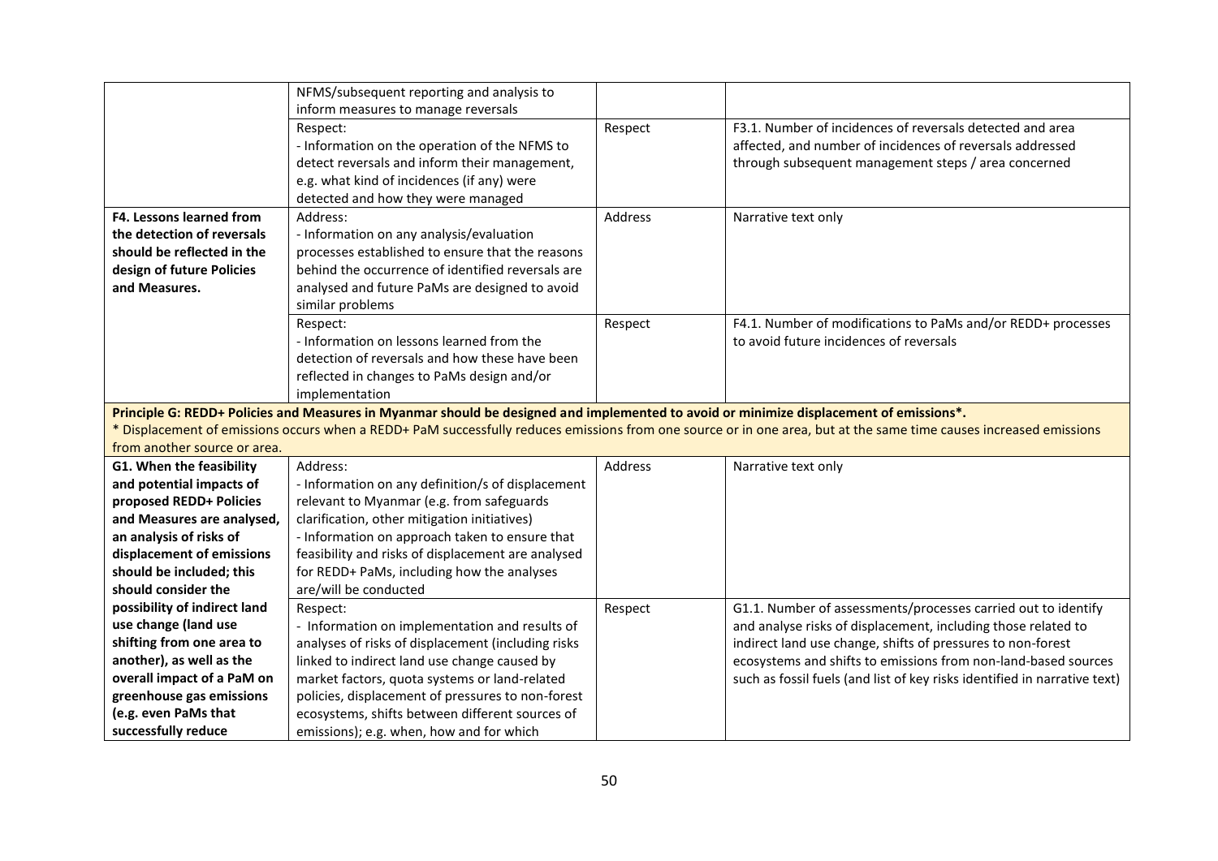| | | | |
|---|---|---|---|
| | NFMS/subsequent reporting and analysis to inform measures to manage reversals | | |
| | Respect:<br>- Information on the operation of the NFMS to detect reversals and inform their management, e.g. what kind of incidences (if any) were detected and how they were managed | Respect | F3.1. Number of incidences of reversals detected and area affected, and number of incidences of reversals addressed through subsequent management steps / area concerned |
| **F4. Lessons learned from the detection of reversals should be reflected in the design of future Policies and Measures.** | Address:<br>- Information on any analysis/evaluation processes established to ensure that the reasons behind the occurrence of identified reversals are analysed and future PaMs are designed to avoid similar problems | Address | Narrative text only |
| | Respect:<br>- Information on lessons learned from the detection of reversals and how these have been reflected in changes to PaMs design and/or implementation | Respect | F4.1. Number of modifications to PaMs and/or REDD+ processes to avoid future incidences of reversals |
| **Principle G: REDD+ Policies and Measures in Myanmar should be designed and implemented to avoid or minimize displacement of emissions*.**<br>* Displacement of emissions occurs when a REDD+ PaM successfully reduces emissions from one source or in one area, but at the same time causes increased emissions from another source or area. | | | |
| **G1. When the feasibility and potential impacts of proposed REDD+ Policies and Measures are analysed, an analysis of risks of displacement of emissions should be included; this should consider the possibility of indirect land use change (land use shifting from one area to another), as well as the overall impact of a PaM on greenhouse gas emissions (e.g. even PaMs that successfully reduce** | Address:<br>- Information on any definition/s of displacement relevant to Myanmar (e.g. from safeguards clarification, other mitigation initiatives)<br>- Information on approach taken to ensure that feasibility and risks of displacement are analysed for REDD+ PaMs, including how the analyses are/will be conducted | Address | Narrative text only |
| | Respect:<br>- Information on implementation and results of analyses of risks of displacement (including risks linked to indirect land use change caused by market factors, quota systems or land-related policies, displacement of pressures to non-forest ecosystems, shifts between different sources of emissions); e.g. when, how and for which | Respect | G1.1. Number of assessments/processes carried out to identify and analyse risks of displacement, including those related to indirect land use change, shifts of pressures to non-forest ecosystems and shifts to emissions from non-land-based sources such as fossil fuels (and list of key risks identified in narrative text) |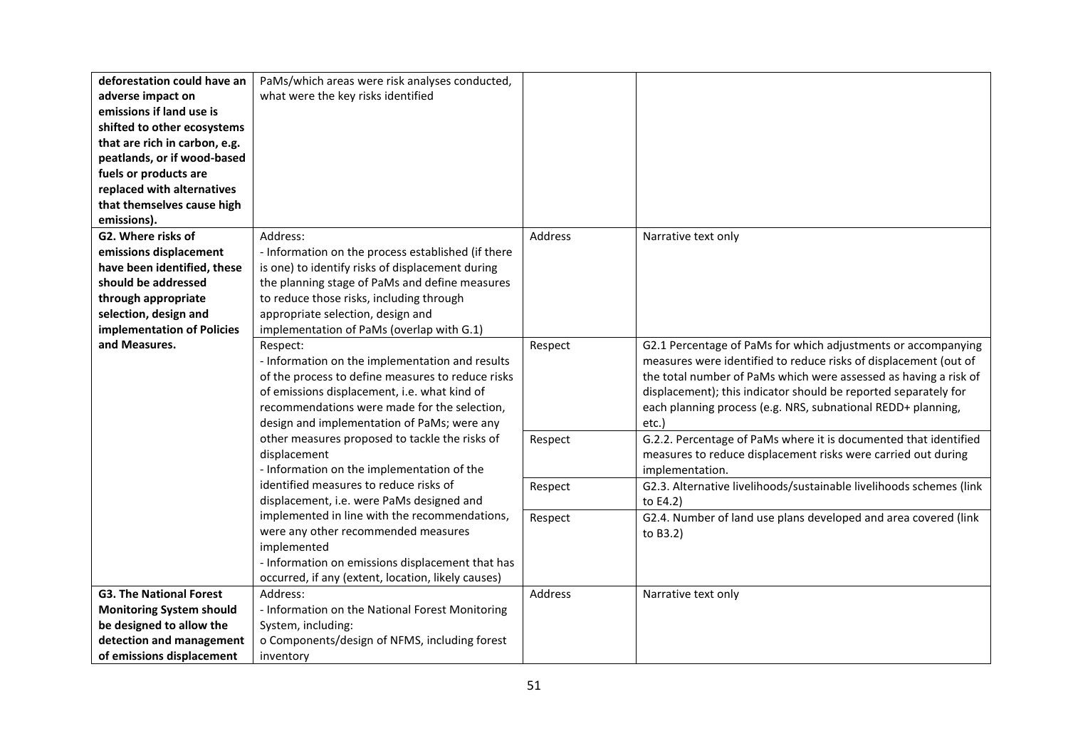| | | | |
|---|---|---|---|
| **deforestation could have an adverse impact on emissions if land use is shifted to other ecosystems that are rich in carbon, e.g. peatlands, or if wood-based fuels or products are replaced with alternatives that themselves cause high emissions).** | PaMs/which areas were risk analyses conducted, what were the key risks identified | | |
| **G2. Where risks of emissions displacement have been identified, these should be addressed through appropriate selection, design and implementation of Policies and Measures.** | Address:<br>- Information on the process established (if there is one) to identify risks of displacement during the planning stage of PaMs and define measures to reduce those risks, including through appropriate selection, design and implementation of PaMs (overlap with G.1) | Address | Narrative text only |
| | Respect:<br>- Information on the implementation and results of the process to define measures to reduce risks of emissions displacement, i.e. what kind of recommendations were made for the selection, design and implementation of PaMs; were any other measures proposed to tackle the risks of displacement<br>- Information on the implementation of the identified measures to reduce risks of displacement, i.e. were PaMs designed and implemented in line with the recommendations, were any other recommended measures implemented<br>- Information on emissions displacement that has occurred, if any (extent, location, likely causes) | Respect | G2.1 Percentage of PaMs for which adjustments or accompanying measures were identified to reduce risks of displacement (out of the total number of PaMs which were assessed as having a risk of displacement); this indicator should be reported separately for each planning process (e.g. NRS, subnational REDD+ planning, etc.) |
| | | Respect | G.2.2. Percentage of PaMs where it is documented that identified measures to reduce displacement risks were carried out during implementation. |
| | | Respect | G2.3. Alternative livelihoods/sustainable livelihoods schemes (link to E4.2) |
| | | Respect | G2.4. Number of land use plans developed and area covered (link to B3.2) |
| **G3. The National Forest Monitoring System should be designed to allow the detection and management of emissions displacement** | Address:<br>- Information on the National Forest Monitoring System, including:<br>o Components/design of NFMS, including forest inventory | Address | Narrative text only |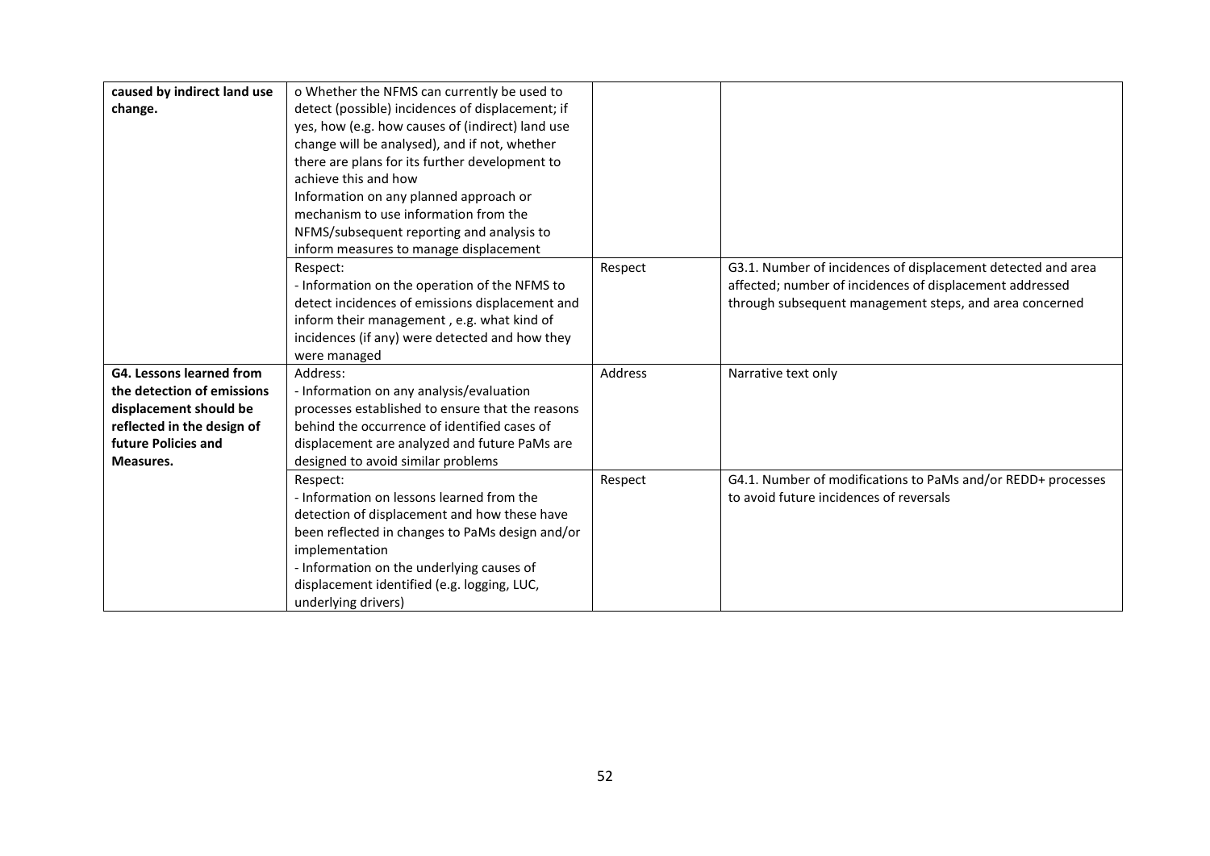| | | | |
|---|---|---|---|
| **caused by indirect land use change.** | o Whether the NFMS can currently be used to detect (possible) incidences of displacement; if yes, how (e.g. how causes of (indirect) land use change will be analysed), and if not, whether there are plans for its further development to achieve this and how<br>Information on any planned approach or mechanism to use information from the NFMS/subsequent reporting and analysis to inform measures to manage displacement | | |
| | Respect:<br>- Information on the operation of the NFMS to detect incidences of emissions displacement and inform their management , e.g. what kind of incidences (if any) were detected and how they were managed | Respect | G3.1. Number of incidences of displacement detected and area affected; number of incidences of displacement addressed through subsequent management steps, and area concerned |
| **G4. Lessons learned from the detection of emissions displacement should be reflected in the design of future Policies and Measures.** | Address:<br>- Information on any analysis/evaluation processes established to ensure that the reasons behind the occurrence of identified cases of displacement are analyzed and future PaMs are designed to avoid similar problems | Address | Narrative text only |
| | Respect:<br>- Information on lessons learned from the detection of displacement and how these have been reflected in changes to PaMs design and/or implementation<br>- Information on the underlying causes of displacement identified (e.g. logging, LUC, underlying drivers) | Respect | G4.1. Number of modifications to PaMs and/or REDD+ processes to avoid future incidences of reversals |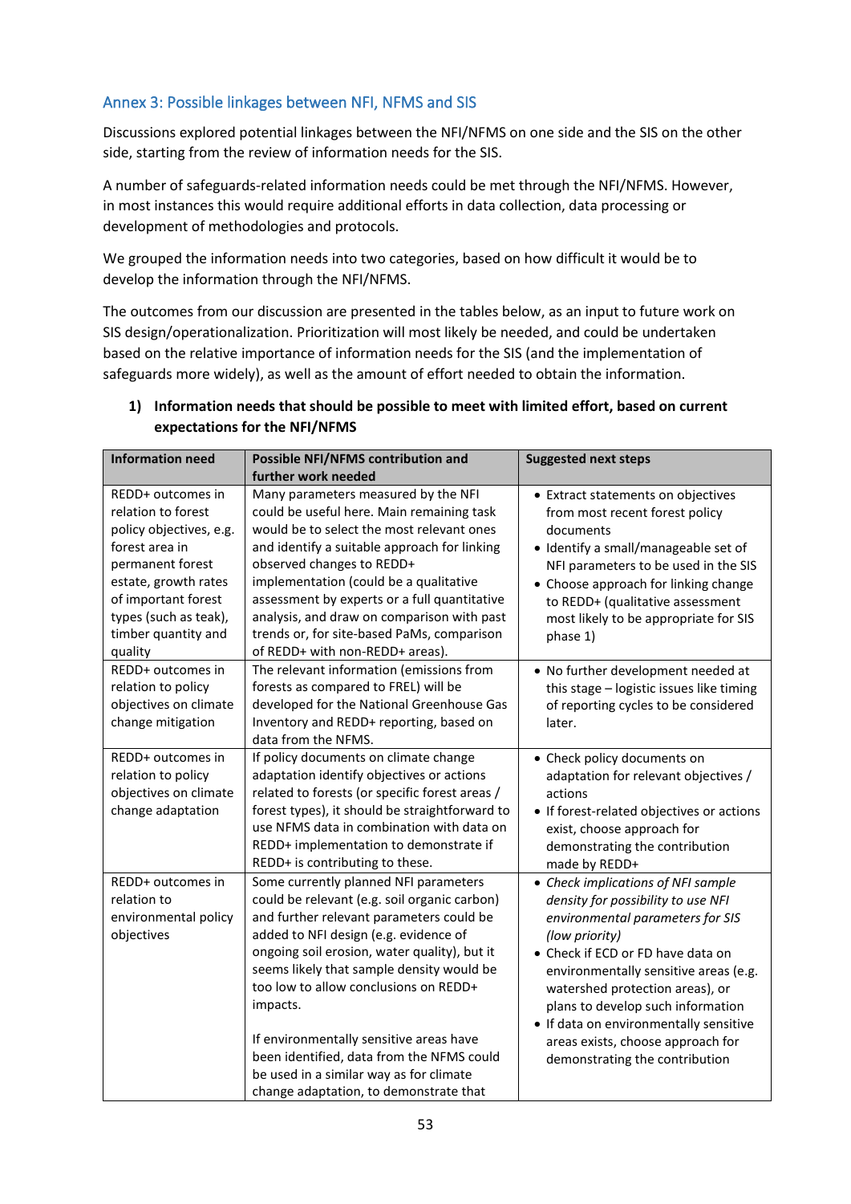## Annex 3: Possible linkages between NFI, NFMS and SIS

Discussions explored potential linkages between the NFI/NFMS on one side and the SIS on the other side, starting from the review of information needs for the SIS.

A number of safeguards-related information needs could be met through the NFI/NFMS. However, in most instances this would require additional efforts in data collection, data processing or development of methodologies and protocols.

We grouped the information needs into two categories, based on how difficult it would be to develop the information through the NFI/NFMS.

The outcomes from our discussion are presented in the tables below, as an input to future work on SIS design/operationalization. Prioritization will most likely be needed, and could be undertaken based on the relative importance of information needs for the SIS (and the implementation of safeguards more widely), as well as the amount of effort needed to obtain the information.

**1) Information needs that should be possible to meet with limited effort, based on current expectations for the NFI/NFMS**

| Information need | Possible NFI/NFMS contribution and further work needed | Suggested next steps |
|---|---|---|
| REDD+ outcomes in relation to forest policy objectives, e.g. forest area in permanent forest estate, growth rates of important forest types (such as teak), timber quantity and quality | Many parameters measured by the NFI could be useful here. Main remaining task would be to select the most relevant ones and identify a suitable approach for linking observed changes to REDD+ implementation (could be a qualitative assessment by experts or a full quantitative analysis, and draw on comparison with past trends or, for site-based PaMs, comparison of REDD+ with non-REDD+ areas). | • Extract statements on objectives from most recent forest policy documents<br>• Identify a small/manageable set of NFI parameters to be used in the SIS<br>• Choose approach for linking change to REDD+ (qualitative assessment most likely to be appropriate for SIS phase 1) |
| REDD+ outcomes in relation to policy objectives on climate change mitigation | The relevant information (emissions from forests as compared to FREL) will be developed for the National Greenhouse Gas Inventory and REDD+ reporting, based on data from the NFMS. | • No further development needed at this stage – logistic issues like timing of reporting cycles to be considered later. |
| REDD+ outcomes in relation to policy objectives on climate change adaptation | If policy documents on climate change adaptation identify objectives or actions related to forests (or specific forest areas / forest types), it should be straightforward to use NFMS data in combination with data on REDD+ implementation to demonstrate if REDD+ is contributing to these. | • Check policy documents on adaptation for relevant objectives / actions<br>• If forest-related objectives or actions exist, choose approach for demonstrating the contribution made by REDD+ |
| REDD+ outcomes in relation to environmental policy objectives | Some currently planned NFI parameters could be relevant (e.g. soil organic carbon) and further relevant parameters could be added to NFI design (e.g. evidence of ongoing soil erosion, water quality), but it seems likely that sample density would be too low to allow conclusions on REDD+ impacts.<br><br>If environmentally sensitive areas have been identified, data from the NFMS could be used in a similar way as for climate change adaptation, to demonstrate that | • *Check implications of NFI sample density for possibility to use NFI environmental parameters for SIS (low priority)*<br>• Check if ECD or FD have data on environmentally sensitive areas (e.g. watershed protection areas), or plans to develop such information<br>• If data on environmentally sensitive areas exists, choose approach for demonstrating the contribution |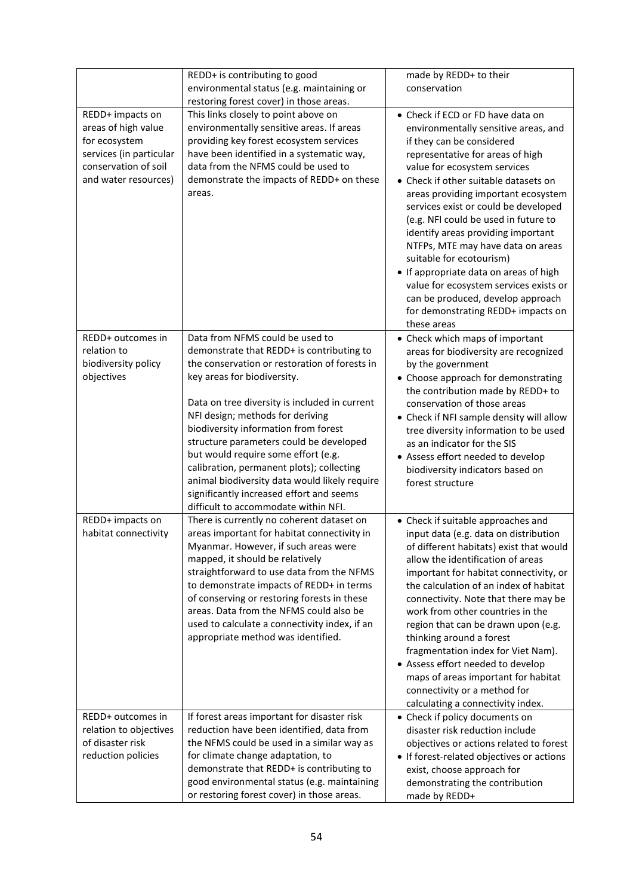| | | |
|---|---|---|
| | REDD+ is contributing to good environmental status (e.g. maintaining or restoring forest cover) in those areas. | made by REDD+ to their conservation |
| REDD+ impacts on areas of high value for ecosystem services (in particular conservation of soil and water resources) | This links closely to point above on environmentally sensitive areas. If areas providing key forest ecosystem services have been identified in a systematic way, data from the NFMS could be used to demonstrate the impacts of REDD+ on these areas. | • Check if ECD or FD have data on environmentally sensitive areas, and if they can be considered representative for areas of high value for ecosystem services<br>• Check if other suitable datasets on areas providing important ecosystem services exist or could be developed (e.g. NFI could be used in future to identify areas providing important NTFPs, MTE may have data on areas suitable for ecotourism)<br>• If appropriate data on areas of high value for ecosystem services exists or can be produced, develop approach for demonstrating REDD+ impacts on these areas |
| REDD+ outcomes in relation to biodiversity policy objectives | Data from NFMS could be used to demonstrate that REDD+ is contributing to the conservation or restoration of forests in key areas for biodiversity.<br><br>Data on tree diversity is included in current NFI design; methods for deriving biodiversity information from forest structure parameters could be developed but would require some effort (e.g. calibration, permanent plots); collecting animal biodiversity data would likely require significantly increased effort and seems difficult to accommodate within NFI. | • Check which maps of important areas for biodiversity are recognized by the government<br>• Choose approach for demonstrating the contribution made by REDD+ to conservation of those areas<br>• Check if NFI sample density will allow tree diversity information to be used as an indicator for the SIS<br>• Assess effort needed to develop biodiversity indicators based on forest structure |
| REDD+ impacts on habitat connectivity | There is currently no coherent dataset on areas important for habitat connectivity in Myanmar. However, if such areas were mapped, it should be relatively straightforward to use data from the NFMS to demonstrate impacts of REDD+ in terms of conserving or restoring forests in these areas. Data from the NFMS could also be used to calculate a connectivity index, if an appropriate method was identified. | • Check if suitable approaches and input data (e.g. data on distribution of different habitats) exist that would allow the identification of areas important for habitat connectivity, or the calculation of an index of habitat connectivity. Note that there may be work from other countries in the region that can be drawn upon (e.g. thinking around a forest fragmentation index for Viet Nam).<br>• Assess effort needed to develop maps of areas important for habitat connectivity or a method for calculating a connectivity index. |
| REDD+ outcomes in relation to objectives of disaster risk reduction policies | If forest areas important for disaster risk reduction have been identified, data from the NFMS could be used in a similar way as for climate change adaptation, to demonstrate that REDD+ is contributing to good environmental status (e.g. maintaining or restoring forest cover) in those areas. | • Check if policy documents on disaster risk reduction include objectives or actions related to forest<br>• If forest-related objectives or actions exist, choose approach for demonstrating the contribution made by REDD+ |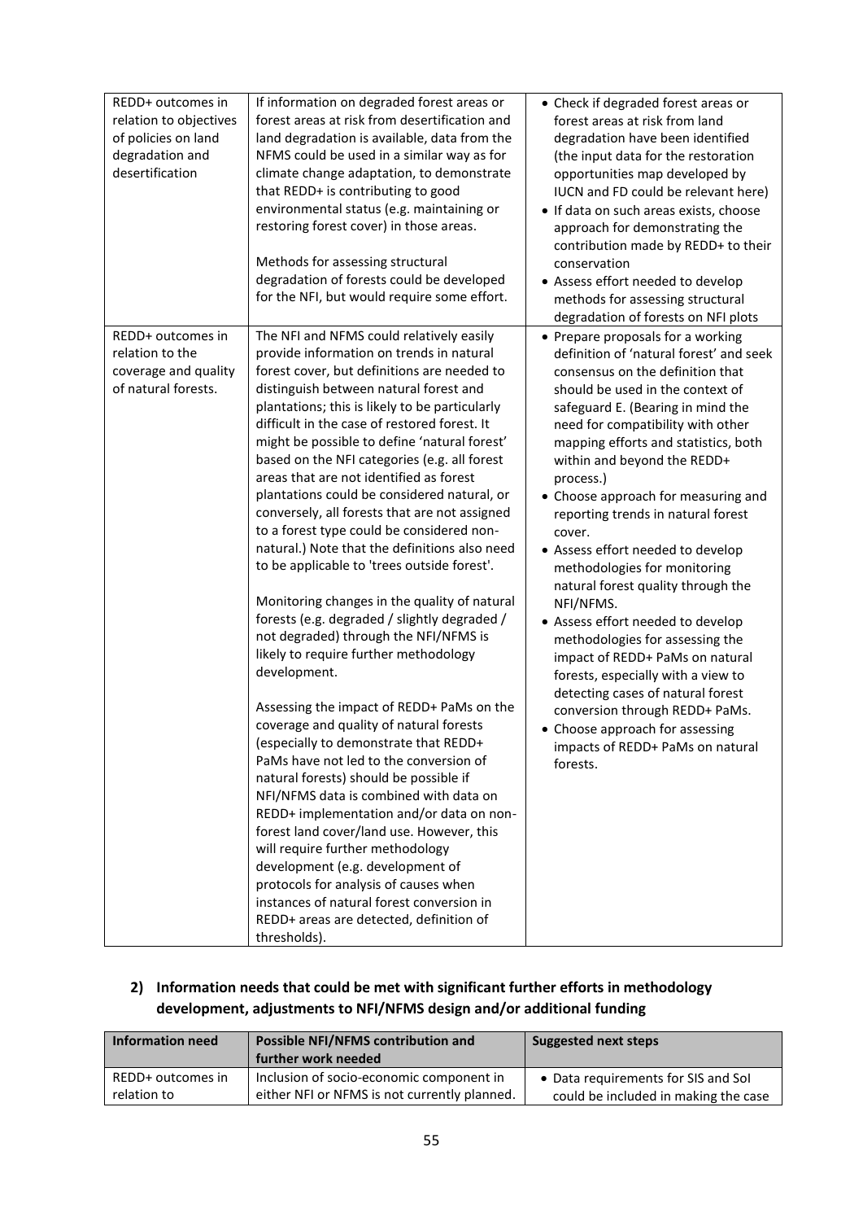| | | |
|---|---|---|
| REDD+ outcomes in relation to objectives of policies on land degradation and desertification | If information on degraded forest areas or forest areas at risk from desertification and land degradation is available, data from the NFMS could be used in a similar way as for climate change adaptation, to demonstrate that REDD+ is contributing to good environmental status (e.g. maintaining or restoring forest cover) in those areas.<br><br>Methods for assessing structural degradation of forests could be developed for the NFI, but would require some effort. | • Check if degraded forest areas or forest areas at risk from land degradation have been identified (the input data for the restoration opportunities map developed by IUCN and FD could be relevant here)<br>• If data on such areas exists, choose approach for demonstrating the contribution made by REDD+ to their conservation<br>• Assess effort needed to develop methods for assessing structural degradation of forests on NFI plots |
| REDD+ outcomes in relation to the coverage and quality of natural forests. | The NFI and NFMS could relatively easily provide information on trends in natural forest cover, but definitions are needed to distinguish between natural forest and plantations; this is likely to be particularly difficult in the case of restored forest. It might be possible to define 'natural forest' based on the NFI categories (e.g. all forest areas that are not identified as forest plantations could be considered natural, or conversely, all forests that are not assigned to a forest type could be considered non-natural.) Note that the definitions also need to be applicable to 'trees outside forest'.<br><br>Monitoring changes in the quality of natural forests (e.g. degraded / slightly degraded / not degraded) through the NFI/NFMS is likely to require further methodology development.<br><br>Assessing the impact of REDD+ PaMs on the coverage and quality of natural forests (especially to demonstrate that REDD+ PaMs have not led to the conversion of natural forests) should be possible if NFI/NFMS data is combined with data on REDD+ implementation and/or data on non-forest land cover/land use. However, this will require further methodology development (e.g. development of protocols for analysis of causes when instances of natural forest conversion in REDD+ areas are detected, definition of thresholds). | • Prepare proposals for a working definition of 'natural forest' and seek consensus on the definition that should be used in the context of safeguard E. (Bearing in mind the need for compatibility with other mapping efforts and statistics, both within and beyond the REDD+ process.)<br>• Choose approach for measuring and reporting trends in natural forest cover.<br>• Assess effort needed to develop methodologies for monitoring natural forest quality through the NFI/NFMS.<br>• Assess effort needed to develop methodologies for assessing the impact of REDD+ PaMs on natural forests, especially with a view to detecting cases of natural forest conversion through REDD+ PaMs.<br>• Choose approach for assessing impacts of REDD+ PaMs on natural forests. |

**2) Information needs that could be met with significant further efforts in methodology development, adjustments to NFI/NFMS design and/or additional funding**

| Information need | Possible NFI/NFMS contribution and further work needed | Suggested next steps |
|---|---|---|
| REDD+ outcomes in relation to | Inclusion of socio-economic component in either NFI or NFMS is not currently planned. | • Data requirements for SIS and SoI could be included in making the case |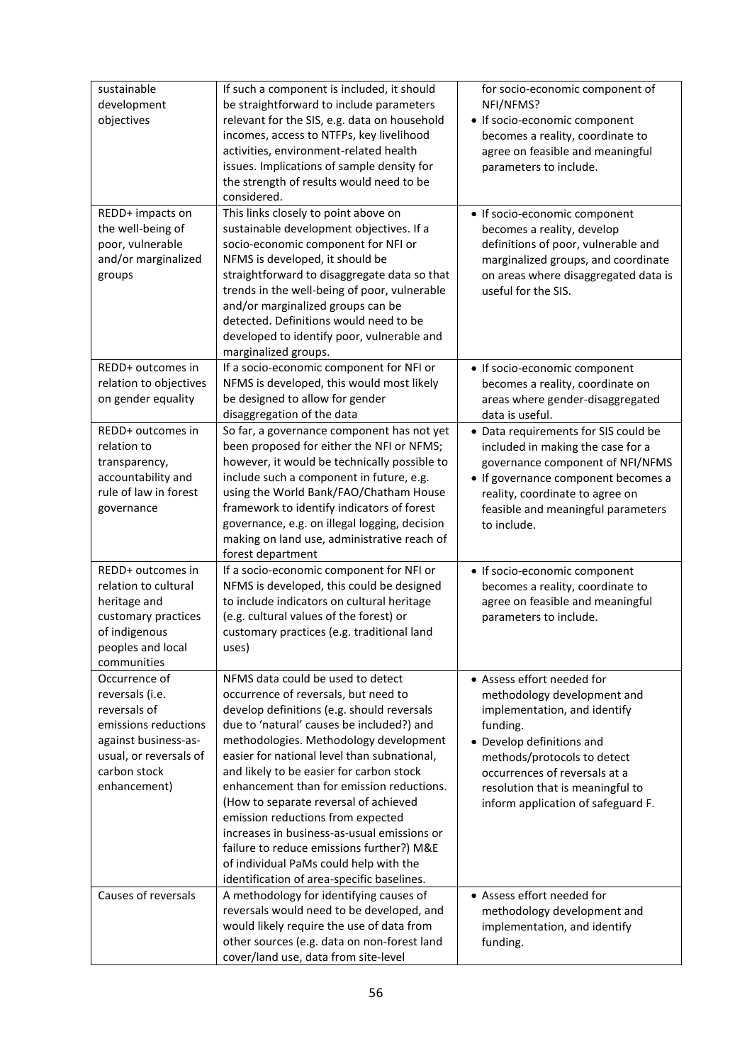| | | |
|---|---|---|
| sustainable development objectives | If such a component is included, it should be straightforward to include parameters relevant for the SIS, e.g. data on household incomes, access to NTFPs, key livelihood activities, environment-related health issues. Implications of sample density for the strength of results would need to be considered. | for socio-economic component of NFI/NFMS?<br>• If socio-economic component becomes a reality, coordinate to agree on feasible and meaningful parameters to include. |
| REDD+ impacts on the well-being of poor, vulnerable and/or marginalized groups | This links closely to point above on sustainable development objectives. If a socio-economic component for NFI or NFMS is developed, it should be straightforward to disaggregate data so that trends in the well-being of poor, vulnerable and/or marginalized groups can be detected. Definitions would need to be developed to identify poor, vulnerable and marginalized groups. | • If socio-economic component becomes a reality, develop definitions of poor, vulnerable and marginalized groups, and coordinate on areas where disaggregated data is useful for the SIS. |
| REDD+ outcomes in relation to objectives on gender equality | If a socio-economic component for NFI or NFMS is developed, this would most likely be designed to allow for gender disaggregation of the data | • If socio-economic component becomes a reality, coordinate on areas where gender-disaggregated data is useful. |
| REDD+ outcomes in relation to transparency, accountability and rule of law in forest governance | So far, a governance component has not yet been proposed for either the NFI or NFMS; however, it would be technically possible to include such a component in future, e.g. using the World Bank/FAO/Chatham House framework to identify indicators of forest governance, e.g. on illegal logging, decision making on land use, administrative reach of forest department | • Data requirements for SIS could be included in making the case for a governance component of NFI/NFMS<br>• If governance component becomes a reality, coordinate to agree on feasible and meaningful parameters to include. |
| REDD+ outcomes in relation to cultural heritage and customary practices of indigenous peoples and local communities | If a socio-economic component for NFI or NFMS is developed, this could be designed to include indicators on cultural heritage (e.g. cultural values of the forest) or customary practices (e.g. traditional land uses) | • If socio-economic component becomes a reality, coordinate to agree on feasible and meaningful parameters to include. |
| Occurrence of reversals (i.e. reversals of emissions reductions against business-as-usual, or reversals of carbon stock enhancement) | NFMS data could be used to detect occurrence of reversals, but need to develop definitions (e.g. should reversals due to 'natural' causes be included?) and methodologies. Methodology development easier for national level than subnational, and likely to be easier for carbon stock enhancement than for emission reductions. (How to separate reversal of achieved emission reductions from expected increases in business-as-usual emissions or failure to reduce emissions further?) M&E of individual PaMs could help with the identification of area-specific baselines. | • Assess effort needed for methodology development and implementation, and identify funding.<br>• Develop definitions and methods/protocols to detect occurrences of reversals at a resolution that is meaningful to inform application of safeguard F. |
| Causes of reversals | A methodology for identifying causes of reversals would need to be developed, and would likely require the use of data from other sources (e.g. data on non-forest land cover/land use, data from site-level | • Assess effort needed for methodology development and implementation, and identify funding. |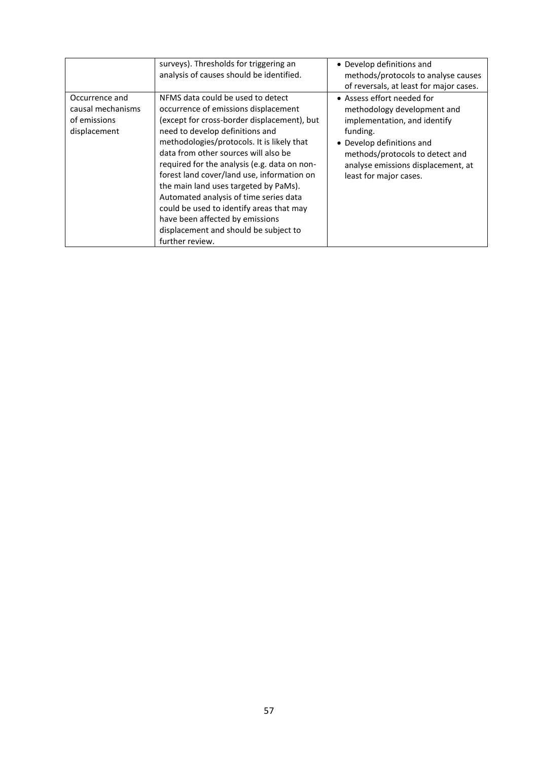| | | |
|---|---|---|
| | surveys). Thresholds for triggering an analysis of causes should be identified. | • Develop definitions and methods/protocols to analyse causes of reversals, at least for major cases. |
| Occurrence and causal mechanisms of emissions displacement | NFMS data could be used to detect occurrence of emissions displacement (except for cross-border displacement), but need to develop definitions and methodologies/protocols. It is likely that data from other sources will also be required for the analysis (e.g. data on non-forest land cover/land use, information on the main land uses targeted by PaMs). Automated analysis of time series data could be used to identify areas that may have been affected by emissions displacement and should be subject to further review. | • Assess effort needed for methodology development and implementation, and identify funding.<br>• Develop definitions and methods/protocols to detect and analyse emissions displacement, at least for major cases. |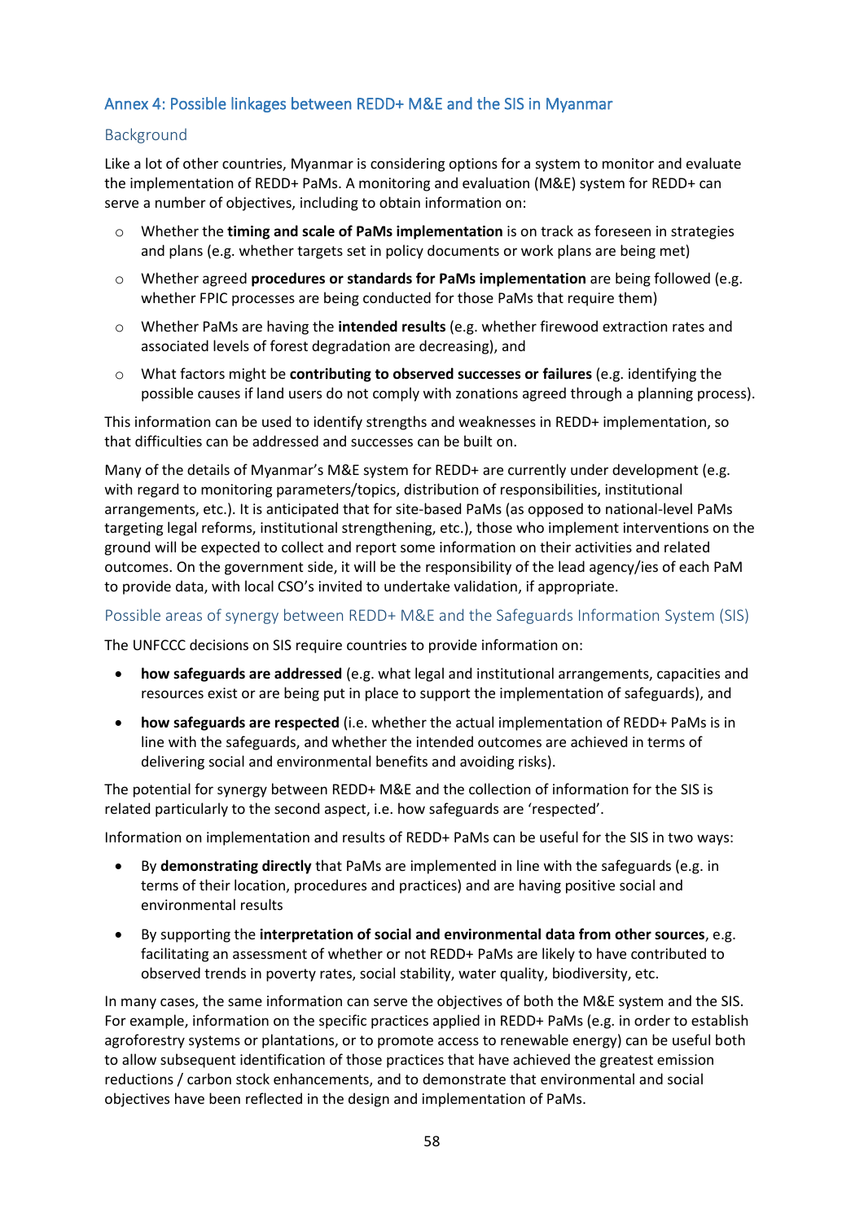## Annex 4: Possible linkages between REDD+ M&E and the SIS in Myanmar

### Background

Like a lot of other countries, Myanmar is considering options for a system to monitor and evaluate the implementation of REDD+ PaMs. A monitoring and evaluation (M&E) system for REDD+ can serve a number of objectives, including to obtain information on:

- Whether the **timing and scale of PaMs implementation** is on track as foreseen in strategies and plans (e.g. whether targets set in policy documents or work plans are being met)
- Whether agreed **procedures or standards for PaMs implementation** are being followed (e.g. whether FPIC processes are being conducted for those PaMs that require them)
- Whether PaMs are having the **intended results** (e.g. whether firewood extraction rates and associated levels of forest degradation are decreasing), and
- What factors might be **contributing to observed successes or failures** (e.g. identifying the possible causes if land users do not comply with zonations agreed through a planning process).

This information can be used to identify strengths and weaknesses in REDD+ implementation, so that difficulties can be addressed and successes can be built on.

Many of the details of Myanmar's M&E system for REDD+ are currently under development (e.g. with regard to monitoring parameters/topics, distribution of responsibilities, institutional arrangements, etc.). It is anticipated that for site-based PaMs (as opposed to national-level PaMs targeting legal reforms, institutional strengthening, etc.), those who implement interventions on the ground will be expected to collect and report some information on their activities and related outcomes. On the government side, it will be the responsibility of the lead agency/ies of each PaM to provide data, with local CSO's invited to undertake validation, if appropriate.

### Possible areas of synergy between REDD+ M&E and the Safeguards Information System (SIS)

The UNFCCC decisions on SIS require countries to provide information on:

- **how safeguards are addressed** (e.g. what legal and institutional arrangements, capacities and resources exist or are being put in place to support the implementation of safeguards), and
- **how safeguards are respected** (i.e. whether the actual implementation of REDD+ PaMs is in line with the safeguards, and whether the intended outcomes are achieved in terms of delivering social and environmental benefits and avoiding risks).

The potential for synergy between REDD+ M&E and the collection of information for the SIS is related particularly to the second aspect, i.e. how safeguards are 'respected'.

Information on implementation and results of REDD+ PaMs can be useful for the SIS in two ways:

- By **demonstrating directly** that PaMs are implemented in line with the safeguards (e.g. in terms of their location, procedures and practices) and are having positive social and environmental results
- By supporting the **interpretation of social and environmental data from other sources**, e.g. facilitating an assessment of whether or not REDD+ PaMs are likely to have contributed to observed trends in poverty rates, social stability, water quality, biodiversity, etc.

In many cases, the same information can serve the objectives of both the M&E system and the SIS. For example, information on the specific practices applied in REDD+ PaMs (e.g. in order to establish agroforestry systems or plantations, or to promote access to renewable energy) can be useful both to allow subsequent identification of those practices that have achieved the greatest emission reductions / carbon stock enhancements, and to demonstrate that environmental and social objectives have been reflected in the design and implementation of PaMs.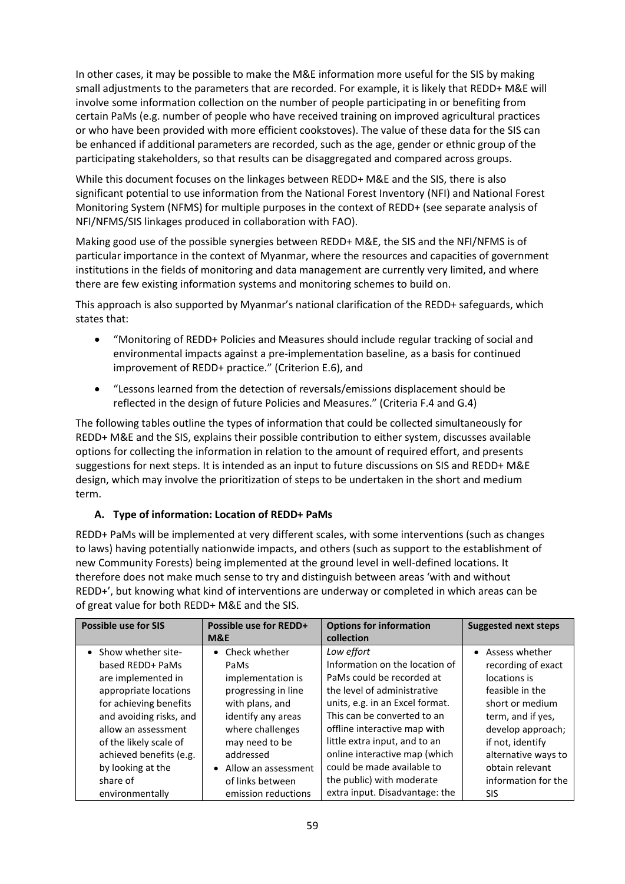In other cases, it may be possible to make the M&E information more useful for the SIS by making small adjustments to the parameters that are recorded. For example, it is likely that REDD+ M&E will involve some information collection on the number of people participating in or benefiting from certain PaMs (e.g. number of people who have received training on improved agricultural practices or who have been provided with more efficient cookstoves). The value of these data for the SIS can be enhanced if additional parameters are recorded, such as the age, gender or ethnic group of the participating stakeholders, so that results can be disaggregated and compared across groups.

While this document focuses on the linkages between REDD+ M&E and the SIS, there is also significant potential to use information from the National Forest Inventory (NFI) and National Forest Monitoring System (NFMS) for multiple purposes in the context of REDD+ (see separate analysis of NFI/NFMS/SIS linkages produced in collaboration with FAO).

Making good use of the possible synergies between REDD+ M&E, the SIS and the NFI/NFMS is of particular importance in the context of Myanmar, where the resources and capacities of government institutions in the fields of monitoring and data management are currently very limited, and where there are few existing information systems and monitoring schemes to build on.

This approach is also supported by Myanmar's national clarification of the REDD+ safeguards, which states that:

- "Monitoring of REDD+ Policies and Measures should include regular tracking of social and environmental impacts against a pre-implementation baseline, as a basis for continued improvement of REDD+ practice." (Criterion E.6), and
- "Lessons learned from the detection of reversals/emissions displacement should be reflected in the design of future Policies and Measures." (Criteria F.4 and G.4)

The following tables outline the types of information that could be collected simultaneously for REDD+ M&E and the SIS, explains their possible contribution to either system, discusses available options for collecting the information in relation to the amount of required effort, and presents suggestions for next steps. It is intended as an input to future discussions on SIS and REDD+ M&E design, which may involve the prioritization of steps to be undertaken in the short and medium term.

**A. Type of information: Location of REDD+ PaMs**

REDD+ PaMs will be implemented at very different scales, with some interventions (such as changes to laws) having potentially nationwide impacts, and others (such as support to the establishment of new Community Forests) being implemented at the ground level in well-defined locations. It therefore does not make much sense to try and distinguish between areas 'with and without REDD+', but knowing what kind of interventions are underway or completed in which areas can be of great value for both REDD+ M&E and the SIS.

| Possible use for SIS | Possible use for REDD+ M&E | Options for information collection | Suggested next steps |
|---|---|---|---|
| • Show whether site-based REDD+ PaMs are implemented in appropriate locations for achieving benefits and avoiding risks, and allow an assessment of the likely scale of achieved benefits (e.g. by looking at the share of environmentally | • Check whether PaMs implementation is progressing in line with plans, and identify any areas where challenges may need to be addressed<br>• Allow an assessment of links between emission reductions | *Low effort*<br>Information on the location of PaMs could be recorded at the level of administrative units, e.g. in an Excel format. This can be converted to an offline interactive map with little extra input, and to an online interactive map (which could be made available to the public) with moderate extra input. Disadvantage: the | • Assess whether recording of exact locations is feasible in the short or medium term, and if yes, develop approach; if not, identify alternative ways to obtain relevant information for the SIS |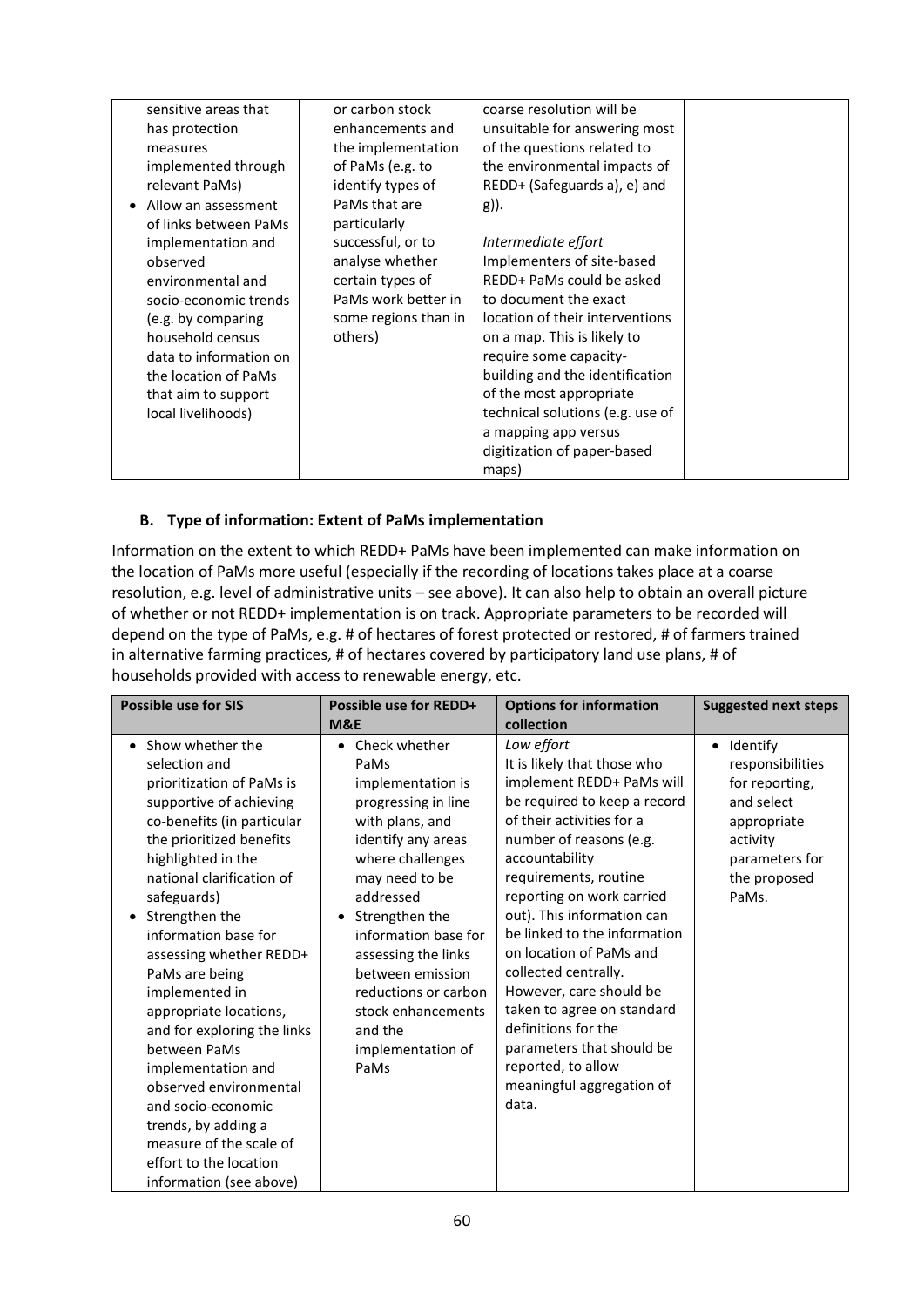| | | | |
|---|---|---|---|
| sensitive areas that has protection measures implemented through relevant PaMs)<br>• Allow an assessment of links between PaMs implementation and observed environmental and socio-economic trends (e.g. by comparing household census data to information on the location of PaMs that aim to support local livelihoods) | or carbon stock enhancements and the implementation of PaMs (e.g. to identify types of PaMs that are particularly successful, or to analyse whether certain types of PaMs work better in some regions than in others) | coarse resolution will be unsuitable for answering most of the questions related to the environmental impacts of REDD+ (Safeguards a), e) and g)).<br><br>*Intermediate effort*<br>Implementers of site-based REDD+ PaMs could be asked to document the exact location of their interventions on a map. This is likely to require some capacity-building and the identification of the most appropriate technical solutions (e.g. use of a mapping app versus digitization of paper-based maps) | |

**B. Type of information: Extent of PaMs implementation**

Information on the extent to which REDD+ PaMs have been implemented can make information on the location of PaMs more useful (especially if the recording of locations takes place at a coarse resolution, e.g. level of administrative units – see above). It can also help to obtain an overall picture of whether or not REDD+ implementation is on track. Appropriate parameters to be recorded will depend on the type of PaMs, e.g. # of hectares of forest protected or restored, # of farmers trained in alternative farming practices, # of hectares covered by participatory land use plans, # of households provided with access to renewable energy, etc.

| Possible use for SIS | Possible use for REDD+ M&E | Options for information collection | Suggested next steps |
|---|---|---|---|
| • Show whether the selection and prioritization of PaMs is supportive of achieving co-benefits (in particular the prioritized benefits highlighted in the national clarification of safeguards)<br>• Strengthen the information base for assessing whether REDD+ PaMs are being implemented in appropriate locations, and for exploring the links between PaMs implementation and observed environmental and socio-economic trends, by adding a measure of the scale of effort to the location information (see above) | • Check whether PaMs implementation is progressing in line with plans, and identify any areas where challenges may need to be addressed<br>• Strengthen the information base for assessing the links between emission reductions or carbon stock enhancements and the implementation of PaMs | *Low effort*<br>It is likely that those who implement REDD+ PaMs will be required to keep a record of their activities for a number of reasons (e.g. accountability requirements, routine reporting on work carried out). This information can be linked to the information on location of PaMs and collected centrally. However, care should be taken to agree on standard definitions for the parameters that should be reported, to allow meaningful aggregation of data. | • Identify responsibilities for reporting, and select appropriate activity parameters for the proposed PaMs. |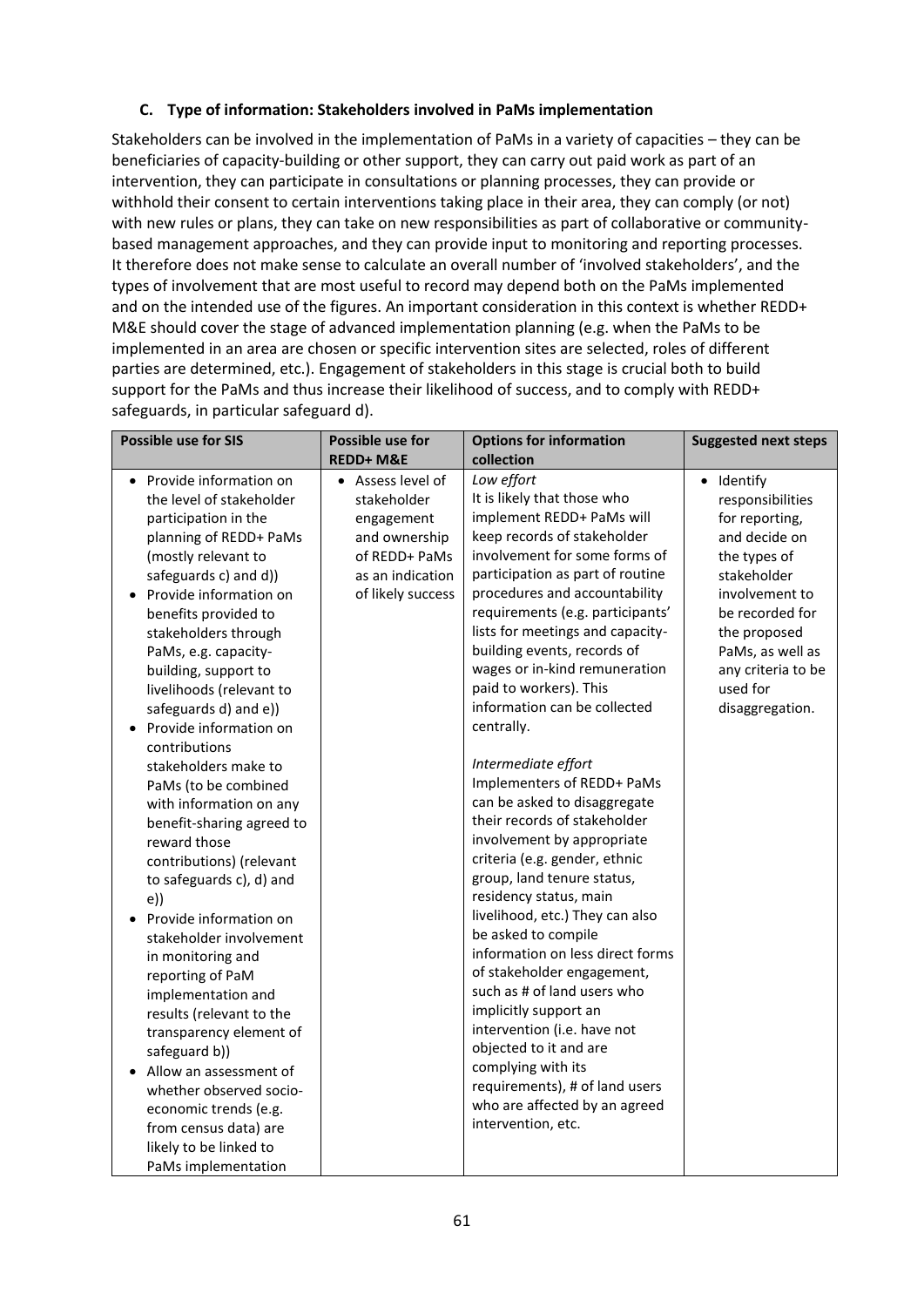### C. Type of information: Stakeholders involved in PaMs implementation

Stakeholders can be involved in the implementation of PaMs in a variety of capacities – they can be beneficiaries of capacity-building or other support, they can carry out paid work as part of an intervention, they can participate in consultations or planning processes, they can provide or withhold their consent to certain interventions taking place in their area, they can comply (or not) with new rules or plans, they can take on new responsibilities as part of collaborative or community-based management approaches, and they can provide input to monitoring and reporting processes. It therefore does not make sense to calculate an overall number of 'involved stakeholders', and the types of involvement that are most useful to record may depend both on the PaMs implemented and on the intended use of the figures. An important consideration in this context is whether REDD+ M&E should cover the stage of advanced implementation planning (e.g. when the PaMs to be implemented in an area are chosen or specific intervention sites are selected, roles of different parties are determined, etc.). Engagement of stakeholders in this stage is crucial both to build support for the PaMs and thus increase their likelihood of success, and to comply with REDD+ safeguards, in particular safeguard d).

| Possible use for SIS | Possible use for REDD+ M&E | Options for information collection | Suggested next steps |
|---|---|---|---|
| • Provide information on the level of stakeholder participation in the planning of REDD+ PaMs (mostly relevant to safeguards c) and d))<br>• Provide information on benefits provided to stakeholders through PaMs, e.g. capacity-building, support to livelihoods (relevant to safeguards d) and e))<br>• Provide information on contributions stakeholders make to PaMs (to be combined with information on any benefit-sharing agreed to reward those contributions) (relevant to safeguards c), d) and e))<br>• Provide information on stakeholder involvement in monitoring and reporting of PaM implementation and results (relevant to the transparency element of safeguard b))<br>• Allow an assessment of whether observed socio-economic trends (e.g. from census data) are likely to be linked to PaMs implementation | • Assess level of stakeholder engagement and ownership of REDD+ PaMs as an indication of likely success | *Low effort*<br>It is likely that those who implement REDD+ PaMs will keep records of stakeholder involvement for some forms of participation as part of routine procedures and accountability requirements (e.g. participants' lists for meetings and capacity-building events, records of wages or in-kind remuneration paid to workers). This information can be collected centrally.<br><br>*Intermediate effort*<br>Implementers of REDD+ PaMs can be asked to disaggregate their records of stakeholder involvement by appropriate criteria (e.g. gender, ethnic group, land tenure status, residency status, main livelihood, etc.) They can also be asked to compile information on less direct forms of stakeholder engagement, such as # of land users who implicitly support an intervention (i.e. have not objected to it and are complying with its requirements), # of land users who are affected by an agreed intervention, etc. | • Identify responsibilities for reporting, and decide on the types of stakeholder involvement to be recorded for the proposed PaMs, as well as any criteria to be used for disaggregation. |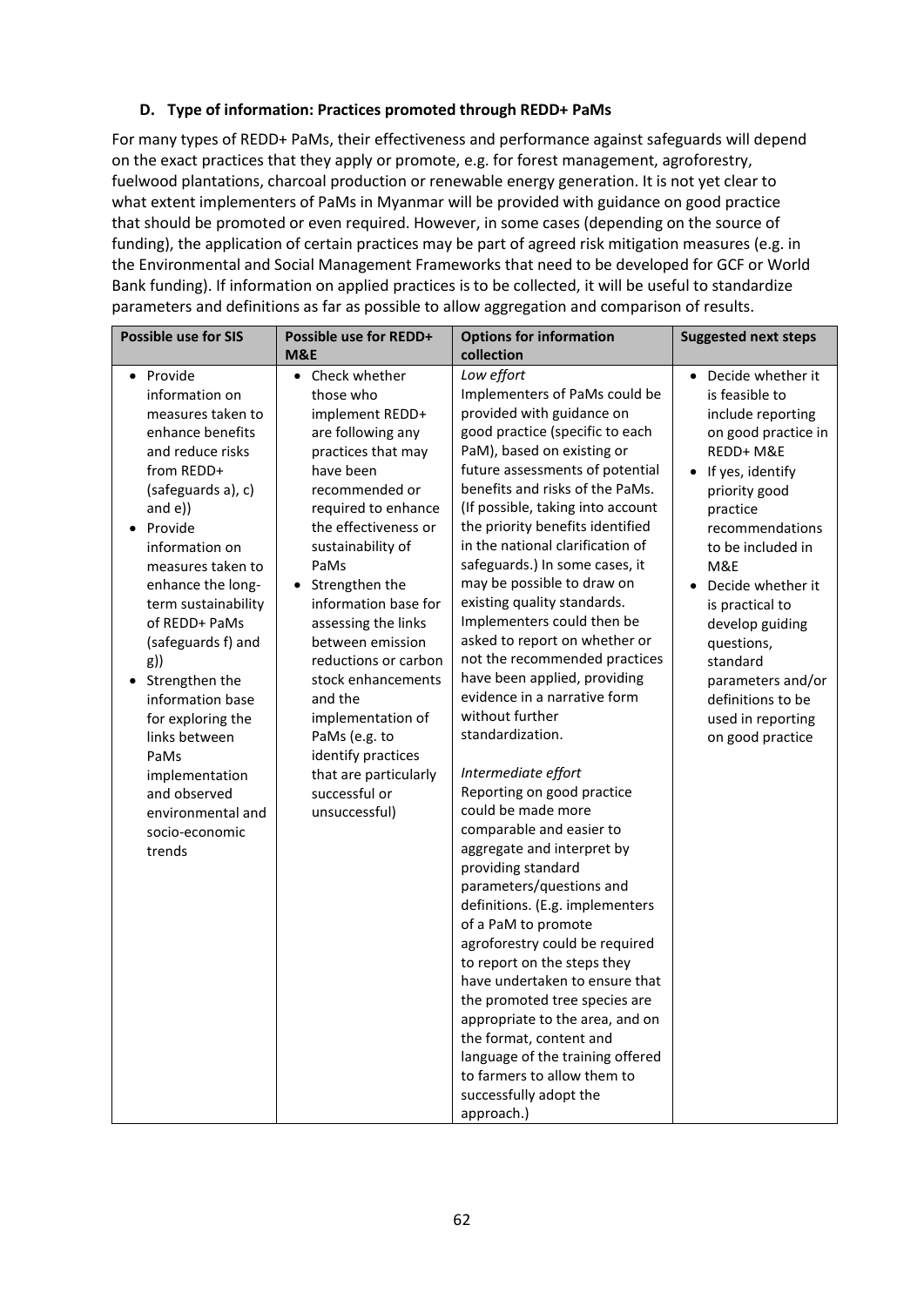### D. Type of information: Practices promoted through REDD+ PaMs

For many types of REDD+ PaMs, their effectiveness and performance against safeguards will depend on the exact practices that they apply or promote, e.g. for forest management, agroforestry, fuelwood plantations, charcoal production or renewable energy generation. It is not yet clear to what extent implementers of PaMs in Myanmar will be provided with guidance on good practice that should be promoted or even required. However, in some cases (depending on the source of funding), the application of certain practices may be part of agreed risk mitigation measures (e.g. in the Environmental and Social Management Frameworks that need to be developed for GCF or World Bank funding). If information on applied practices is to be collected, it will be useful to standardize parameters and definitions as far as possible to allow aggregation and comparison of results.

| Possible use for SIS | Possible use for REDD+ M&E | Options for information collection | Suggested next steps |
|---|---|---|---|
| • Provide information on measures taken to enhance benefits and reduce risks from REDD+ (safeguards a), c) and e))<br>• Provide information on measures taken to enhance the long-term sustainability of REDD+ PaMs (safeguards f) and g))<br>• Strengthen the information base for exploring the links between PaMs implementation and observed environmental and socio-economic trends | • Check whether those who implement REDD+ are following any practices that may have been recommended or required to enhance the effectiveness or sustainability of PaMs<br>• Strengthen the information base for assessing the links between emission reductions or carbon stock enhancements and the implementation of PaMs (e.g. to identify practices that are particularly successful or unsuccessful) | *Low effort*<br>Implementers of PaMs could be provided with guidance on good practice (specific to each PaM), based on existing or future assessments of potential benefits and risks of the PaMs. (If possible, taking into account the priority benefits identified in the national clarification of safeguards.) In some cases, it may be possible to draw on existing quality standards. Implementers could then be asked to report on whether or not the recommended practices have been applied, providing evidence in a narrative form without further standardization.<br><br>*Intermediate effort*<br>Reporting on good practice could be made more comparable and easier to aggregate and interpret by providing standard parameters/questions and definitions. (E.g. implementers of a PaM to promote agroforestry could be required to report on the steps they have undertaken to ensure that the promoted tree species are appropriate to the area, and on the format, content and language of the training offered to farmers to allow them to successfully adopt the approach.) | • Decide whether it is feasible to include reporting on good practice in REDD+ M&E<br>• If yes, identify priority good practice recommendations to be included in M&E<br>• Decide whether it is practical to develop guiding questions, standard parameters and/or definitions to be used in reporting on good practice |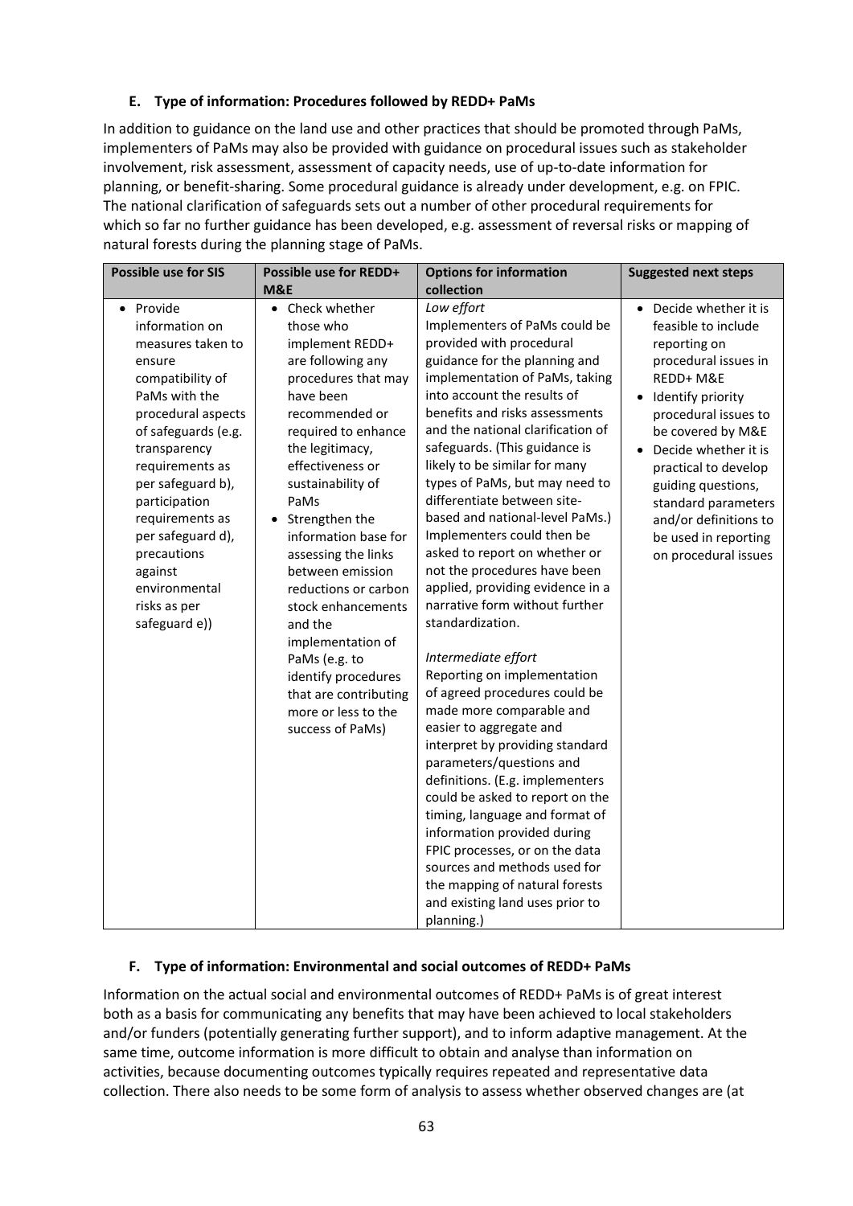### E. Type of information: Procedures followed by REDD+ PaMs

In addition to guidance on the land use and other practices that should be promoted through PaMs, implementers of PaMs may also be provided with guidance on procedural issues such as stakeholder involvement, risk assessment, assessment of capacity needs, use of up-to-date information for planning, or benefit-sharing. Some procedural guidance is already under development, e.g. on FPIC. The national clarification of safeguards sets out a number of other procedural requirements for which so far no further guidance has been developed, e.g. assessment of reversal risks or mapping of natural forests during the planning stage of PaMs.

| Possible use for SIS | Possible use for REDD+ M&E | Options for information collection | Suggested next steps |
|---|---|---|---|
| • Provide information on measures taken to ensure compatibility of PaMs with the procedural aspects of safeguards (e.g. transparency requirements as per safeguard b), participation requirements as per safeguard d), precautions against environmental risks as per safeguard e)) | • Check whether those who implement REDD+ are following any procedures that may have been recommended or required to enhance the legitimacy, effectiveness or sustainability of PaMs<br>• Strengthen the information base for assessing the links between emission reductions or carbon stock enhancements and the implementation of PaMs (e.g. to identify procedures that are contributing more or less to the success of PaMs) | *Low effort*<br>Implementers of PaMs could be provided with procedural guidance for the planning and implementation of PaMs, taking into account the results of benefits and risks assessments and the national clarification of safeguards. (This guidance is likely to be similar for many types of PaMs, but may need to differentiate between site-based and national-level PaMs.) Implementers could then be asked to report on whether or not the procedures have been applied, providing evidence in a narrative form without further standardization.<br><br>*Intermediate effort*<br>Reporting on implementation of agreed procedures could be made more comparable and easier to aggregate and interpret by providing standard parameters/questions and definitions. (E.g. implementers could be asked to report on the timing, language and format of information provided during FPIC processes, or on the data sources and methods used for the mapping of natural forests and existing land uses prior to planning.) | • Decide whether it is feasible to include reporting on procedural issues in REDD+ M&E<br>• Identify priority procedural issues to be covered by M&E<br>• Decide whether it is practical to develop guiding questions, standard parameters and/or definitions to be used in reporting on procedural issues |

### F. Type of information: Environmental and social outcomes of REDD+ PaMs

Information on the actual social and environmental outcomes of REDD+ PaMs is of great interest both as a basis for communicating any benefits that may have been achieved to local stakeholders and/or funders (potentially generating further support), and to inform adaptive management. At the same time, outcome information is more difficult to obtain and analyse than information on activities, because documenting outcomes typically requires repeated and representative data collection. There also needs to be some form of analysis to assess whether observed changes are (at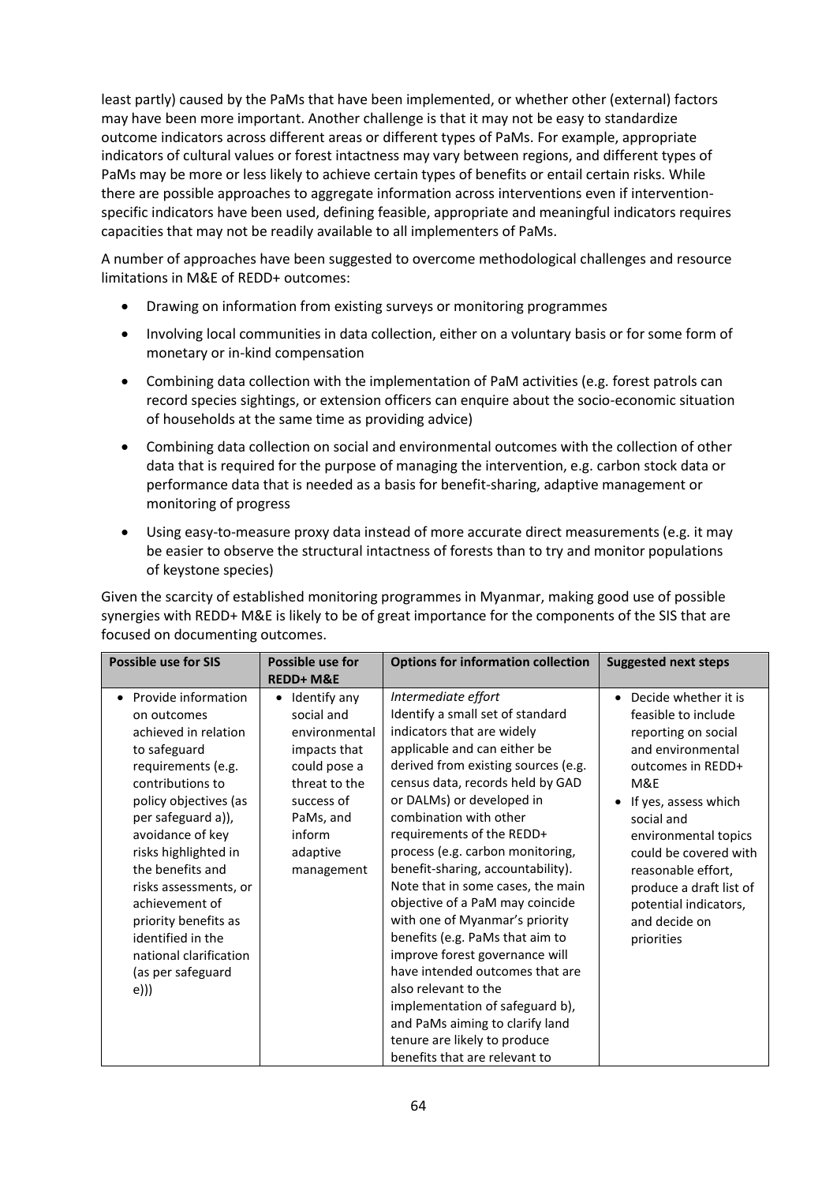least partly) caused by the PaMs that have been implemented, or whether other (external) factors may have been more important. Another challenge is that it may not be easy to standardize outcome indicators across different areas or different types of PaMs. For example, appropriate indicators of cultural values or forest intactness may vary between regions, and different types of PaMs may be more or less likely to achieve certain types of benefits or entail certain risks. While there are possible approaches to aggregate information across interventions even if intervention-specific indicators have been used, defining feasible, appropriate and meaningful indicators requires capacities that may not be readily available to all implementers of PaMs.

A number of approaches have been suggested to overcome methodological challenges and resource limitations in M&E of REDD+ outcomes:

- Drawing on information from existing surveys or monitoring programmes
- Involving local communities in data collection, either on a voluntary basis or for some form of monetary or in-kind compensation
- Combining data collection with the implementation of PaM activities (e.g. forest patrols can record species sightings, or extension officers can enquire about the socio-economic situation of households at the same time as providing advice)
- Combining data collection on social and environmental outcomes with the collection of other data that is required for the purpose of managing the intervention, e.g. carbon stock data or performance data that is needed as a basis for benefit-sharing, adaptive management or monitoring of progress
- Using easy-to-measure proxy data instead of more accurate direct measurements (e.g. it may be easier to observe the structural intactness of forests than to try and monitor populations of keystone species)

Given the scarcity of established monitoring programmes in Myanmar, making good use of possible synergies with REDD+ M&E is likely to be of great importance for the components of the SIS that are focused on documenting outcomes.

| Possible use for SIS | Possible use for REDD+ M&E | Options for information collection | Suggested next steps |
|---|---|---|---|
| • Provide information on outcomes achieved in relation to safeguard requirements (e.g. contributions to policy objectives (as per safeguard a)), avoidance of key risks highlighted in the benefits and risks assessments, or achievement of priority benefits as identified in the national clarification (as per safeguard e))) | • Identify any social and environmental impacts that could pose a threat to the success of PaMs, and inform adaptive management | *Intermediate effort*<br>Identify a small set of standard indicators that are widely applicable and can either be derived from existing sources (e.g. census data, records held by GAD or DALMs) or developed in combination with other requirements of the REDD+ process (e.g. carbon monitoring, benefit-sharing, accountability). Note that in some cases, the main objective of a PaM may coincide with one of Myanmar's priority benefits (e.g. PaMs that aim to improve forest governance will have intended outcomes that are also relevant to the implementation of safeguard b), and PaMs aiming to clarify land tenure are likely to produce benefits that are relevant to | • Decide whether it is feasible to include reporting on social and environmental outcomes in REDD+ M&E<br>• If yes, assess which social and environmental topics could be covered with reasonable effort, produce a draft list of potential indicators, and decide on priorities |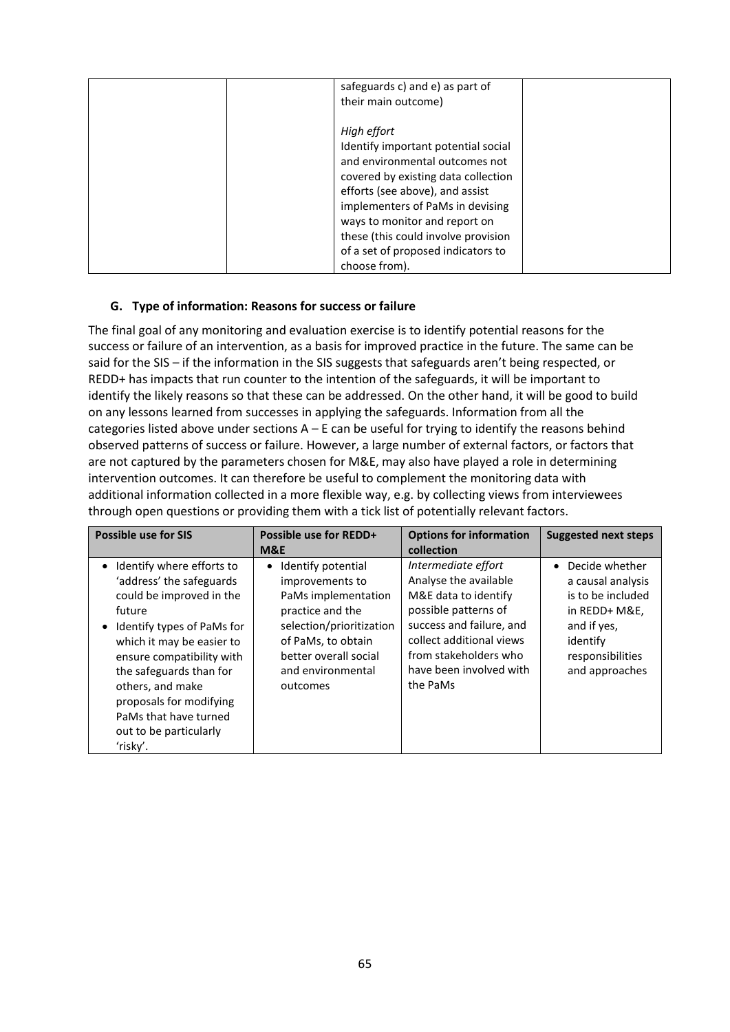| | | | |
|---|---|---|---|
| | | safeguards c) and e) as part of their main outcome)<br><br>*High effort*<br>Identify important potential social and environmental outcomes not covered by existing data collection efforts (see above), and assist implementers of PaMs in devising ways to monitor and report on these (this could involve provision of a set of proposed indicators to choose from). | |

### G. Type of information: Reasons for success or failure

The final goal of any monitoring and evaluation exercise is to identify potential reasons for the success or failure of an intervention, as a basis for improved practice in the future. The same can be said for the SIS – if the information in the SIS suggests that safeguards aren't being respected, or REDD+ has impacts that run counter to the intention of the safeguards, it will be important to identify the likely reasons so that these can be addressed. On the other hand, it will be good to build on any lessons learned from successes in applying the safeguards. Information from all the categories listed above under sections A – E can be useful for trying to identify the reasons behind observed patterns of success or failure. However, a large number of external factors, or factors that are not captured by the parameters chosen for M&E, may also have played a role in determining intervention outcomes. It can therefore be useful to complement the monitoring data with additional information collected in a more flexible way, e.g. by collecting views from interviewees through open questions or providing them with a tick list of potentially relevant factors.

| Possible use for SIS | Possible use for REDD+ M&E | Options for information collection | Suggested next steps |
|---|---|---|---|
| • Identify where efforts to 'address' the safeguards could be improved in the future<br>• Identify types of PaMs for which it may be easier to ensure compatibility with the safeguards than for others, and make proposals for modifying PaMs that have turned out to be particularly 'risky'. | • Identify potential improvements to PaMs implementation practice and the selection/prioritization of PaMs, to obtain better overall social and environmental outcomes | *Intermediate effort*<br>Analyse the available M&E data to identify possible patterns of success and failure, and collect additional views from stakeholders who have been involved with the PaMs | • Decide whether a causal analysis is to be included in REDD+ M&E, and if yes, identify responsibilities and approaches |